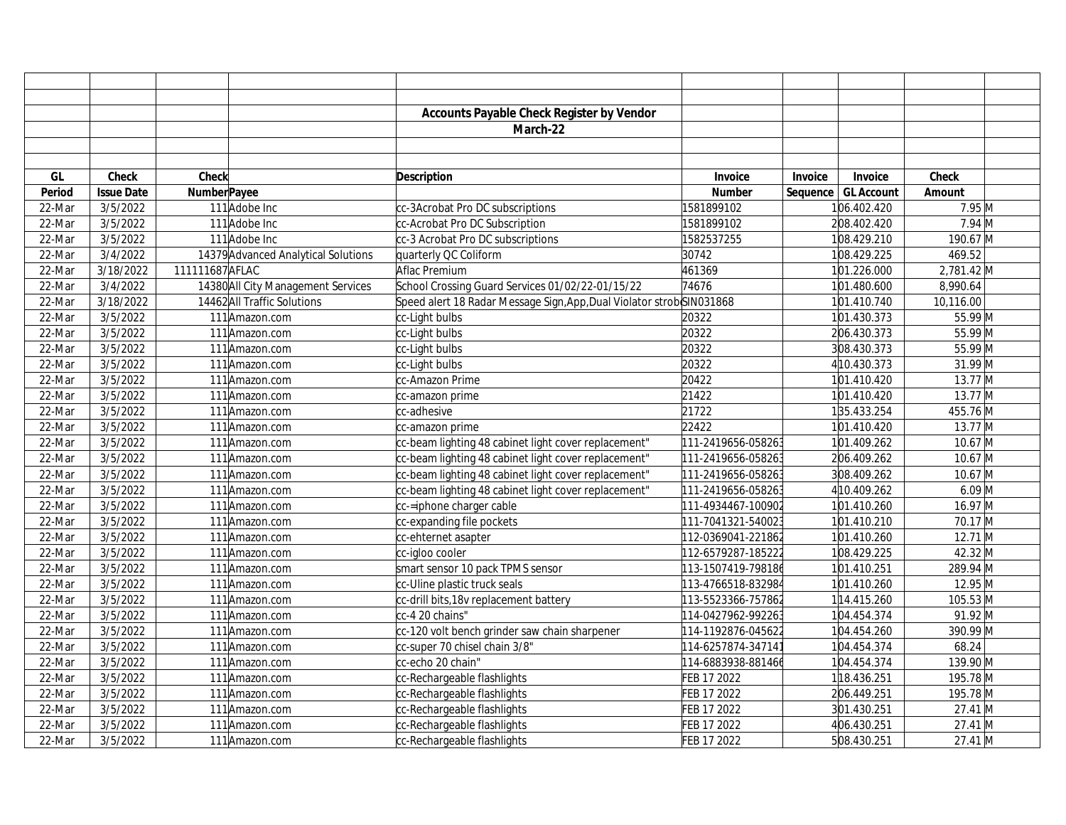## Accounts Payable Check Register by Vendor

### March-22

| GL Period | Check Issue Date | Check Number | Payee | Description | Invoice Number | Invoice Sequence | Invoice GL Account | Check Amount | |
|---|---|---|---|---|---|---|---|---|---|
| 22-Mar | 3/5/2022 | 111 | Adobe Inc | cc-3Acrobat Pro DC subscriptions | 1581899102 | 1 | 06.402.420 | 7.95 | M |
| 22-Mar | 3/5/2022 | 111 | Adobe Inc | cc-Acrobat Pro DC Subscription | 1581899102 | 2 | 08.402.420 | 7.94 | M |
| 22-Mar | 3/5/2022 | 111 | Adobe Inc | cc-3 Acrobat Pro DC subscriptions | 1582537255 | 1 | 08.429.210 | 190.67 | M |
| 22-Mar | 3/4/2022 | 14379 | Advanced Analytical Solutions | quarterly QC Coliform | 30742 | 1 | 08.429.225 | 469.52 | |
| 22-Mar | 3/18/2022 | 111111687 | AFLAC | Aflac Premium | 461369 | 1 | 01.226.000 | 2,781.42 | M |
| 22-Mar | 3/4/2022 | 14380 | All City Management Services | School Crossing Guard Services 01/02/22-01/15/22 | 74676 | 1 | 01.480.600 | 8,990.64 | |
| 22-Mar | 3/18/2022 | 14462 | All Traffic Solutions | Speed alert 18 Radar Message Sign,App,Dual Violator strob | SIN031868 | 1 | 01.410.740 | 10,116.00 | |
| 22-Mar | 3/5/2022 | 111 | Amazon.com | cc-Light bulbs | 20322 | 1 | 01.430.373 | 55.99 | M |
| 22-Mar | 3/5/2022 | 111 | Amazon.com | cc-Light bulbs | 20322 | 2 | 06.430.373 | 55.99 | M |
| 22-Mar | 3/5/2022 | 111 | Amazon.com | cc-Light bulbs | 20322 | 3 | 08.430.373 | 55.99 | M |
| 22-Mar | 3/5/2022 | 111 | Amazon.com | cc-Light bulbs | 20322 | 4 | 10.430.373 | 31.99 | M |
| 22-Mar | 3/5/2022 | 111 | Amazon.com | cc-Amazon Prime | 20422 | 1 | 01.410.420 | 13.77 | M |
| 22-Mar | 3/5/2022 | 111 | Amazon.com | cc-amazon prime | 21422 | 1 | 01.410.420 | 13.77 | M |
| 22-Mar | 3/5/2022 | 111 | Amazon.com | cc-adhesive | 21722 | 1 | 35.433.254 | 455.76 | M |
| 22-Mar | 3/5/2022 | 111 | Amazon.com | cc-amazon prime | 22422 | 1 | 01.410.420 | 13.77 | M |
| 22-Mar | 3/5/2022 | 111 | Amazon.com | cc-beam lighting 48 cabinet light cover replacement" | 111-2419656-058263 | 1 | 01.409.262 | 10.67 | M |
| 22-Mar | 3/5/2022 | 111 | Amazon.com | cc-beam lighting 48 cabinet light cover replacement" | 111-2419656-058263 | 2 | 06.409.262 | 10.67 | M |
| 22-Mar | 3/5/2022 | 111 | Amazon.com | cc-beam lighting 48 cabinet light cover replacement" | 111-2419656-058263 | 3 | 08.409.262 | 10.67 | M |
| 22-Mar | 3/5/2022 | 111 | Amazon.com | cc-beam lighting 48 cabinet light cover replacement" | 111-2419656-058263 | 4 | 10.409.262 | 6.09 | M |
| 22-Mar | 3/5/2022 | 111 | Amazon.com | cc-=iphone charger cable | 111-4934467-100902 | 1 | 01.410.260 | 16.97 | M |
| 22-Mar | 3/5/2022 | 111 | Amazon.com | cc-expanding file pockets | 111-7041321-540023 | 1 | 01.410.210 | 70.17 | M |
| 22-Mar | 3/5/2022 | 111 | Amazon.com | cc-ehternet asapter | 112-0369041-221862 | 1 | 01.410.260 | 12.71 | M |
| 22-Mar | 3/5/2022 | 111 | Amazon.com | cc-igloo cooler | 112-6579287-185222 | 1 | 08.429.225 | 42.32 | M |
| 22-Mar | 3/5/2022 | 111 | Amazon.com | smart sensor 10 pack TPMS sensor | 113-1507419-798186 | 1 | 01.410.251 | 289.94 | M |
| 22-Mar | 3/5/2022 | 111 | Amazon.com | cc-Uline plastic truck seals | 113-4766518-832984 | 1 | 01.410.260 | 12.95 | M |
| 22-Mar | 3/5/2022 | 111 | Amazon.com | cc-drill bits,18v replacement battery | 113-5523366-757862 | 1 | 14.415.260 | 105.53 | M |
| 22-Mar | 3/5/2022 | 111 | Amazon.com | cc-4 20 chains" | 114-0427962-992263 | 1 | 04.454.374 | 91.92 | M |
| 22-Mar | 3/5/2022 | 111 | Amazon.com | cc-120 volt bench grinder saw chain sharpener | 114-1192876-045622 | 1 | 04.454.260 | 390.99 | M |
| 22-Mar | 3/5/2022 | 111 | Amazon.com | cc-super 70 chisel chain 3/8" | 114-6257874-347141 | 1 | 04.454.374 | 68.24 | |
| 22-Mar | 3/5/2022 | 111 | Amazon.com | cc-echo 20 chain" | 114-6883938-881466 | 1 | 04.454.374 | 139.90 | M |
| 22-Mar | 3/5/2022 | 111 | Amazon.com | cc-Rechargeable flashlights | FEB 17 2022 | 1 | 18.436.251 | 195.78 | M |
| 22-Mar | 3/5/2022 | 111 | Amazon.com | cc-Rechargeable flashlights | FEB 17 2022 | 2 | 06.449.251 | 195.78 | M |
| 22-Mar | 3/5/2022 | 111 | Amazon.com | cc-Rechargeable flashlights | FEB 17 2022 | 3 | 01.430.251 | 27.41 | M |
| 22-Mar | 3/5/2022 | 111 | Amazon.com | cc-Rechargeable flashlights | FEB 17 2022 | 4 | 06.430.251 | 27.41 | M |
| 22-Mar | 3/5/2022 | 111 | Amazon.com | cc-Rechargeable flashlights | FEB 17 2022 | 5 | 08.430.251 | 27.41 | M |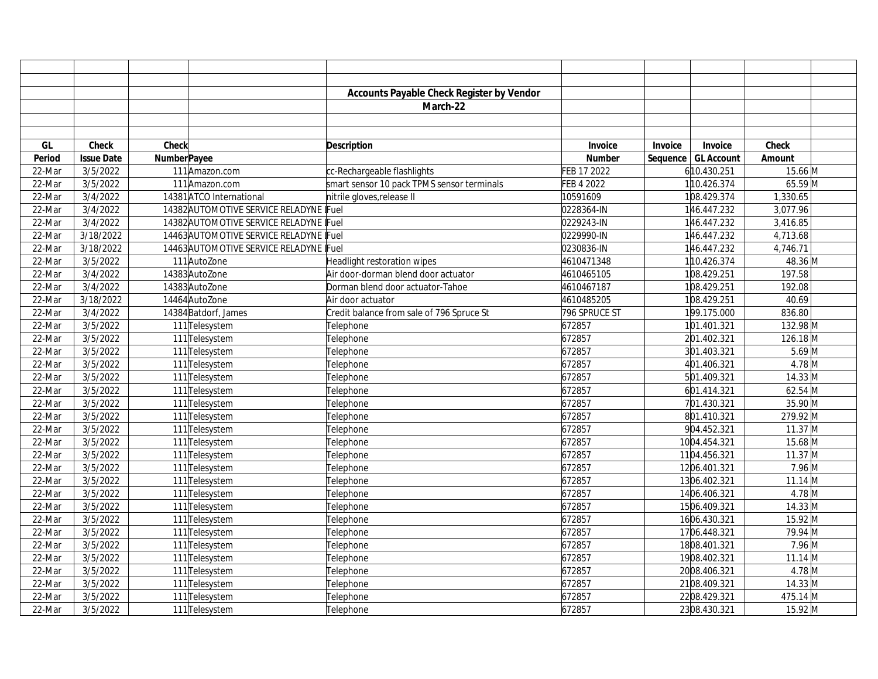**Accounts Payable Check Register by Vendor**

**March-22**

| GL Period | Check Issue Date | Check Number | Payee | Description | Invoice Number | Invoice Sequence | Invoice GL Account | Check Amount | |
|---|---|---|---|---|---|---|---|---|---|
| 22-Mar | 3/5/2022 | 111 | Amazon.com | cc-Rechargeable flashlights | FEB 17 2022 | 6 | 10.430.251 | 15.66 | M |
| 22-Mar | 3/5/2022 | 111 | Amazon.com | smart sensor 10 pack TPMS sensor terminals | FEB 4 2022 | 1 | 10.426.374 | 65.59 | M |
| 22-Mar | 3/4/2022 | 14381 | ATCO International | nitrile gloves,release II | 10591609 | 1 | 08.429.374 | 1,330.65 | |
| 22-Mar | 3/4/2022 | 14382 | AUTOMOTIVE SERVICE RELADYNE I | Fuel | 0228364-IN | 1 | 46.447.232 | 3,077.96 | |
| 22-Mar | 3/4/2022 | 14382 | AUTOMOTIVE SERVICE RELADYNE I | Fuel | 0229243-IN | 1 | 46.447.232 | 3,416.85 | |
| 22-Mar | 3/18/2022 | 14463 | AUTOMOTIVE SERVICE RELADYNE I | Fuel | 0229990-IN | 1 | 46.447.232 | 4,713.68 | |
| 22-Mar | 3/18/2022 | 14463 | AUTOMOTIVE SERVICE RELADYNE I | Fuel | 0230836-IN | 1 | 46.447.232 | 4,746.71 | |
| 22-Mar | 3/5/2022 | 111 | AutoZone | Headlight restoration wipes | 4610471348 | 1 | 10.426.374 | 48.36 | M |
| 22-Mar | 3/4/2022 | 14383 | AutoZone | Air door-dorman blend door actuator | 4610465105 | 1 | 08.429.251 | 197.58 | |
| 22-Mar | 3/4/2022 | 14383 | AutoZone | Dorman blend door actuator-Tahoe | 4610467187 | 1 | 08.429.251 | 192.08 | |
| 22-Mar | 3/18/2022 | 14464 | AutoZone | Air door actuator | 4610485205 | 1 | 08.429.251 | 40.69 | |
| 22-Mar | 3/4/2022 | 14384 | Batdorf, James | Credit balance from sale of 796 Spruce St | 796 SPRUCE ST | 1 | 99.175.000 | 836.80 | |
| 22-Mar | 3/5/2022 | 111 | Telesystem | Telephone | 672857 | 1 | 01.401.321 | 132.98 | M |
| 22-Mar | 3/5/2022 | 111 | Telesystem | Telephone | 672857 | 2 | 01.402.321 | 126.18 | M |
| 22-Mar | 3/5/2022 | 111 | Telesystem | Telephone | 672857 | 3 | 01.403.321 | 5.69 | M |
| 22-Mar | 3/5/2022 | 111 | Telesystem | Telephone | 672857 | 4 | 01.406.321 | 4.78 | M |
| 22-Mar | 3/5/2022 | 111 | Telesystem | Telephone | 672857 | 5 | 01.409.321 | 14.33 | M |
| 22-Mar | 3/5/2022 | 111 | Telesystem | Telephone | 672857 | 6 | 01.414.321 | 62.54 | M |
| 22-Mar | 3/5/2022 | 111 | Telesystem | Telephone | 672857 | 7 | 01.430.321 | 35.90 | M |
| 22-Mar | 3/5/2022 | 111 | Telesystem | Telephone | 672857 | 8 | 01.410.321 | 279.92 | M |
| 22-Mar | 3/5/2022 | 111 | Telesystem | Telephone | 672857 | 9 | 04.452.321 | 11.37 | M |
| 22-Mar | 3/5/2022 | 111 | Telesystem | Telephone | 672857 | 10 | 04.454.321 | 15.68 | M |
| 22-Mar | 3/5/2022 | 111 | Telesystem | Telephone | 672857 | 11 | 04.456.321 | 11.37 | M |
| 22-Mar | 3/5/2022 | 111 | Telesystem | Telephone | 672857 | 12 | 06.401.321 | 7.96 | M |
| 22-Mar | 3/5/2022 | 111 | Telesystem | Telephone | 672857 | 13 | 06.402.321 | 11.14 | M |
| 22-Mar | 3/5/2022 | 111 | Telesystem | Telephone | 672857 | 14 | 06.406.321 | 4.78 | M |
| 22-Mar | 3/5/2022 | 111 | Telesystem | Telephone | 672857 | 15 | 06.409.321 | 14.33 | M |
| 22-Mar | 3/5/2022 | 111 | Telesystem | Telephone | 672857 | 16 | 06.430.321 | 15.92 | M |
| 22-Mar | 3/5/2022 | 111 | Telesystem | Telephone | 672857 | 17 | 06.448.321 | 79.94 | M |
| 22-Mar | 3/5/2022 | 111 | Telesystem | Telephone | 672857 | 18 | 08.401.321 | 7.96 | M |
| 22-Mar | 3/5/2022 | 111 | Telesystem | Telephone | 672857 | 19 | 08.402.321 | 11.14 | M |
| 22-Mar | 3/5/2022 | 111 | Telesystem | Telephone | 672857 | 20 | 08.406.321 | 4.78 | M |
| 22-Mar | 3/5/2022 | 111 | Telesystem | Telephone | 672857 | 21 | 08.409.321 | 14.33 | M |
| 22-Mar | 3/5/2022 | 111 | Telesystem | Telephone | 672857 | 22 | 08.429.321 | 475.14 | M |
| 22-Mar | 3/5/2022 | 111 | Telesystem | Telephone | 672857 | 23 | 08.430.321 | 15.92 | M |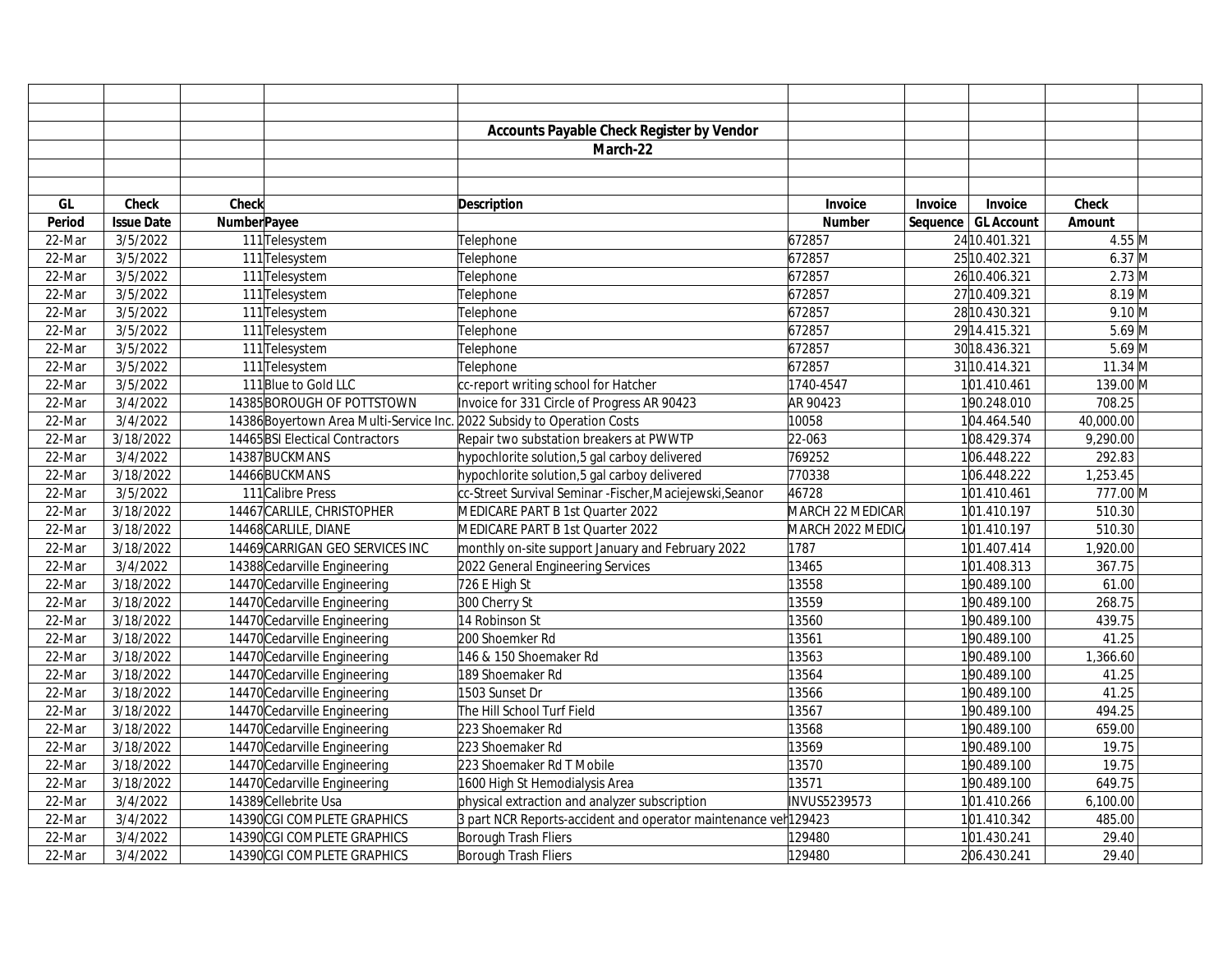**Accounts Payable Check Register by Vendor**

**March-22**

| GL Period | Check Issue Date | Check Number | Payee | Description | Invoice Number | Invoice Sequence | Invoice GL Account | Check Amount | |
|---|---|---|---|---|---|---|---|---|---|
| 22-Mar | 3/5/2022 | 111 | Telesystem | Telephone | 672857 | 24 | 10.401.321 | 4.55 | M |
| 22-Mar | 3/5/2022 | 111 | Telesystem | Telephone | 672857 | 25 | 10.402.321 | 6.37 | M |
| 22-Mar | 3/5/2022 | 111 | Telesystem | Telephone | 672857 | 26 | 10.406.321 | 2.73 | M |
| 22-Mar | 3/5/2022 | 111 | Telesystem | Telephone | 672857 | 27 | 10.409.321 | 8.19 | M |
| 22-Mar | 3/5/2022 | 111 | Telesystem | Telephone | 672857 | 28 | 10.430.321 | 9.10 | M |
| 22-Mar | 3/5/2022 | 111 | Telesystem | Telephone | 672857 | 29 | 14.415.321 | 5.69 | M |
| 22-Mar | 3/5/2022 | 111 | Telesystem | Telephone | 672857 | 30 | 18.436.321 | 5.69 | M |
| 22-Mar | 3/5/2022 | 111 | Telesystem | Telephone | 672857 | 31 | 10.414.321 | 11.34 | M |
| 22-Mar | 3/5/2022 | 111 | Blue to Gold LLC | cc-report writing school for Hatcher | 1740-4547 | 1 | 01.410.461 | 139.00 | M |
| 22-Mar | 3/4/2022 | 14385 | BOROUGH OF POTTSTOWN | Invoice for 331 Circle of Progress AR 90423 | AR 90423 | 1 | 90.248.010 | 708.25 | |
| 22-Mar | 3/4/2022 | 14386 | Boyertown Area Multi-Service Inc. | 2022 Subsidy to Operation Costs | 10058 | 1 | 04.464.540 | 40,000.00 | |
| 22-Mar | 3/18/2022 | 14465 | BSI Electical Contractors | Repair two substation breakers at PWWTP | 22-063 | 1 | 08.429.374 | 9,290.00 | |
| 22-Mar | 3/4/2022 | 14387 | BUCKMANS | hypochlorite solution,5 gal carboy delivered | 769252 | 1 | 06.448.222 | 292.83 | |
| 22-Mar | 3/18/2022 | 14466 | BUCKMANS | hypochlorite solution,5 gal carboy delivered | 770338 | 1 | 06.448.222 | 1,253.45 | |
| 22-Mar | 3/5/2022 | 111 | Calibre Press | cc-Street Survival Seminar -Fischer,Maciejewski,Seanor | 46728 | 1 | 01.410.461 | 777.00 | M |
| 22-Mar | 3/18/2022 | 14467 | CARLILE, CHRISTOPHER | MEDICARE PART B 1st Quarter 2022 | MARCH 22 MEDICAR | 1 | 01.410.197 | 510.30 | |
| 22-Mar | 3/18/2022 | 14468 | CARLILE, DIANE | MEDICARE PART B 1st Quarter 2022 | MARCH 2022 MEDIC/ | 1 | 01.410.197 | 510.30 | |
| 22-Mar | 3/18/2022 | 14469 | CARRIGAN GEO SERVICES INC | monthly on-site support January and February 2022 | 1787 | 1 | 01.407.414 | 1,920.00 | |
| 22-Mar | 3/4/2022 | 14388 | Cedarville Engineering | 2022 General Engineering Services | 13465 | 1 | 01.408.313 | 367.75 | |
| 22-Mar | 3/18/2022 | 14470 | Cedarville Engineering | 726 E High St | 13558 | 1 | 90.489.100 | 61.00 | |
| 22-Mar | 3/18/2022 | 14470 | Cedarville Engineering | 300 Cherry St | 13559 | 1 | 90.489.100 | 268.75 | |
| 22-Mar | 3/18/2022 | 14470 | Cedarville Engineering | 14 Robinson St | 13560 | 1 | 90.489.100 | 439.75 | |
| 22-Mar | 3/18/2022 | 14470 | Cedarville Engineering | 200 Shoemker Rd | 13561 | 1 | 90.489.100 | 41.25 | |
| 22-Mar | 3/18/2022 | 14470 | Cedarville Engineering | 146 & 150 Shoemaker Rd | 13563 | 1 | 90.489.100 | 1,366.60 | |
| 22-Mar | 3/18/2022 | 14470 | Cedarville Engineering | 189 Shoemaker Rd | 13564 | 1 | 90.489.100 | 41.25 | |
| 22-Mar | 3/18/2022 | 14470 | Cedarville Engineering | 1503 Sunset Dr | 13566 | 1 | 90.489.100 | 41.25 | |
| 22-Mar | 3/18/2022 | 14470 | Cedarville Engineering | The Hill School Turf Field | 13567 | 1 | 90.489.100 | 494.25 | |
| 22-Mar | 3/18/2022 | 14470 | Cedarville Engineering | 223 Shoemaker Rd | 13568 | 1 | 90.489.100 | 659.00 | |
| 22-Mar | 3/18/2022 | 14470 | Cedarville Engineering | 223 Shoemaker Rd | 13569 | 1 | 90.489.100 | 19.75 | |
| 22-Mar | 3/18/2022 | 14470 | Cedarville Engineering | 223 Shoemaker Rd T Mobile | 13570 | 1 | 90.489.100 | 19.75 | |
| 22-Mar | 3/18/2022 | 14470 | Cedarville Engineering | 1600 High St Hemodialysis Area | 13571 | 1 | 90.489.100 | 649.75 | |
| 22-Mar | 3/4/2022 | 14389 | Cellebrite Usa | physical extraction and analyzer subscription | INVUS5239573 | 1 | 01.410.266 | 6,100.00 | |
| 22-Mar | 3/4/2022 | 14390 | CGI COMPLETE GRAPHICS | 3 part NCR Reports-accident and operator maintenance veh | 129423 | 1 | 01.410.342 | 485.00 | |
| 22-Mar | 3/4/2022 | 14390 | CGI COMPLETE GRAPHICS | Borough Trash Fliers | 129480 | 1 | 01.430.241 | 29.40 | |
| 22-Mar | 3/4/2022 | 14390 | CGI COMPLETE GRAPHICS | Borough Trash Fliers | 129480 | 2 | 06.430.241 | 29.40 | |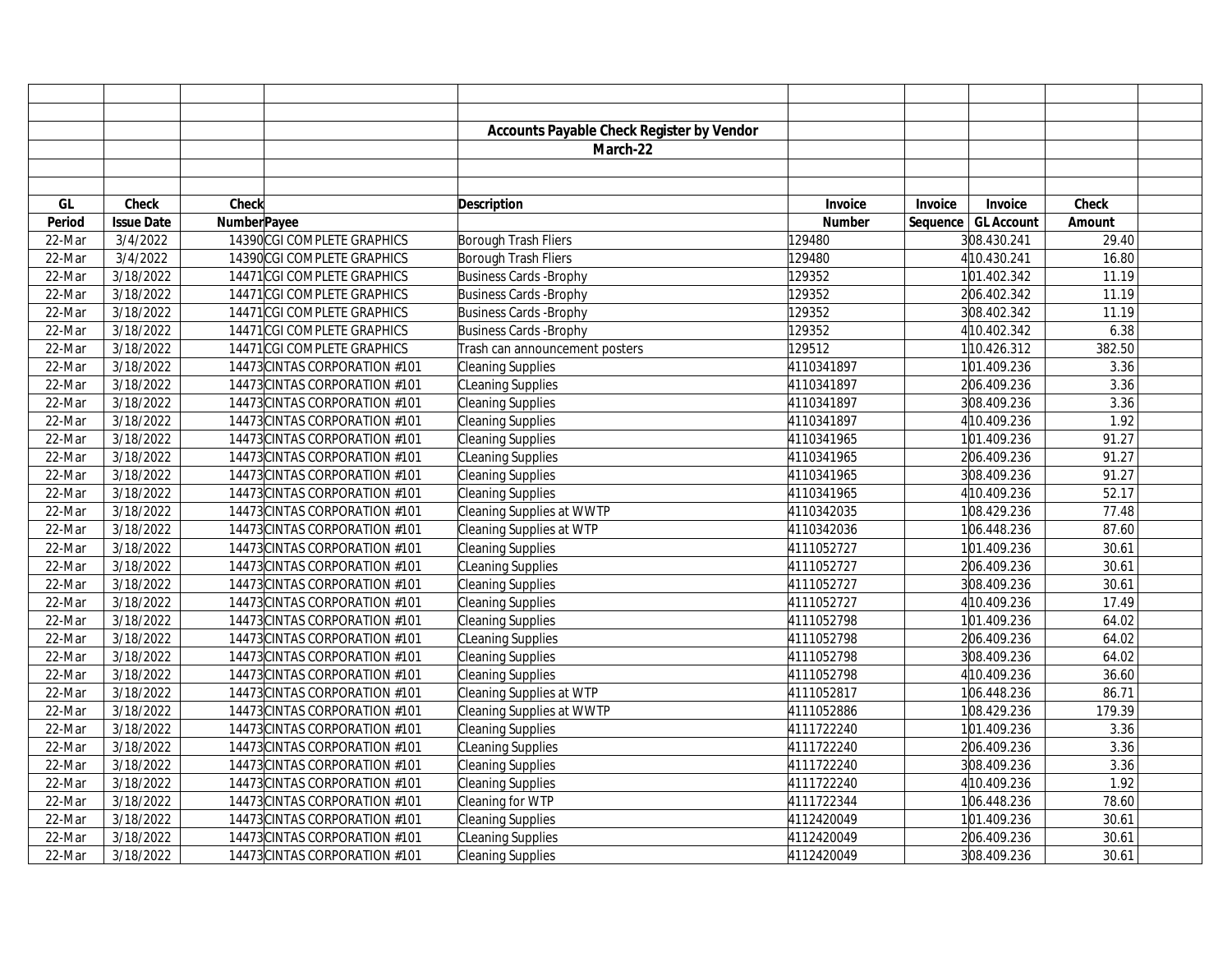## Accounts Payable Check Register by Vendor

### March-22

| GL Period | Check Issue Date | Check Number | Payee | Description | Invoice Number | Invoice Sequence | Invoice GL Account | Check Amount |
|---|---|---|---|---|---|---|---|---|
| 22-Mar | 3/4/2022 | 14390 | CGI COMPLETE GRAPHICS | Borough Trash Fliers | 129480 | 3 | 08.430.241 | 29.40 |
| 22-Mar | 3/4/2022 | 14390 | CGI COMPLETE GRAPHICS | Borough Trash Fliers | 129480 | 4 | 10.430.241 | 16.80 |
| 22-Mar | 3/18/2022 | 14471 | CGI COMPLETE GRAPHICS | Business Cards -Brophy | 129352 | 1 | 01.402.342 | 11.19 |
| 22-Mar | 3/18/2022 | 14471 | CGI COMPLETE GRAPHICS | Business Cards -Brophy | 129352 | 2 | 06.402.342 | 11.19 |
| 22-Mar | 3/18/2022 | 14471 | CGI COMPLETE GRAPHICS | Business Cards -Brophy | 129352 | 3 | 08.402.342 | 11.19 |
| 22-Mar | 3/18/2022 | 14471 | CGI COMPLETE GRAPHICS | Business Cards -Brophy | 129352 | 4 | 10.402.342 | 6.38 |
| 22-Mar | 3/18/2022 | 14471 | CGI COMPLETE GRAPHICS | Trash can announcement posters | 129512 | 1 | 10.426.312 | 382.50 |
| 22-Mar | 3/18/2022 | 14473 | CINTAS CORPORATION #101 | Cleaning Supplies | 4110341897 | 1 | 01.409.236 | 3.36 |
| 22-Mar | 3/18/2022 | 14473 | CINTAS CORPORATION #101 | CLeaning Supplies | 4110341897 | 2 | 06.409.236 | 3.36 |
| 22-Mar | 3/18/2022 | 14473 | CINTAS CORPORATION #101 | Cleaning Supplies | 4110341897 | 3 | 08.409.236 | 3.36 |
| 22-Mar | 3/18/2022 | 14473 | CINTAS CORPORATION #101 | Cleaning Supplies | 4110341897 | 4 | 10.409.236 | 1.92 |
| 22-Mar | 3/18/2022 | 14473 | CINTAS CORPORATION #101 | Cleaning Supplies | 4110341965 | 1 | 01.409.236 | 91.27 |
| 22-Mar | 3/18/2022 | 14473 | CINTAS CORPORATION #101 | CLeaning Supplies | 4110341965 | 2 | 06.409.236 | 91.27 |
| 22-Mar | 3/18/2022 | 14473 | CINTAS CORPORATION #101 | Cleaning Supplies | 4110341965 | 3 | 08.409.236 | 91.27 |
| 22-Mar | 3/18/2022 | 14473 | CINTAS CORPORATION #101 | Cleaning Supplies | 4110341965 | 4 | 10.409.236 | 52.17 |
| 22-Mar | 3/18/2022 | 14473 | CINTAS CORPORATION #101 | Cleaning Supplies at WWTP | 4110342035 | 1 | 08.429.236 | 77.48 |
| 22-Mar | 3/18/2022 | 14473 | CINTAS CORPORATION #101 | Cleaning Supplies at WTP | 4110342036 | 1 | 06.448.236 | 87.60 |
| 22-Mar | 3/18/2022 | 14473 | CINTAS CORPORATION #101 | Cleaning Supplies | 4111052727 | 1 | 01.409.236 | 30.61 |
| 22-Mar | 3/18/2022 | 14473 | CINTAS CORPORATION #101 | CLeaning Supplies | 4111052727 | 2 | 06.409.236 | 30.61 |
| 22-Mar | 3/18/2022 | 14473 | CINTAS CORPORATION #101 | Cleaning Supplies | 4111052727 | 3 | 08.409.236 | 30.61 |
| 22-Mar | 3/18/2022 | 14473 | CINTAS CORPORATION #101 | Cleaning Supplies | 4111052727 | 4 | 10.409.236 | 17.49 |
| 22-Mar | 3/18/2022 | 14473 | CINTAS CORPORATION #101 | Cleaning Supplies | 4111052798 | 1 | 01.409.236 | 64.02 |
| 22-Mar | 3/18/2022 | 14473 | CINTAS CORPORATION #101 | CLeaning Supplies | 4111052798 | 2 | 06.409.236 | 64.02 |
| 22-Mar | 3/18/2022 | 14473 | CINTAS CORPORATION #101 | Cleaning Supplies | 4111052798 | 3 | 08.409.236 | 64.02 |
| 22-Mar | 3/18/2022 | 14473 | CINTAS CORPORATION #101 | Cleaning Supplies | 4111052798 | 4 | 10.409.236 | 36.60 |
| 22-Mar | 3/18/2022 | 14473 | CINTAS CORPORATION #101 | Cleaning Supplies at WTP | 4111052817 | 1 | 06.448.236 | 86.71 |
| 22-Mar | 3/18/2022 | 14473 | CINTAS CORPORATION #101 | Cleaning Supplies at WWTP | 4111052886 | 1 | 08.429.236 | 179.39 |
| 22-Mar | 3/18/2022 | 14473 | CINTAS CORPORATION #101 | Cleaning Supplies | 4111722240 | 1 | 01.409.236 | 3.36 |
| 22-Mar | 3/18/2022 | 14473 | CINTAS CORPORATION #101 | CLeaning Supplies | 4111722240 | 2 | 06.409.236 | 3.36 |
| 22-Mar | 3/18/2022 | 14473 | CINTAS CORPORATION #101 | Cleaning Supplies | 4111722240 | 3 | 08.409.236 | 3.36 |
| 22-Mar | 3/18/2022 | 14473 | CINTAS CORPORATION #101 | Cleaning Supplies | 4111722240 | 4 | 10.409.236 | 1.92 |
| 22-Mar | 3/18/2022 | 14473 | CINTAS CORPORATION #101 | Cleaning for WTP | 4111722344 | 1 | 06.448.236 | 78.60 |
| 22-Mar | 3/18/2022 | 14473 | CINTAS CORPORATION #101 | Cleaning Supplies | 4112420049 | 1 | 01.409.236 | 30.61 |
| 22-Mar | 3/18/2022 | 14473 | CINTAS CORPORATION #101 | CLeaning Supplies | 4112420049 | 2 | 06.409.236 | 30.61 |
| 22-Mar | 3/18/2022 | 14473 | CINTAS CORPORATION #101 | Cleaning Supplies | 4112420049 | 3 | 08.409.236 | 30.61 |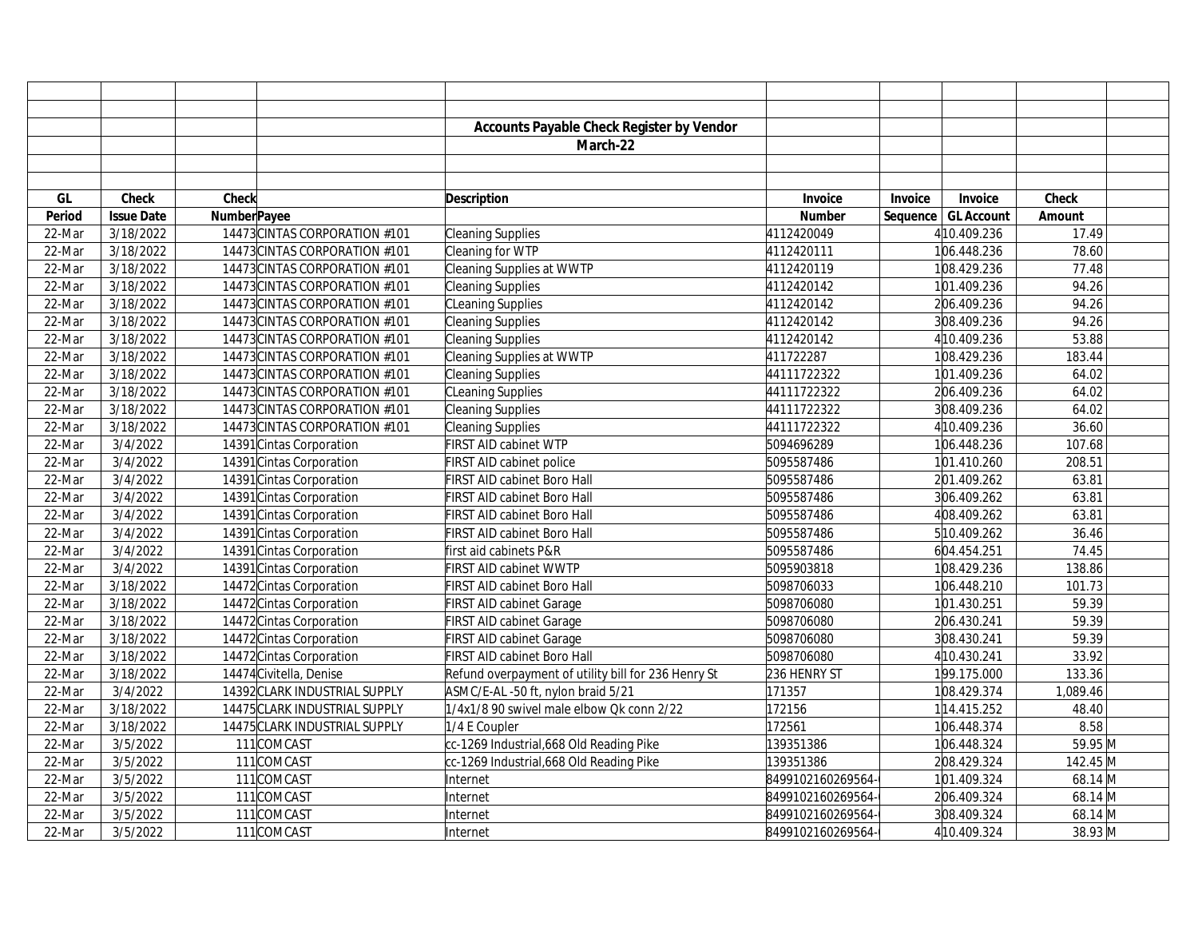## Accounts Payable Check Register by Vendor

### March-22

| GL Period | Check Issue Date | Check Number | Payee | Description | Invoice Number | Invoice Sequence | Invoice GL Account | Check Amount | |
|---|---|---|---|---|---|---|---|---|---|
| 22-Mar | 3/18/2022 | 14473 | CINTAS CORPORATION #101 | Cleaning Supplies | 4112420049 | 4 | 10.409.236 | 17.49 | |
| 22-Mar | 3/18/2022 | 14473 | CINTAS CORPORATION #101 | Cleaning for WTP | 4112420111 | 1 | 06.448.236 | 78.60 | |
| 22-Mar | 3/18/2022 | 14473 | CINTAS CORPORATION #101 | Cleaning Supplies at WWTP | 4112420119 | 1 | 08.429.236 | 77.48 | |
| 22-Mar | 3/18/2022 | 14473 | CINTAS CORPORATION #101 | Cleaning Supplies | 4112420142 | 1 | 01.409.236 | 94.26 | |
| 22-Mar | 3/18/2022 | 14473 | CINTAS CORPORATION #101 | CLeaning Supplies | 4112420142 | 2 | 06.409.236 | 94.26 | |
| 22-Mar | 3/18/2022 | 14473 | CINTAS CORPORATION #101 | Cleaning Supplies | 4112420142 | 3 | 08.409.236 | 94.26 | |
| 22-Mar | 3/18/2022 | 14473 | CINTAS CORPORATION #101 | Cleaning Supplies | 4112420142 | 4 | 10.409.236 | 53.88 | |
| 22-Mar | 3/18/2022 | 14473 | CINTAS CORPORATION #101 | Cleaning Supplies at WWTP | 411722287 | 1 | 08.429.236 | 183.44 | |
| 22-Mar | 3/18/2022 | 14473 | CINTAS CORPORATION #101 | Cleaning Supplies | 44111722322 | 1 | 01.409.236 | 64.02 | |
| 22-Mar | 3/18/2022 | 14473 | CINTAS CORPORATION #101 | CLeaning Supplies | 44111722322 | 2 | 06.409.236 | 64.02 | |
| 22-Mar | 3/18/2022 | 14473 | CINTAS CORPORATION #101 | Cleaning Supplies | 44111722322 | 3 | 08.409.236 | 64.02 | |
| 22-Mar | 3/18/2022 | 14473 | CINTAS CORPORATION #101 | Cleaning Supplies | 44111722322 | 4 | 10.409.236 | 36.60 | |
| 22-Mar | 3/4/2022 | 14391 | Cintas Corporation | FIRST AID cabinet WTP | 5094696289 | 1 | 06.448.236 | 107.68 | |
| 22-Mar | 3/4/2022 | 14391 | Cintas Corporation | FIRST AID cabinet police | 5095587486 | 1 | 01.410.260 | 208.51 | |
| 22-Mar | 3/4/2022 | 14391 | Cintas Corporation | FIRST AID cabinet Boro Hall | 5095587486 | 2 | 01.409.262 | 63.81 | |
| 22-Mar | 3/4/2022 | 14391 | Cintas Corporation | FIRST AID cabinet Boro Hall | 5095587486 | 3 | 06.409.262 | 63.81 | |
| 22-Mar | 3/4/2022 | 14391 | Cintas Corporation | FIRST AID cabinet Boro Hall | 5095587486 | 4 | 08.409.262 | 63.81 | |
| 22-Mar | 3/4/2022 | 14391 | Cintas Corporation | FIRST AID cabinet Boro Hall | 5095587486 | 5 | 10.409.262 | 36.46 | |
| 22-Mar | 3/4/2022 | 14391 | Cintas Corporation | first aid cabinets P&R | 5095587486 | 6 | 04.454.251 | 74.45 | |
| 22-Mar | 3/4/2022 | 14391 | Cintas Corporation | FIRST AID cabinet WWTP | 5095903818 | 1 | 08.429.236 | 138.86 | |
| 22-Mar | 3/18/2022 | 14472 | Cintas Corporation | FIRST AID cabinet Boro Hall | 5098706033 | 1 | 06.448.210 | 101.73 | |
| 22-Mar | 3/18/2022 | 14472 | Cintas Corporation | FIRST AID cabinet Garage | 5098706080 | 1 | 01.430.251 | 59.39 | |
| 22-Mar | 3/18/2022 | 14472 | Cintas Corporation | FIRST AID cabinet Garage | 5098706080 | 2 | 06.430.241 | 59.39 | |
| 22-Mar | 3/18/2022 | 14472 | Cintas Corporation | FIRST AID cabinet Garage | 5098706080 | 3 | 08.430.241 | 59.39 | |
| 22-Mar | 3/18/2022 | 14472 | Cintas Corporation | FIRST AID cabinet Boro Hall | 5098706080 | 4 | 10.430.241 | 33.92 | |
| 22-Mar | 3/18/2022 | 14474 | Civitella, Denise | Refund overpayment of utility bill for 236 Henry St | 236 HENRY ST | 1 | 99.175.000 | 133.36 | |
| 22-Mar | 3/4/2022 | 14392 | CLARK INDUSTRIAL SUPPLY | ASMC/E-AL -50 ft, nylon braid 5/21 | 171357 | 1 | 08.429.374 | 1,089.46 | |
| 22-Mar | 3/18/2022 | 14475 | CLARK INDUSTRIAL SUPPLY | 1/4x1/8 90 swivel male elbow Qk conn 2/22 | 172156 | 1 | 14.415.252 | 48.40 | |
| 22-Mar | 3/18/2022 | 14475 | CLARK INDUSTRIAL SUPPLY | 1/4 E Coupler | 172561 | 1 | 06.448.374 | 8.58 | |
| 22-Mar | 3/5/2022 | 111 | COMCAST | cc-1269 Industrial,668 Old Reading Pike | 139351386 | 1 | 06.448.324 | 59.95 | M |
| 22-Mar | 3/5/2022 | 111 | COMCAST | cc-1269 Industrial,668 Old Reading Pike | 139351386 | 2 | 08.429.324 | 142.45 | M |
| 22-Mar | 3/5/2022 | 111 | COMCAST | Internet | 8499102160269564- | 1 | 01.409.324 | 68.14 | M |
| 22-Mar | 3/5/2022 | 111 | COMCAST | Internet | 8499102160269564- | 2 | 06.409.324 | 68.14 | M |
| 22-Mar | 3/5/2022 | 111 | COMCAST | Internet | 8499102160269564- | 3 | 08.409.324 | 68.14 | M |
| 22-Mar | 3/5/2022 | 111 | COMCAST | Internet | 8499102160269564- | 4 | 10.409.324 | 38.93 | M |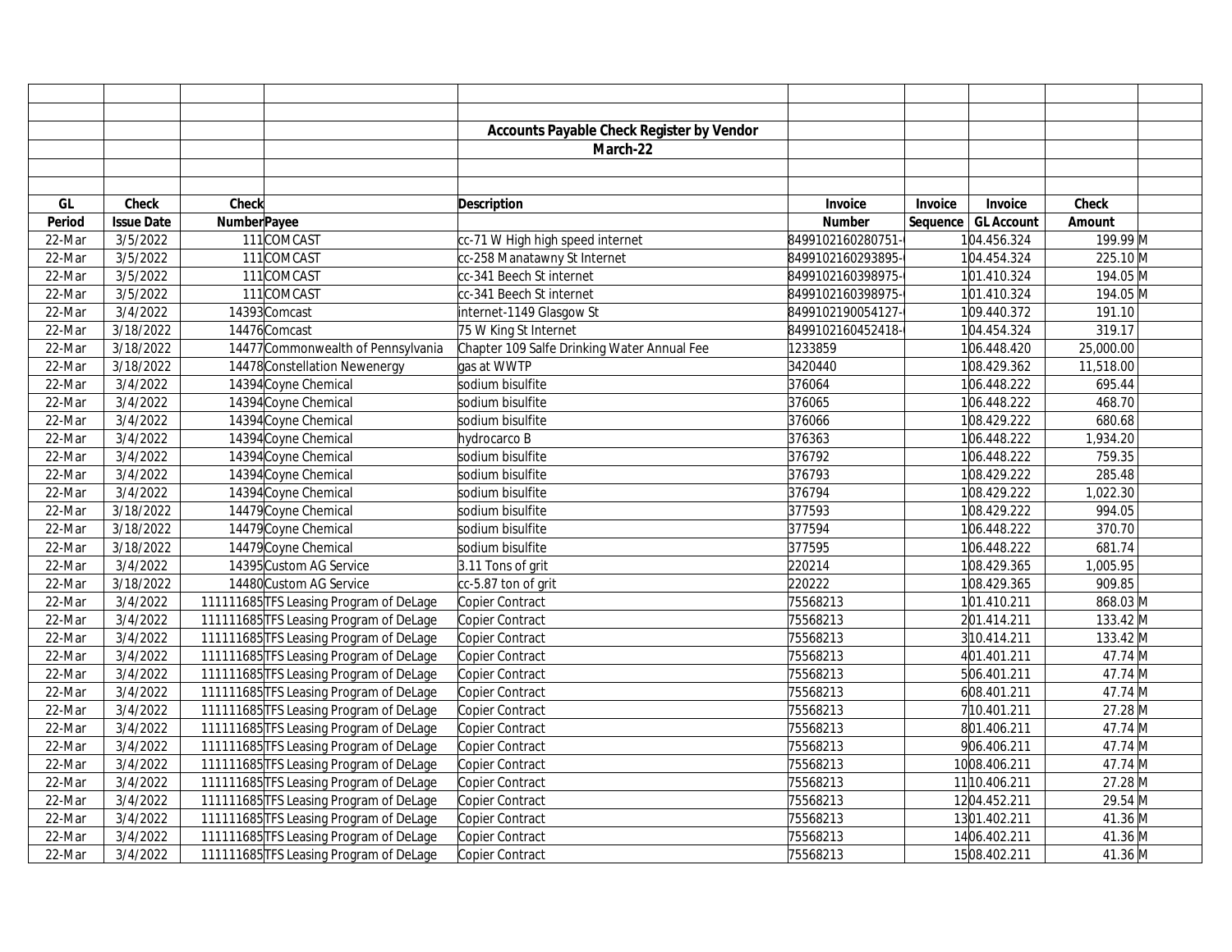**Accounts Payable Check Register by Vendor**

**March-22**

| GL Period | Check Issue Date | Check Number | Payee | Description | Invoice Number | Invoice Sequence | Invoice GL Account | Check Amount | |
|---|---|---|---|---|---|---|---|---|---|
| 22-Mar | 3/5/2022 | 111 | COMCAST | cc-71 W High high speed internet | 8499102160280751- | 1 | 04.456.324 | 199.99 | M |
| 22-Mar | 3/5/2022 | 111 | COMCAST | cc-258 Manatawny St Internet | 8499102160293895- | 1 | 04.454.324 | 225.10 | M |
| 22-Mar | 3/5/2022 | 111 | COMCAST | cc-341 Beech St internet | 8499102160398975- | 1 | 01.410.324 | 194.05 | M |
| 22-Mar | 3/5/2022 | 111 | COMCAST | cc-341 Beech St internet | 8499102160398975- | 1 | 01.410.324 | 194.05 | M |
| 22-Mar | 3/4/2022 | 14393 | Comcast | internet-1149 Glasgow St | 8499102190054127- | 1 | 09.440.372 | 191.10 | |
| 22-Mar | 3/18/2022 | 14476 | Comcast | 75 W King St Internet | 8499102160452418- | 1 | 04.454.324 | 319.17 | |
| 22-Mar | 3/18/2022 | 14477 | Commonwealth of Pennsylvania | Chapter 109 Salfe Drinking Water Annual Fee | 1233859 | 1 | 06.448.420 | 25,000.00 | |
| 22-Mar | 3/18/2022 | 14478 | Constellation Newenergy | gas at WWTP | 3420440 | 1 | 08.429.362 | 11,518.00 | |
| 22-Mar | 3/4/2022 | 14394 | Coyne Chemical | sodium bisulfite | 376064 | 1 | 06.448.222 | 695.44 | |
| 22-Mar | 3/4/2022 | 14394 | Coyne Chemical | sodium bisulfite | 376065 | 1 | 06.448.222 | 468.70 | |
| 22-Mar | 3/4/2022 | 14394 | Coyne Chemical | sodium bisulfite | 376066 | 1 | 08.429.222 | 680.68 | |
| 22-Mar | 3/4/2022 | 14394 | Coyne Chemical | hydrocarco B | 376363 | 1 | 06.448.222 | 1,934.20 | |
| 22-Mar | 3/4/2022 | 14394 | Coyne Chemical | sodium bisulfite | 376792 | 1 | 06.448.222 | 759.35 | |
| 22-Mar | 3/4/2022 | 14394 | Coyne Chemical | sodium bisulfite | 376793 | 1 | 08.429.222 | 285.48 | |
| 22-Mar | 3/4/2022 | 14394 | Coyne Chemical | sodium bisulfite | 376794 | 1 | 08.429.222 | 1,022.30 | |
| 22-Mar | 3/18/2022 | 14479 | Coyne Chemical | sodium bisulfite | 377593 | 1 | 08.429.222 | 994.05 | |
| 22-Mar | 3/18/2022 | 14479 | Coyne Chemical | sodium bisulfite | 377594 | 1 | 06.448.222 | 370.70 | |
| 22-Mar | 3/18/2022 | 14479 | Coyne Chemical | sodium bisulfite | 377595 | 1 | 06.448.222 | 681.74 | |
| 22-Mar | 3/4/2022 | 14395 | Custom AG Service | 3.11 Tons of grit | 220214 | 1 | 08.429.365 | 1,005.95 | |
| 22-Mar | 3/18/2022 | 14480 | Custom AG Service | cc-5.87 ton of grit | 220222 | 1 | 08.429.365 | 909.85 | |
| 22-Mar | 3/4/2022 | 111111685 | TFS Leasing Program of DeLage | Copier Contract | 75568213 | 1 | 01.410.211 | 868.03 | M |
| 22-Mar | 3/4/2022 | 111111685 | TFS Leasing Program of DeLage | Copier Contract | 75568213 | 2 | 01.414.211 | 133.42 | M |
| 22-Mar | 3/4/2022 | 111111685 | TFS Leasing Program of DeLage | Copier Contract | 75568213 | 3 | 10.414.211 | 133.42 | M |
| 22-Mar | 3/4/2022 | 111111685 | TFS Leasing Program of DeLage | Copier Contract | 75568213 | 4 | 01.401.211 | 47.74 | M |
| 22-Mar | 3/4/2022 | 111111685 | TFS Leasing Program of DeLage | Copier Contract | 75568213 | 5 | 06.401.211 | 47.74 | M |
| 22-Mar | 3/4/2022 | 111111685 | TFS Leasing Program of DeLage | Copier Contract | 75568213 | 6 | 08.401.211 | 47.74 | M |
| 22-Mar | 3/4/2022 | 111111685 | TFS Leasing Program of DeLage | Copier Contract | 75568213 | 7 | 10.401.211 | 27.28 | M |
| 22-Mar | 3/4/2022 | 111111685 | TFS Leasing Program of DeLage | Copier Contract | 75568213 | 8 | 01.406.211 | 47.74 | M |
| 22-Mar | 3/4/2022 | 111111685 | TFS Leasing Program of DeLage | Copier Contract | 75568213 | 9 | 06.406.211 | 47.74 | M |
| 22-Mar | 3/4/2022 | 111111685 | TFS Leasing Program of DeLage | Copier Contract | 75568213 | 10 | 08.406.211 | 47.74 | M |
| 22-Mar | 3/4/2022 | 111111685 | TFS Leasing Program of DeLage | Copier Contract | 75568213 | 11 | 10.406.211 | 27.28 | M |
| 22-Mar | 3/4/2022 | 111111685 | TFS Leasing Program of DeLage | Copier Contract | 75568213 | 12 | 04.452.211 | 29.54 | M |
| 22-Mar | 3/4/2022 | 111111685 | TFS Leasing Program of DeLage | Copier Contract | 75568213 | 13 | 01.402.211 | 41.36 | M |
| 22-Mar | 3/4/2022 | 111111685 | TFS Leasing Program of DeLage | Copier Contract | 75568213 | 14 | 06.402.211 | 41.36 | M |
| 22-Mar | 3/4/2022 | 111111685 | TFS Leasing Program of DeLage | Copier Contract | 75568213 | 15 | 08.402.211 | 41.36 | M |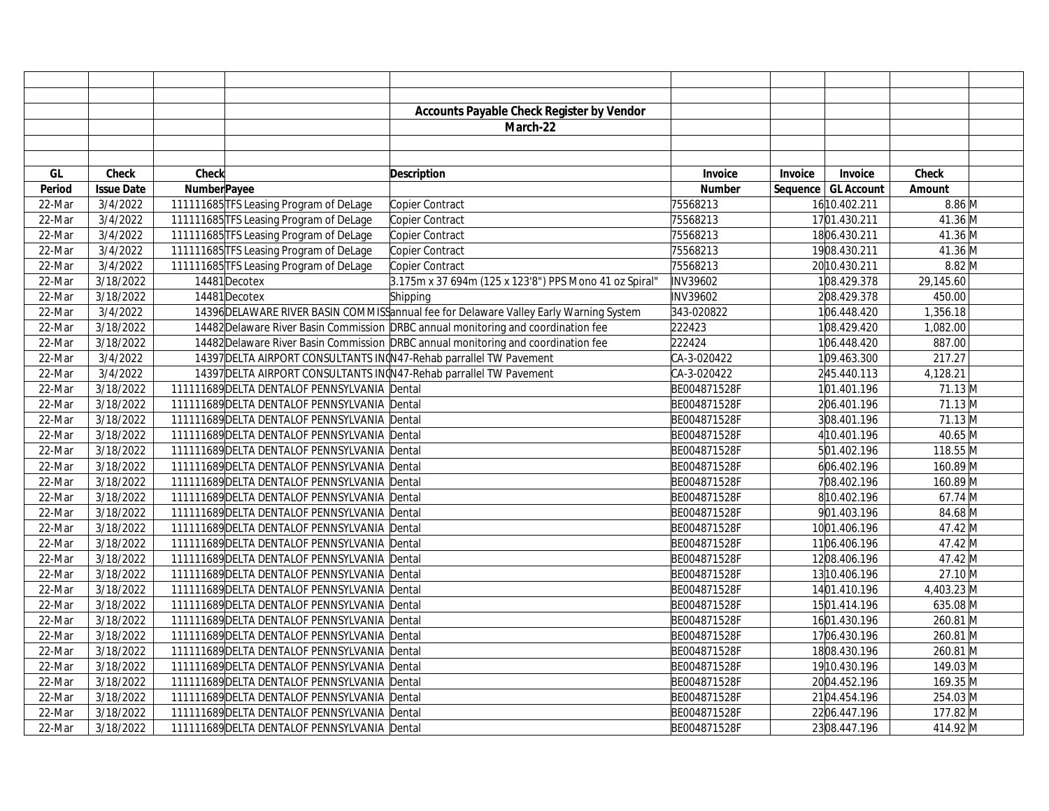## Accounts Payable Check Register by Vendor

### March-22

| GL Period | Check Issue Date | Check Number | Payee | Description | Invoice Number | Invoice Sequence | Invoice GL Account | Check Amount | |
|---|---|---|---|---|---|---|---|---|---|
| 22-Mar | 3/4/2022 | 111111685 | TFS Leasing Program of DeLage | Copier Contract | 75568213 | 16 | 10.402.211 | 8.86 | M |
| 22-Mar | 3/4/2022 | 111111685 | TFS Leasing Program of DeLage | Copier Contract | 75568213 | 17 | 01.430.211 | 41.36 | M |
| 22-Mar | 3/4/2022 | 111111685 | TFS Leasing Program of DeLage | Copier Contract | 75568213 | 18 | 06.430.211 | 41.36 | M |
| 22-Mar | 3/4/2022 | 111111685 | TFS Leasing Program of DeLage | Copier Contract | 75568213 | 19 | 08.430.211 | 41.36 | M |
| 22-Mar | 3/4/2022 | 111111685 | TFS Leasing Program of DeLage | Copier Contract | 75568213 | 20 | 10.430.211 | 8.82 | M |
| 22-Mar | 3/18/2022 | 14481 | Decotex | 3.175m x 37 694m (125 x 123'8") PPS Mono 41 oz Spiral" | INV39602 | 1 | 08.429.378 | 29,145.60 | |
| 22-Mar | 3/18/2022 | 14481 | Decotex | Shipping | INV39602 | 2 | 08.429.378 | 450.00 | |
| 22-Mar | 3/4/2022 | 14396 | DELAWARE RIVER BASIN COMMISS | annual fee for Delaware Valley Early Warning System | 343-020822 | 1 | 06.448.420 | 1,356.18 | |
| 22-Mar | 3/18/2022 | 14482 | Delaware River Basin Commission | DRBC annual monitoring and coordination fee | 222423 | 1 | 08.429.420 | 1,082.00 | |
| 22-Mar | 3/18/2022 | 14482 | Delaware River Basin Commission | DRBC annual monitoring and coordination fee | 222424 | 1 | 06.448.420 | 887.00 | |
| 22-Mar | 3/4/2022 | 14397 | DELTA AIRPORT CONSULTANTS INC | N47-Rehab parrallel TW Pavement | CA-3-020422 | 1 | 09.463.300 | 217.27 | |
| 22-Mar | 3/4/2022 | 14397 | DELTA AIRPORT CONSULTANTS INC | N47-Rehab parrallel TW Pavement | CA-3-020422 | 2 | 45.440.113 | 4,128.21 | |
| 22-Mar | 3/18/2022 | 111111689 | DELTA DENTALOF PENNSYLVANIA | Dental | BE004871528F | 1 | 01.401.196 | 71.13 | M |
| 22-Mar | 3/18/2022 | 111111689 | DELTA DENTALOF PENNSYLVANIA | Dental | BE004871528F | 2 | 06.401.196 | 71.13 | M |
| 22-Mar | 3/18/2022 | 111111689 | DELTA DENTALOF PENNSYLVANIA | Dental | BE004871528F | 3 | 08.401.196 | 71.13 | M |
| 22-Mar | 3/18/2022 | 111111689 | DELTA DENTALOF PENNSYLVANIA | Dental | BE004871528F | 4 | 10.401.196 | 40.65 | M |
| 22-Mar | 3/18/2022 | 111111689 | DELTA DENTALOF PENNSYLVANIA | Dental | BE004871528F | 5 | 01.402.196 | 118.55 | M |
| 22-Mar | 3/18/2022 | 111111689 | DELTA DENTALOF PENNSYLVANIA | Dental | BE004871528F | 6 | 06.402.196 | 160.89 | M |
| 22-Mar | 3/18/2022 | 111111689 | DELTA DENTALOF PENNSYLVANIA | Dental | BE004871528F | 7 | 08.402.196 | 160.89 | M |
| 22-Mar | 3/18/2022 | 111111689 | DELTA DENTALOF PENNSYLVANIA | Dental | BE004871528F | 8 | 10.402.196 | 67.74 | M |
| 22-Mar | 3/18/2022 | 111111689 | DELTA DENTALOF PENNSYLVANIA | Dental | BE004871528F | 9 | 01.403.196 | 84.68 | M |
| 22-Mar | 3/18/2022 | 111111689 | DELTA DENTALOF PENNSYLVANIA | Dental | BE004871528F | 10 | 01.406.196 | 47.42 | M |
| 22-Mar | 3/18/2022 | 111111689 | DELTA DENTALOF PENNSYLVANIA | Dental | BE004871528F | 11 | 06.406.196 | 47.42 | M |
| 22-Mar | 3/18/2022 | 111111689 | DELTA DENTALOF PENNSYLVANIA | Dental | BE004871528F | 12 | 08.406.196 | 47.42 | M |
| 22-Mar | 3/18/2022 | 111111689 | DELTA DENTALOF PENNSYLVANIA | Dental | BE004871528F | 13 | 10.406.196 | 27.10 | M |
| 22-Mar | 3/18/2022 | 111111689 | DELTA DENTALOF PENNSYLVANIA | Dental | BE004871528F | 14 | 01.410.196 | 4,403.23 | M |
| 22-Mar | 3/18/2022 | 111111689 | DELTA DENTALOF PENNSYLVANIA | Dental | BE004871528F | 15 | 01.414.196 | 635.08 | M |
| 22-Mar | 3/18/2022 | 111111689 | DELTA DENTALOF PENNSYLVANIA | Dental | BE004871528F | 16 | 01.430.196 | 260.81 | M |
| 22-Mar | 3/18/2022 | 111111689 | DELTA DENTALOF PENNSYLVANIA | Dental | BE004871528F | 17 | 06.430.196 | 260.81 | M |
| 22-Mar | 3/18/2022 | 111111689 | DELTA DENTALOF PENNSYLVANIA | Dental | BE004871528F | 18 | 08.430.196 | 260.81 | M |
| 22-Mar | 3/18/2022 | 111111689 | DELTA DENTALOF PENNSYLVANIA | Dental | BE004871528F | 19 | 10.430.196 | 149.03 | M |
| 22-Mar | 3/18/2022 | 111111689 | DELTA DENTALOF PENNSYLVANIA | Dental | BE004871528F | 20 | 04.452.196 | 169.35 | M |
| 22-Mar | 3/18/2022 | 111111689 | DELTA DENTALOF PENNSYLVANIA | Dental | BE004871528F | 21 | 04.454.196 | 254.03 | M |
| 22-Mar | 3/18/2022 | 111111689 | DELTA DENTALOF PENNSYLVANIA | Dental | BE004871528F | 22 | 06.447.196 | 177.82 | M |
| 22-Mar | 3/18/2022 | 111111689 | DELTA DENTALOF PENNSYLVANIA | Dental | BE004871528F | 23 | 08.447.196 | 414.92 | M |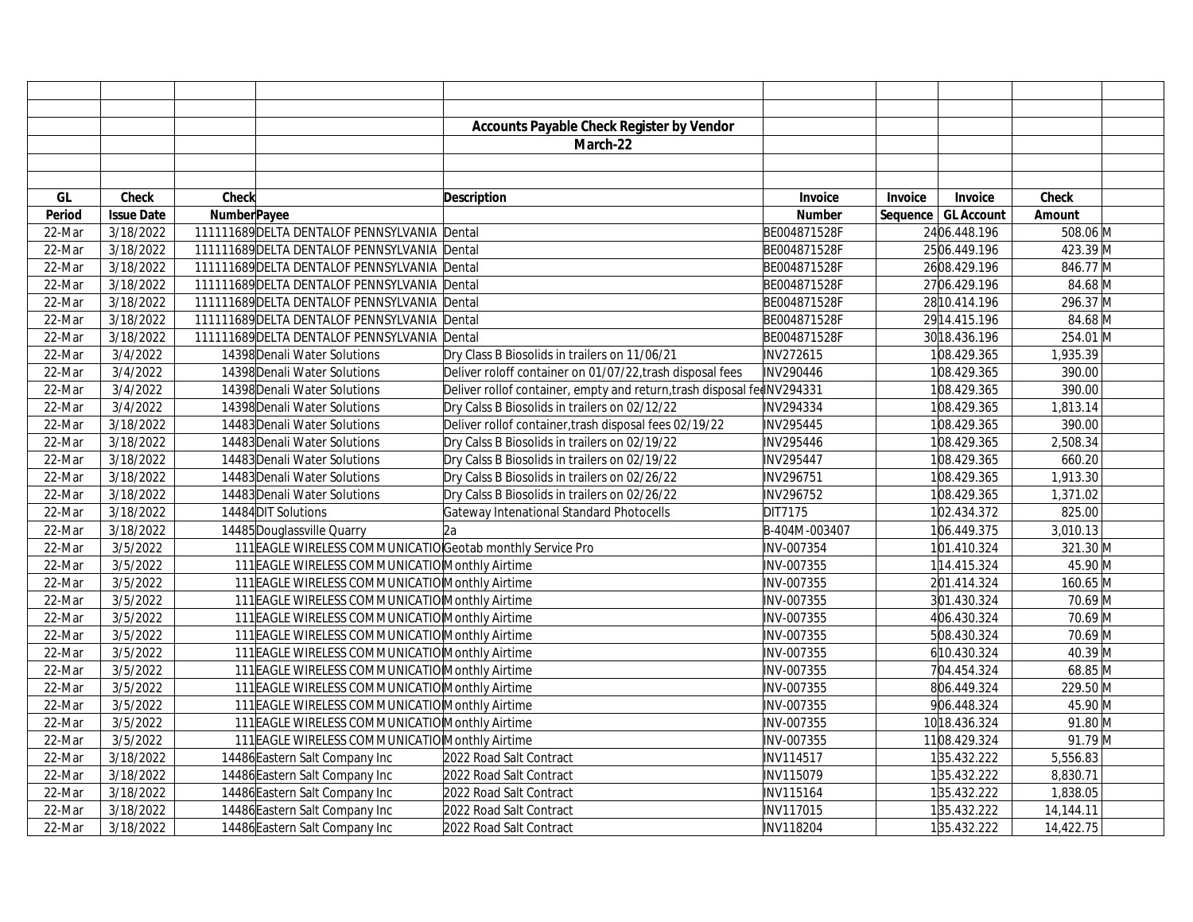## Accounts Payable Check Register by Vendor

### March-22

| GL Period | Check Issue Date | Check Number | Payee | Description | Invoice Number | Invoice Sequence | Invoice GL Account | Check Amount | |
|---|---|---|---|---|---|---|---|---|---|
| 22-Mar | 3/18/2022 | 111111689 | DELTA DENTALOF PENNSYLVANIA | Dental | BE004871528F | 24 | 06.448.196 | 508.06 | M |
| 22-Mar | 3/18/2022 | 111111689 | DELTA DENTALOF PENNSYLVANIA | Dental | BE004871528F | 25 | 06.449.196 | 423.39 | M |
| 22-Mar | 3/18/2022 | 111111689 | DELTA DENTALOF PENNSYLVANIA | Dental | BE004871528F | 26 | 08.429.196 | 846.77 | M |
| 22-Mar | 3/18/2022 | 111111689 | DELTA DENTALOF PENNSYLVANIA | Dental | BE004871528F | 27 | 06.429.196 | 84.68 | M |
| 22-Mar | 3/18/2022 | 111111689 | DELTA DENTALOF PENNSYLVANIA | Dental | BE004871528F | 28 | 10.414.196 | 296.37 | M |
| 22-Mar | 3/18/2022 | 111111689 | DELTA DENTALOF PENNSYLVANIA | Dental | BE004871528F | 29 | 14.415.196 | 84.68 | M |
| 22-Mar | 3/18/2022 | 111111689 | DELTA DENTALOF PENNSYLVANIA | Dental | BE004871528F | 30 | 18.436.196 | 254.01 | M |
| 22-Mar | 3/4/2022 | 14398 | Denali Water Solutions | Dry Class B Biosolids in trailers on 11/06/21 | INV272615 | 1 | 08.429.365 | 1,935.39 | |
| 22-Mar | 3/4/2022 | 14398 | Denali Water Solutions | Deliver roloff container on 01/07/22,trash disposal fees | INV290446 | 1 | 08.429.365 | 390.00 | |
| 22-Mar | 3/4/2022 | 14398 | Denali Water Solutions | Deliver rollof container, empty and return,trash disposal fe | INV294331 | 1 | 08.429.365 | 390.00 | |
| 22-Mar | 3/4/2022 | 14398 | Denali Water Solutions | Dry Class B Biosolids in trailers on 02/12/22 | INV294334 | 1 | 08.429.365 | 1,813.14 | |
| 22-Mar | 3/18/2022 | 14483 | Denali Water Solutions | Deliver rollof container,trash disposal fees 02/19/22 | INV295445 | 1 | 08.429.365 | 390.00 | |
| 22-Mar | 3/18/2022 | 14483 | Denali Water Solutions | Dry Calss B Biosolids in trailers on 02/19/22 | INV295446 | 1 | 08.429.365 | 2,508.34 | |
| 22-Mar | 3/18/2022 | 14483 | Denali Water Solutions | Dry Calss B Biosolids in trailers on 02/19/22 | INV295447 | 1 | 08.429.365 | 660.20 | |
| 22-Mar | 3/18/2022 | 14483 | Denali Water Solutions | Dry Calss B Biosolids in trailers on 02/26/22 | INV296751 | 1 | 08.429.365 | 1,913.30 | |
| 22-Mar | 3/18/2022 | 14483 | Denali Water Solutions | Dry Calss B Biosolids in trailers on 02/26/22 | INV296752 | 1 | 08.429.365 | 1,371.02 | |
| 22-Mar | 3/18/2022 | 14484 | DIT Solutions | Gateway Intenational Standard Photocells | DIT7175 | 1 | 02.434.372 | 825.00 | |
| 22-Mar | 3/18/2022 | 14485 | Douglassville Quarry | 2a | B-404M-003407 | 1 | 06.449.375 | 3,010.13 | |
| 22-Mar | 3/5/2022 | 111 | EAGLE WIRELESS COMMUNICATIO | Geotab monthly Service Pro | INV-007354 | 1 | 01.410.324 | 321.30 | M |
| 22-Mar | 3/5/2022 | 111 | EAGLE WIRELESS COMMUNICATIO | Monthly Airtime | INV-007355 | 1 | 14.415.324 | 45.90 | M |
| 22-Mar | 3/5/2022 | 111 | EAGLE WIRELESS COMMUNICATIO | Monthly Airtime | INV-007355 | 2 | 01.414.324 | 160.65 | M |
| 22-Mar | 3/5/2022 | 111 | EAGLE WIRELESS COMMUNICATIO | Monthly Airtime | INV-007355 | 3 | 01.430.324 | 70.69 | M |
| 22-Mar | 3/5/2022 | 111 | EAGLE WIRELESS COMMUNICATIO | Monthly Airtime | INV-007355 | 4 | 06.430.324 | 70.69 | M |
| 22-Mar | 3/5/2022 | 111 | EAGLE WIRELESS COMMUNICATIO | Monthly Airtime | INV-007355 | 5 | 08.430.324 | 70.69 | M |
| 22-Mar | 3/5/2022 | 111 | EAGLE WIRELESS COMMUNICATIO | Monthly Airtime | INV-007355 | 6 | 10.430.324 | 40.39 | M |
| 22-Mar | 3/5/2022 | 111 | EAGLE WIRELESS COMMUNICATIO | Monthly Airtime | INV-007355 | 7 | 04.454.324 | 68.85 | M |
| 22-Mar | 3/5/2022 | 111 | EAGLE WIRELESS COMMUNICATIO | Monthly Airtime | INV-007355 | 8 | 06.449.324 | 229.50 | M |
| 22-Mar | 3/5/2022 | 111 | EAGLE WIRELESS COMMUNICATIO | Monthly Airtime | INV-007355 | 9 | 06.448.324 | 45.90 | M |
| 22-Mar | 3/5/2022 | 111 | EAGLE WIRELESS COMMUNICATIO | Monthly Airtime | INV-007355 | 10 | 18.436.324 | 91.80 | M |
| 22-Mar | 3/5/2022 | 111 | EAGLE WIRELESS COMMUNICATIO | Monthly Airtime | INV-007355 | 11 | 08.429.324 | 91.79 | M |
| 22-Mar | 3/18/2022 | 14486 | Eastern Salt Company Inc | 2022 Road Salt Contract | INV114517 | 1 | 35.432.222 | 5,556.83 | |
| 22-Mar | 3/18/2022 | 14486 | Eastern Salt Company Inc | 2022 Road Salt Contract | INV115079 | 1 | 35.432.222 | 8,830.71 | |
| 22-Mar | 3/18/2022 | 14486 | Eastern Salt Company Inc | 2022 Road Salt Contract | INV115164 | 1 | 35.432.222 | 1,838.05 | |
| 22-Mar | 3/18/2022 | 14486 | Eastern Salt Company Inc | 2022 Road Salt Contract | INV117015 | 1 | 35.432.222 | 14,144.11 | |
| 22-Mar | 3/18/2022 | 14486 | Eastern Salt Company Inc | 2022 Road Salt Contract | INV118204 | 1 | 35.432.222 | 14,422.75 | |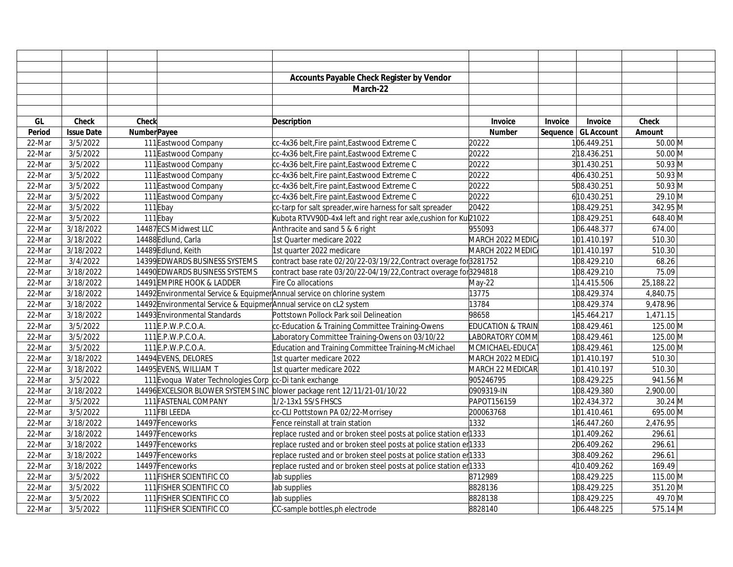## Accounts Payable Check Register by Vendor

### March-22

| GL Period | Check Issue Date | Check Number | Payee | Description | Invoice Number | Invoice Sequence | Invoice GL Account | Check Amount | |
|---|---|---|---|---|---|---|---|---|---|
| 22-Mar | 3/5/2022 | 111 | Eastwood Company | cc-4x36 belt,Fire paint,Eastwood Extreme C | 20222 | 1 | 06.449.251 | 50.00 | M |
| 22-Mar | 3/5/2022 | 111 | Eastwood Company | cc-4x36 belt,Fire paint,Eastwood Extreme C | 20222 | 2 | 18.436.251 | 50.00 | M |
| 22-Mar | 3/5/2022 | 111 | Eastwood Company | cc-4x36 belt,Fire paint,Eastwood Extreme C | 20222 | 3 | 01.430.251 | 50.93 | M |
| 22-Mar | 3/5/2022 | 111 | Eastwood Company | cc-4x36 belt,Fire paint,Eastwood Extreme C | 20222 | 4 | 06.430.251 | 50.93 | M |
| 22-Mar | 3/5/2022 | 111 | Eastwood Company | cc-4x36 belt,Fire paint,Eastwood Extreme C | 20222 | 5 | 08.430.251 | 50.93 | M |
| 22-Mar | 3/5/2022 | 111 | Eastwood Company | cc-4x36 belt,Fire paint,Eastwood Extreme C | 20222 | 6 | 10.430.251 | 29.10 | M |
| 22-Mar | 3/5/2022 | 111 | Ebay | cc-tarp for salt spreader,wire harness for salt spreader | 20422 | 1 | 08.429.251 | 342.95 | M |
| 22-Mar | 3/5/2022 | 111 | Ebay | Kubota RTVV90D-4x4 left and right rear axle,cushion for Ku | 21022 | 1 | 08.429.251 | 648.40 | M |
| 22-Mar | 3/18/2022 | 14487 | ECS Midwest LLC | Anthracite and sand 5 & 6 right | 955093 | 1 | 06.448.377 | 674.00 | |
| 22-Mar | 3/18/2022 | 14488 | Edlund, Carla | 1st Quarter medicare 2022 | MARCH 2022 MEDIC | 1 | 01.410.197 | 510.30 | |
| 22-Mar | 3/18/2022 | 14489 | Edlund, Keith | 1st quarter 2022 medicare | MARCH 2022 MEDIC | 1 | 01.410.197 | 510.30 | |
| 22-Mar | 3/4/2022 | 14399 | EDWARDS BUSINESS SYSTEMS | contract base rate 02/20/22-03/19/22,Contract overage for | 3281752 | 1 | 08.429.210 | 68.26 | |
| 22-Mar | 3/18/2022 | 14490 | EDWARDS BUSINESS SYSTEMS | contract base rate 03/20/22-04/19/22,Contract overage for | 3294818 | 1 | 08.429.210 | 75.09 | |
| 22-Mar | 3/18/2022 | 14491 | EMPIRE HOOK & LADDER | Fire Co allocations | May-22 | 1 | 14.415.506 | 25,188.22 | |
| 22-Mar | 3/18/2022 | 14492 | Environmental Service & Equipmen | Annual service on chlorine system | 13775 | 1 | 08.429.374 | 4,840.75 | |
| 22-Mar | 3/18/2022 | 14492 | Environmental Service & Equipmen | Annual service on cL2 system | 13784 | 1 | 08.429.374 | 9,478.96 | |
| 22-Mar | 3/18/2022 | 14493 | Environmental Standards | Pottstown Pollock Park soil Delineation | 98658 | 1 | 45.464.217 | 1,471.15 | |
| 22-Mar | 3/5/2022 | 111 | E.P.W.P.C.O.A. | cc-Education & Training Committee Training-Owens | EDUCATION & TRAIN | 1 | 08.429.461 | 125.00 | M |
| 22-Mar | 3/5/2022 | 111 | E.P.W.P.C.O.A. | Laboratory Committee Training-Owens on 03/10/22 | LABORATORY COMM | 1 | 08.429.461 | 125.00 | M |
| 22-Mar | 3/5/2022 | 111 | E.P.W.P.C.O.A. | Education and Training Committee Training-McMichael | MCMICHAEL-EDUCA | 1 | 08.429.461 | 125.00 | M |
| 22-Mar | 3/18/2022 | 14494 | EVENS, DELORES | 1st quarter medicare 2022 | MARCH 2022 MEDIC | 1 | 01.410.197 | 510.30 | |
| 22-Mar | 3/18/2022 | 14495 | EVENS, WILLIAM T | 1st quarter medicare 2022 | MARCH 22 MEDICAR | 1 | 01.410.197 | 510.30 | |
| 22-Mar | 3/5/2022 | 111 | Evoqua Water Technologies Corp | cc-Di tank exchange | 905246795 | 1 | 08.429.225 | 941.56 | M |
| 22-Mar | 3/18/2022 | 14496 | EXCELSIOR BLOWER SYSTEMS INC | blower package rent 12/11/21-01/10/22 | 0909319-IN | 1 | 08.429.380 | 2,900.00 | |
| 22-Mar | 3/5/2022 | 111 | FASTENAL COMPANY | 1/2-13x1 5S/S FHSCS | PAPOT156159 | 1 | 02.434.372 | 30.24 | M |
| 22-Mar | 3/5/2022 | 111 | FBI LEEDA | cc-CLI Pottstown PA 02/22-Morrisey | 200063768 | 1 | 01.410.461 | 695.00 | M |
| 22-Mar | 3/18/2022 | 14497 | Fenceworks | Fence reinstall at train station | 1332 | 1 | 46.447.260 | 2,476.95 | |
| 22-Mar | 3/18/2022 | 14497 | Fenceworks | replace rusted and or broken steel posts at police station er | 1333 | 1 | 01.409.262 | 296.61 | |
| 22-Mar | 3/18/2022 | 14497 | Fenceworks | replace rusted and or broken steel posts at police station er | 1333 | 2 | 06.409.262 | 296.61 | |
| 22-Mar | 3/18/2022 | 14497 | Fenceworks | replace rusted and or broken steel posts at police station er | 1333 | 3 | 08.409.262 | 296.61 | |
| 22-Mar | 3/18/2022 | 14497 | Fenceworks | replace rusted and or broken steel posts at police station er | 1333 | 4 | 10.409.262 | 169.49 | |
| 22-Mar | 3/5/2022 | 111 | FISHER SCIENTIFIC CO | lab supplies | 8712989 | 1 | 08.429.225 | 115.00 | M |
| 22-Mar | 3/5/2022 | 111 | FISHER SCIENTIFIC CO | lab supplies | 8828136 | 1 | 08.429.225 | 351.20 | M |
| 22-Mar | 3/5/2022 | 111 | FISHER SCIENTIFIC CO | lab supplies | 8828138 | 1 | 08.429.225 | 49.70 | M |
| 22-Mar | 3/5/2022 | 111 | FISHER SCIENTIFIC CO | CC-sample bottles,ph electrode | 8828140 | 1 | 06.448.225 | 575.14 | M |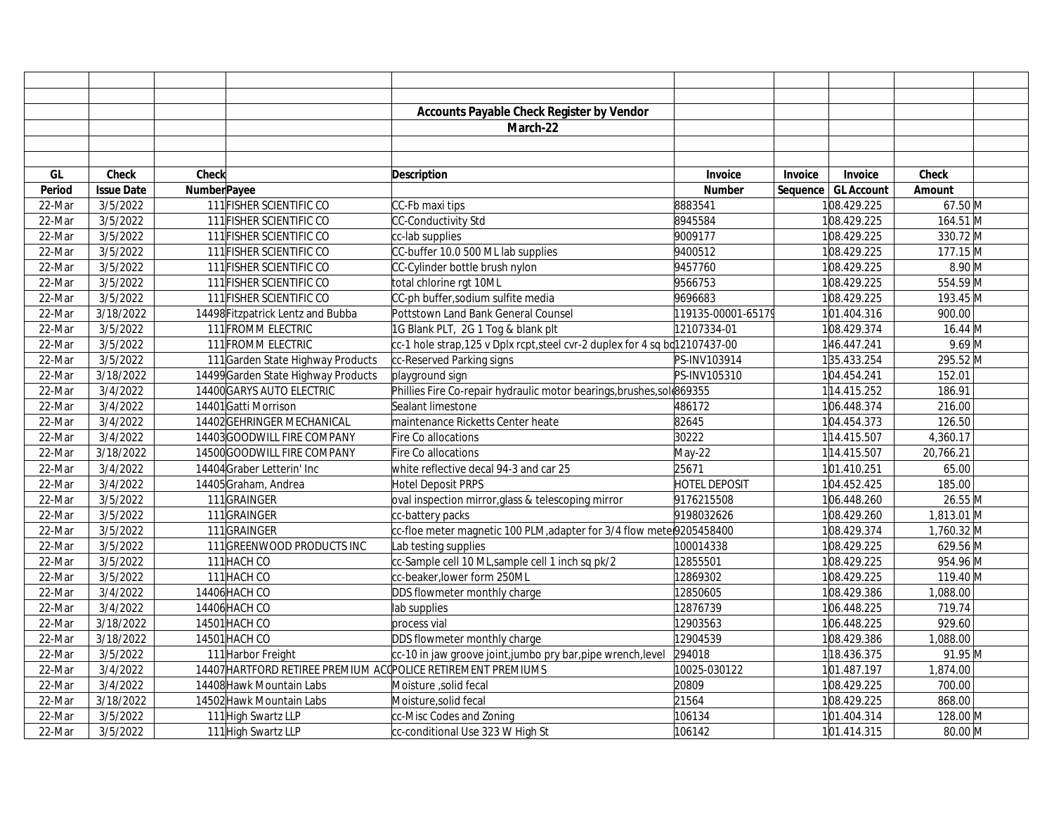## Accounts Payable Check Register by Vendor

### March-22

| GL Period | Check Issue Date | Check Number | Payee | Description | Invoice Number | Invoice Sequence | Invoice GL Account | Check Amount | |
|---|---|---|---|---|---|---|---|---|---|
| 22-Mar | 3/5/2022 | 111 | FISHER SCIENTIFIC CO | CC-Fb maxi tips | 8883541 | 1 | 08.429.225 | 67.50 | M |
| 22-Mar | 3/5/2022 | 111 | FISHER SCIENTIFIC CO | CC-Conductivity Std | 8945584 | 1 | 08.429.225 | 164.51 | M |
| 22-Mar | 3/5/2022 | 111 | FISHER SCIENTIFIC CO | cc-lab supplies | 9009177 | 1 | 08.429.225 | 330.72 | M |
| 22-Mar | 3/5/2022 | 111 | FISHER SCIENTIFIC CO | CC-buffer 10.0 500 ML lab supplies | 9400512 | 1 | 08.429.225 | 177.15 | M |
| 22-Mar | 3/5/2022 | 111 | FISHER SCIENTIFIC CO | CC-Cylinder bottle brush nylon | 9457760 | 1 | 08.429.225 | 8.90 | M |
| 22-Mar | 3/5/2022 | 111 | FISHER SCIENTIFIC CO | total chlorine rgt 10ML | 9566753 | 1 | 08.429.225 | 554.59 | M |
| 22-Mar | 3/5/2022 | 111 | FISHER SCIENTIFIC CO | CC-ph buffer,sodium sulfite media | 9696683 | 1 | 08.429.225 | 193.45 | M |
| 22-Mar | 3/18/2022 | 14498 | Fitzpatrick Lentz and Bubba | Pottstown Land Bank General Counsel | 119135-00001-65179 | 1 | 01.404.316 | 900.00 | |
| 22-Mar | 3/5/2022 | 111 | FROMM ELECTRIC | 1G Blank PLT, 2G 1 Tog & blank plt | 12107334-01 | 1 | 08.429.374 | 16.44 | M |
| 22-Mar | 3/5/2022 | 111 | FROMM ELECTRIC | cc-1 hole strap,125 v Dplx rcpt,steel cvr-2 duplex for 4 sq bo | 12107437-00 | 1 | 46.447.241 | 9.69 | M |
| 22-Mar | 3/5/2022 | 111 | Garden State Highway Products | cc-Reserved Parking signs | PS-INV103914 | 1 | 35.433.254 | 295.52 | M |
| 22-Mar | 3/18/2022 | 14499 | Garden State Highway Products | playground sign | PS-INV105310 | 1 | 04.454.241 | 152.01 | |
| 22-Mar | 3/4/2022 | 14400 | GARYS AUTO ELECTRIC | Phillies Fire Co-repair hydraulic motor bearings,brushes,sole | 869355 | 1 | 14.415.252 | 186.91 | |
| 22-Mar | 3/4/2022 | 14401 | Gatti Morrison | Sealant limestone | 486172 | 1 | 06.448.374 | 216.00 | |
| 22-Mar | 3/4/2022 | 14402 | GEHRINGER MECHANICAL | maintenance Ricketts Center heate | 82645 | 1 | 04.454.373 | 126.50 | |
| 22-Mar | 3/4/2022 | 14403 | GOODWILL FIRE COMPANY | Fire Co allocations | 30222 | 1 | 14.415.507 | 4,360.17 | |
| 22-Mar | 3/18/2022 | 14500 | GOODWILL FIRE COMPANY | Fire Co allocations | May-22 | 1 | 14.415.507 | 20,766.21 | |
| 22-Mar | 3/4/2022 | 14404 | Graber Letterin' Inc | white reflective decal 94-3 and car 25 | 25671 | 1 | 01.410.251 | 65.00 | |
| 22-Mar | 3/4/2022 | 14405 | Graham, Andrea | Hotel Deposit PRPS | HOTEL DEPOSIT | 1 | 04.452.425 | 185.00 | |
| 22-Mar | 3/5/2022 | 111 | GRAINGER | oval inspection mirror,glass & telescoping mirror | 9176215508 | 1 | 06.448.260 | 26.55 | M |
| 22-Mar | 3/5/2022 | 111 | GRAINGER | cc-battery packs | 9198032626 | 1 | 08.429.260 | 1,813.01 | M |
| 22-Mar | 3/5/2022 | 111 | GRAINGER | cc-floe meter magnetic 100 PLM,adapter for 3/4 flow mete | 9205458400 | 1 | 08.429.374 | 1,760.32 | M |
| 22-Mar | 3/5/2022 | 111 | GREENWOOD PRODUCTS INC | Lab testing supplies | 100014338 | 1 | 08.429.225 | 629.56 | M |
| 22-Mar | 3/5/2022 | 111 | HACH CO | cc-Sample cell 10 ML,sample cell 1 inch sq pk/2 | 12855501 | 1 | 08.429.225 | 954.96 | M |
| 22-Mar | 3/5/2022 | 111 | HACH CO | cc-beaker,lower form 250ML | 12869302 | 1 | 08.429.225 | 119.40 | M |
| 22-Mar | 3/4/2022 | 14406 | HACH CO | DDS flowmeter monthly charge | 12850605 | 1 | 08.429.386 | 1,088.00 | |
| 22-Mar | 3/4/2022 | 14406 | HACH CO | lab supplies | 12876739 | 1 | 06.448.225 | 719.74 | |
| 22-Mar | 3/18/2022 | 14501 | HACH CO | process vial | 12903563 | 1 | 06.448.225 | 929.60 | |
| 22-Mar | 3/18/2022 | 14501 | HACH CO | DDS flowmeter monthly charge | 12904539 | 1 | 08.429.386 | 1,088.00 | |
| 22-Mar | 3/5/2022 | 111 | Harbor Freight | cc-10 in jaw groove joint,jumbo pry bar,pipe wrench,level | 294018 | 1 | 18.436.375 | 91.95 | M |
| 22-Mar | 3/4/2022 | 14407 | HARTFORD RETIREE PREMIUM AC | POLICE RETIREMENT PREMIUMS | 10025-030122 | 1 | 01.487.197 | 1,874.00 | |
| 22-Mar | 3/4/2022 | 14408 | Hawk Mountain Labs | Moisture ,solid fecal | 20809 | 1 | 08.429.225 | 700.00 | |
| 22-Mar | 3/18/2022 | 14502 | Hawk Mountain Labs | Moisture,solid fecal | 21564 | 1 | 08.429.225 | 868.00 | |
| 22-Mar | 3/5/2022 | 111 | High Swartz LLP | cc-Misc Codes and Zoning | 106134 | 1 | 01.404.314 | 128.00 | M |
| 22-Mar | 3/5/2022 | 111 | High Swartz LLP | cc-conditional Use 323 W High St | 106142 | 1 | 01.414.315 | 80.00 | M |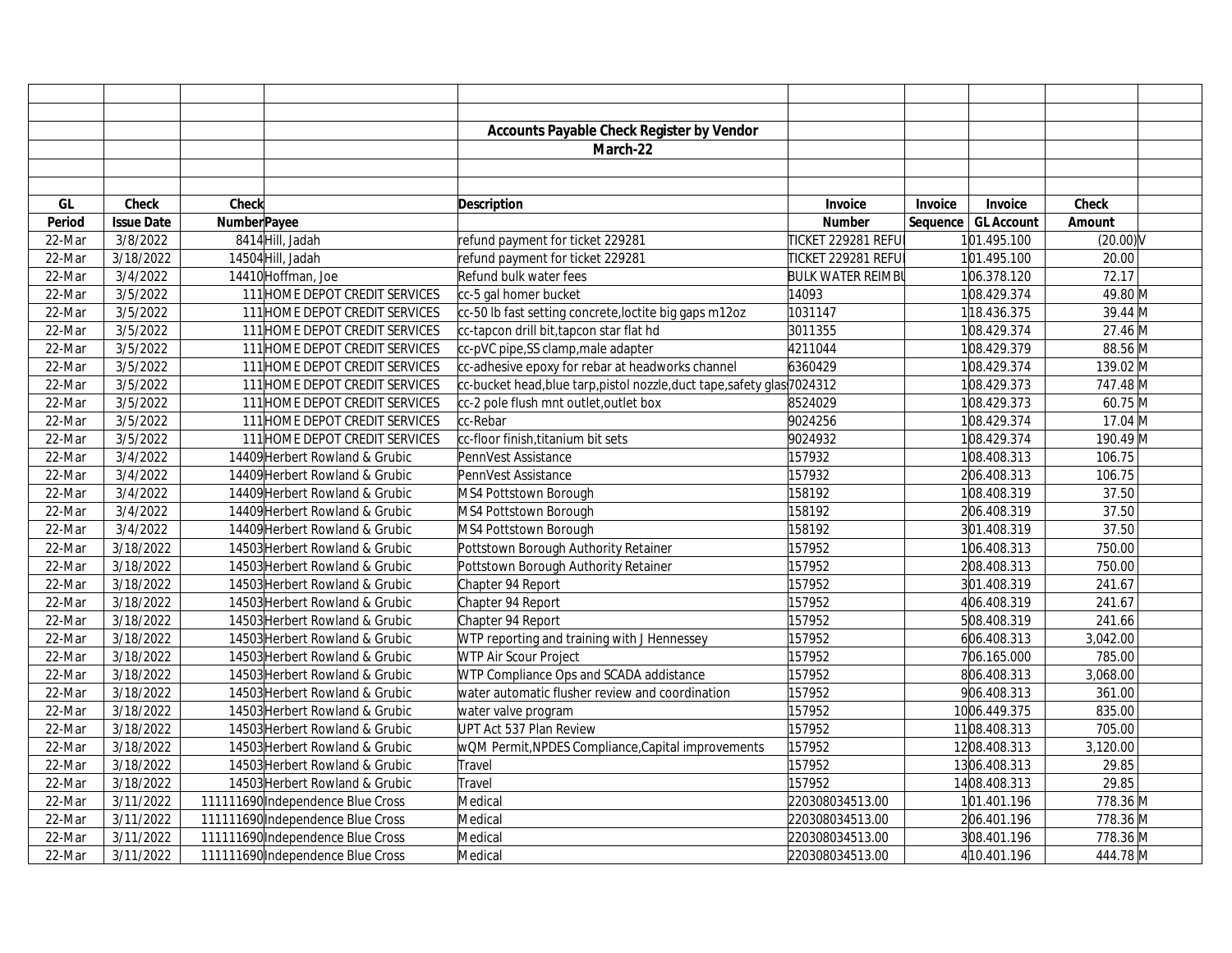## Accounts Payable Check Register by Vendor

### March-22

| GL Period | Check Issue Date | Check Number | Payee | Description | Invoice Number | Invoice Sequence | Invoice GL Account | Check Amount | |
|---|---|---|---|---|---|---|---|---|---|
| 22-Mar | 3/8/2022 | 8414 | Hill, Jadah | refund payment for ticket 229281 | TICKET 229281 REFU | 1 | 01.495.100 | (20.00) | V |
| 22-Mar | 3/18/2022 | 14504 | Hill, Jadah | refund payment for ticket 229281 | TICKET 229281 REFU | 1 | 01.495.100 | 20.00 | |
| 22-Mar | 3/4/2022 | 14410 | Hoffman, Joe | Refund bulk water fees | BULK WATER REIMBU | 1 | 06.378.120 | 72.17 | |
| 22-Mar | 3/5/2022 | 111 | HOME DEPOT CREDIT SERVICES | cc-5 gal homer bucket | 14093 | 1 | 08.429.374 | 49.80 | M |
| 22-Mar | 3/5/2022 | 111 | HOME DEPOT CREDIT SERVICES | cc-50 lb fast setting concrete,loctite big gaps m12oz | 1031147 | 1 | 18.436.375 | 39.44 | M |
| 22-Mar | 3/5/2022 | 111 | HOME DEPOT CREDIT SERVICES | cc-tapcon drill bit,tapcon star flat hd | 3011355 | 1 | 08.429.374 | 27.46 | M |
| 22-Mar | 3/5/2022 | 111 | HOME DEPOT CREDIT SERVICES | cc-pVC pipe,SS clamp,male adapter | 4211044 | 1 | 08.429.379 | 88.56 | M |
| 22-Mar | 3/5/2022 | 111 | HOME DEPOT CREDIT SERVICES | cc-adhesive epoxy for rebar at headworks channel | 6360429 | 1 | 08.429.374 | 139.02 | M |
| 22-Mar | 3/5/2022 | 111 | HOME DEPOT CREDIT SERVICES | cc-bucket head,blue tarp,pistol nozzle,duct tape,safety glas | 7024312 | 1 | 08.429.373 | 747.48 | M |
| 22-Mar | 3/5/2022 | 111 | HOME DEPOT CREDIT SERVICES | cc-2 pole flush mnt outlet,outlet box | 8524029 | 1 | 08.429.373 | 60.75 | M |
| 22-Mar | 3/5/2022 | 111 | HOME DEPOT CREDIT SERVICES | cc-Rebar | 9024256 | 1 | 08.429.374 | 17.04 | M |
| 22-Mar | 3/5/2022 | 111 | HOME DEPOT CREDIT SERVICES | cc-floor finish,titanium bit sets | 9024932 | 1 | 08.429.374 | 190.49 | M |
| 22-Mar | 3/4/2022 | 14409 | Herbert Rowland & Grubic | PennVest Assistance | 157932 | 1 | 08.408.313 | 106.75 | |
| 22-Mar | 3/4/2022 | 14409 | Herbert Rowland & Grubic | PennVest Assistance | 157932 | 2 | 06.408.313 | 106.75 | |
| 22-Mar | 3/4/2022 | 14409 | Herbert Rowland & Grubic | MS4 Pottstown Borough | 158192 | 1 | 08.408.319 | 37.50 | |
| 22-Mar | 3/4/2022 | 14409 | Herbert Rowland & Grubic | MS4 Pottstown Borough | 158192 | 2 | 06.408.319 | 37.50 | |
| 22-Mar | 3/4/2022 | 14409 | Herbert Rowland & Grubic | MS4 Pottstown Borough | 158192 | 3 | 01.408.319 | 37.50 | |
| 22-Mar | 3/18/2022 | 14503 | Herbert Rowland & Grubic | Pottstown Borough Authority Retainer | 157952 | 1 | 06.408.313 | 750.00 | |
| 22-Mar | 3/18/2022 | 14503 | Herbert Rowland & Grubic | Pottstown Borough Authority Retainer | 157952 | 2 | 08.408.313 | 750.00 | |
| 22-Mar | 3/18/2022 | 14503 | Herbert Rowland & Grubic | Chapter 94 Report | 157952 | 3 | 01.408.319 | 241.67 | |
| 22-Mar | 3/18/2022 | 14503 | Herbert Rowland & Grubic | Chapter 94 Report | 157952 | 4 | 06.408.319 | 241.67 | |
| 22-Mar | 3/18/2022 | 14503 | Herbert Rowland & Grubic | Chapter 94 Report | 157952 | 5 | 08.408.319 | 241.66 | |
| 22-Mar | 3/18/2022 | 14503 | Herbert Rowland & Grubic | WTP reporting and training with J Hennessey | 157952 | 6 | 06.408.313 | 3,042.00 | |
| 22-Mar | 3/18/2022 | 14503 | Herbert Rowland & Grubic | WTP Air Scour Project | 157952 | 7 | 06.165.000 | 785.00 | |
| 22-Mar | 3/18/2022 | 14503 | Herbert Rowland & Grubic | WTP Compliance Ops and SCADA addistance | 157952 | 8 | 06.408.313 | 3,068.00 | |
| 22-Mar | 3/18/2022 | 14503 | Herbert Rowland & Grubic | water automatic flusher review and coordination | 157952 | 9 | 06.408.313 | 361.00 | |
| 22-Mar | 3/18/2022 | 14503 | Herbert Rowland & Grubic | water valve program | 157952 | 10 | 06.449.375 | 835.00 | |
| 22-Mar | 3/18/2022 | 14503 | Herbert Rowland & Grubic | UPT Act 537 Plan Review | 157952 | 11 | 08.408.313 | 705.00 | |
| 22-Mar | 3/18/2022 | 14503 | Herbert Rowland & Grubic | wQM Permit,NPDES Compliance,Capital improvements | 157952 | 12 | 08.408.313 | 3,120.00 | |
| 22-Mar | 3/18/2022 | 14503 | Herbert Rowland & Grubic | Travel | 157952 | 13 | 06.408.313 | 29.85 | |
| 22-Mar | 3/18/2022 | 14503 | Herbert Rowland & Grubic | Travel | 157952 | 14 | 08.408.313 | 29.85 | |
| 22-Mar | 3/11/2022 | 111111690 | Independence Blue Cross | Medical | 220308034513.00 | 1 | 01.401.196 | 778.36 | M |
| 22-Mar | 3/11/2022 | 111111690 | Independence Blue Cross | Medical | 220308034513.00 | 2 | 06.401.196 | 778.36 | M |
| 22-Mar | 3/11/2022 | 111111690 | Independence Blue Cross | Medical | 220308034513.00 | 3 | 08.401.196 | 778.36 | M |
| 22-Mar | 3/11/2022 | 111111690 | Independence Blue Cross | Medical | 220308034513.00 | 4 | 10.401.196 | 444.78 | M |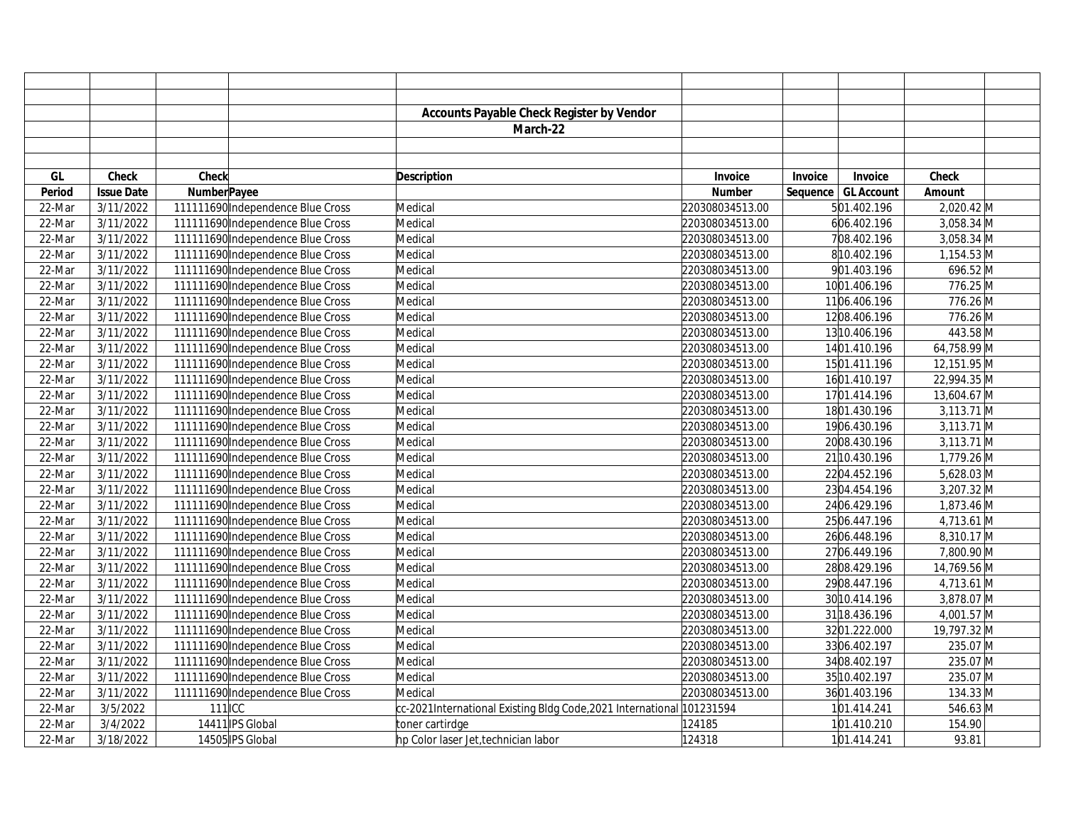## Accounts Payable Check Register by Vendor

### March-22

| GL Period | Check Issue Date | Check Number | Payee | Description | Invoice Number | Invoice Sequence | Invoice GL Account | Check Amount | |
|---|---|---|---|---|---|---|---|---|---|
| 22-Mar | 3/11/2022 | 111111690 | Independence Blue Cross | Medical | 220308034513.00 | 5 | 01.402.196 | 2,020.42 | M |
| 22-Mar | 3/11/2022 | 111111690 | Independence Blue Cross | Medical | 220308034513.00 | 6 | 06.402.196 | 3,058.34 | M |
| 22-Mar | 3/11/2022 | 111111690 | Independence Blue Cross | Medical | 220308034513.00 | 7 | 08.402.196 | 3,058.34 | M |
| 22-Mar | 3/11/2022 | 111111690 | Independence Blue Cross | Medical | 220308034513.00 | 8 | 10.402.196 | 1,154.53 | M |
| 22-Mar | 3/11/2022 | 111111690 | Independence Blue Cross | Medical | 220308034513.00 | 9 | 01.403.196 | 696.52 | M |
| 22-Mar | 3/11/2022 | 111111690 | Independence Blue Cross | Medical | 220308034513.00 | 10 | 01.406.196 | 776.25 | M |
| 22-Mar | 3/11/2022 | 111111690 | Independence Blue Cross | Medical | 220308034513.00 | 11 | 06.406.196 | 776.26 | M |
| 22-Mar | 3/11/2022 | 111111690 | Independence Blue Cross | Medical | 220308034513.00 | 12 | 08.406.196 | 776.26 | M |
| 22-Mar | 3/11/2022 | 111111690 | Independence Blue Cross | Medical | 220308034513.00 | 13 | 10.406.196 | 443.58 | M |
| 22-Mar | 3/11/2022 | 111111690 | Independence Blue Cross | Medical | 220308034513.00 | 14 | 01.410.196 | 64,758.99 | M |
| 22-Mar | 3/11/2022 | 111111690 | Independence Blue Cross | Medical | 220308034513.00 | 15 | 01.411.196 | 12,151.95 | M |
| 22-Mar | 3/11/2022 | 111111690 | Independence Blue Cross | Medical | 220308034513.00 | 16 | 01.410.197 | 22,994.35 | M |
| 22-Mar | 3/11/2022 | 111111690 | Independence Blue Cross | Medical | 220308034513.00 | 17 | 01.414.196 | 13,604.67 | M |
| 22-Mar | 3/11/2022 | 111111690 | Independence Blue Cross | Medical | 220308034513.00 | 18 | 01.430.196 | 3,113.71 | M |
| 22-Mar | 3/11/2022 | 111111690 | Independence Blue Cross | Medical | 220308034513.00 | 19 | 06.430.196 | 3,113.71 | M |
| 22-Mar | 3/11/2022 | 111111690 | Independence Blue Cross | Medical | 220308034513.00 | 20 | 08.430.196 | 3,113.71 | M |
| 22-Mar | 3/11/2022 | 111111690 | Independence Blue Cross | Medical | 220308034513.00 | 21 | 10.430.196 | 1,779.26 | M |
| 22-Mar | 3/11/2022 | 111111690 | Independence Blue Cross | Medical | 220308034513.00 | 22 | 04.452.196 | 5,628.03 | M |
| 22-Mar | 3/11/2022 | 111111690 | Independence Blue Cross | Medical | 220308034513.00 | 23 | 04.454.196 | 3,207.32 | M |
| 22-Mar | 3/11/2022 | 111111690 | Independence Blue Cross | Medical | 220308034513.00 | 24 | 06.429.196 | 1,873.46 | M |
| 22-Mar | 3/11/2022 | 111111690 | Independence Blue Cross | Medical | 220308034513.00 | 25 | 06.447.196 | 4,713.61 | M |
| 22-Mar | 3/11/2022 | 111111690 | Independence Blue Cross | Medical | 220308034513.00 | 26 | 06.448.196 | 8,310.17 | M |
| 22-Mar | 3/11/2022 | 111111690 | Independence Blue Cross | Medical | 220308034513.00 | 27 | 06.449.196 | 7,800.90 | M |
| 22-Mar | 3/11/2022 | 111111690 | Independence Blue Cross | Medical | 220308034513.00 | 28 | 08.429.196 | 14,769.56 | M |
| 22-Mar | 3/11/2022 | 111111690 | Independence Blue Cross | Medical | 220308034513.00 | 29 | 08.447.196 | 4,713.61 | M |
| 22-Mar | 3/11/2022 | 111111690 | Independence Blue Cross | Medical | 220308034513.00 | 30 | 10.414.196 | 3,878.07 | M |
| 22-Mar | 3/11/2022 | 111111690 | Independence Blue Cross | Medical | 220308034513.00 | 31 | 18.436.196 | 4,001.57 | M |
| 22-Mar | 3/11/2022 | 111111690 | Independence Blue Cross | Medical | 220308034513.00 | 32 | 01.222.000 | 19,797.32 | M |
| 22-Mar | 3/11/2022 | 111111690 | Independence Blue Cross | Medical | 220308034513.00 | 33 | 06.402.197 | 235.07 | M |
| 22-Mar | 3/11/2022 | 111111690 | Independence Blue Cross | Medical | 220308034513.00 | 34 | 08.402.197 | 235.07 | M |
| 22-Mar | 3/11/2022 | 111111690 | Independence Blue Cross | Medical | 220308034513.00 | 35 | 10.402.197 | 235.07 | M |
| 22-Mar | 3/11/2022 | 111111690 | Independence Blue Cross | Medical | 220308034513.00 | 36 | 01.403.196 | 134.33 | M |
| 22-Mar | 3/5/2022 | 111 | ICC | cc-2021International Existing Bldg Code,2021 International | 101231594 | 1 | 01.414.241 | 546.63 | M |
| 22-Mar | 3/4/2022 | 14411 | IPS Global | toner cartirdge | 124185 | 1 | 01.410.210 | 154.90 | |
| 22-Mar | 3/18/2022 | 14505 | IPS Global | hp Color laser Jet,technician labor | 124318 | 1 | 01.414.241 | 93.81 | |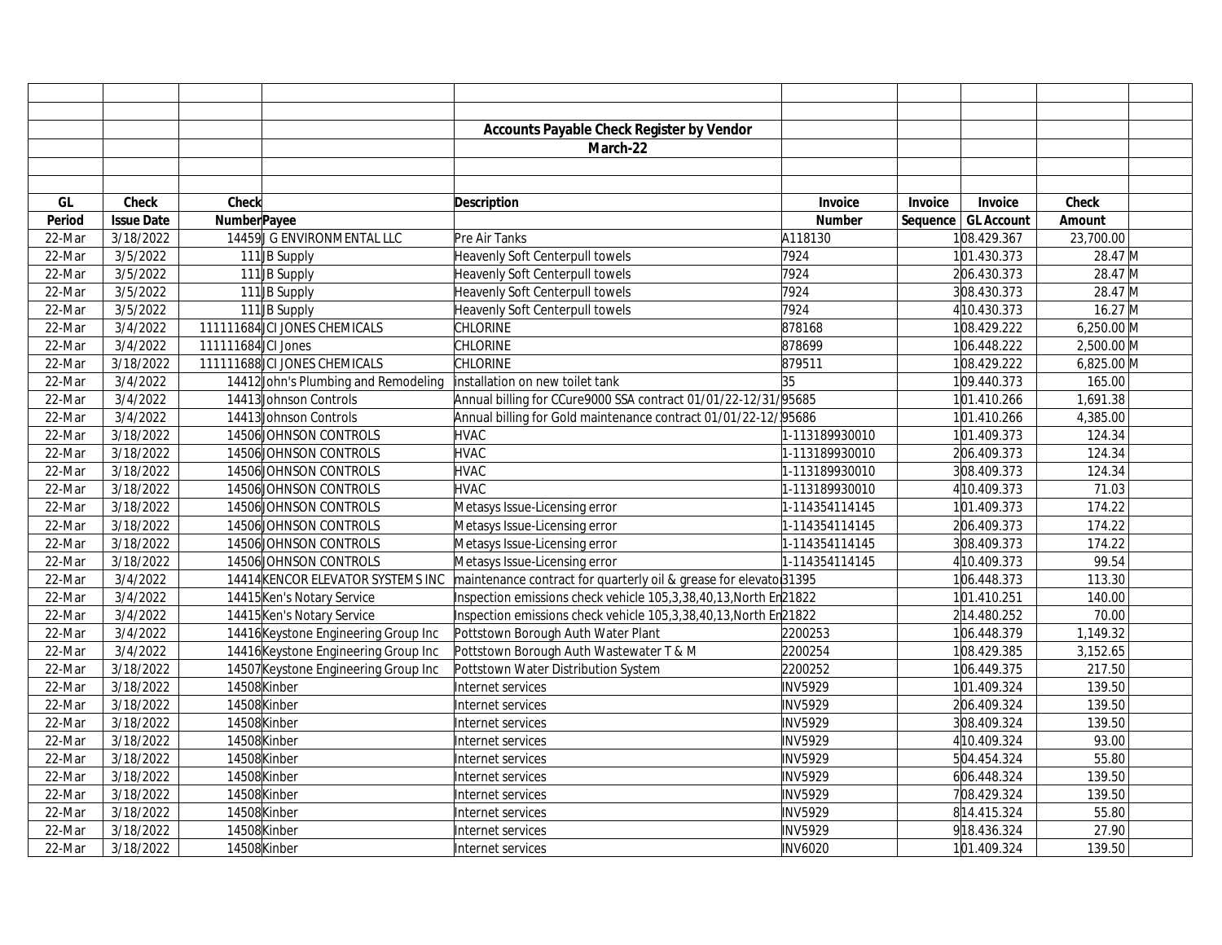# Accounts Payable Check Register by Vendor

## March-22

| GL Period | Check Issue Date | Check Number | Payee | Description | Invoice Number | Invoice Sequence | Invoice GL Account | Check Amount | |
|---|---|---|---|---|---|---|---|---|---|
| 22-Mar | 3/18/2022 | 14459 | J G ENVIRONMENTAL LLC | Pre Air Tanks | A118130 | 1 | 08.429.367 | 23,700.00 | |
| 22-Mar | 3/5/2022 | 111 | JB Supply | Heavenly Soft Centerpull towels | 7924 | 1 | 01.430.373 | 28.47 | M |
| 22-Mar | 3/5/2022 | 111 | JB Supply | Heavenly Soft Centerpull towels | 7924 | 2 | 06.430.373 | 28.47 | M |
| 22-Mar | 3/5/2022 | 111 | JB Supply | Heavenly Soft Centerpull towels | 7924 | 3 | 08.430.373 | 28.47 | M |
| 22-Mar | 3/5/2022 | 111 | JB Supply | Heavenly Soft Centerpull towels | 7924 | 4 | 10.430.373 | 16.27 | M |
| 22-Mar | 3/4/2022 | 111111684 | JCI JONES CHEMICALS | CHLORINE | 878168 | 1 | 08.429.222 | 6,250.00 | M |
| 22-Mar | 3/4/2022 | 111111684 | JCI Jones | CHLORINE | 878699 | 1 | 06.448.222 | 2,500.00 | M |
| 22-Mar | 3/18/2022 | 111111688 | JCI JONES CHEMICALS | CHLORINE | 879511 | 1 | 08.429.222 | 6,825.00 | M |
| 22-Mar | 3/4/2022 | 14412 | John's Plumbing and Remodeling | installation on new toilet tank | 35 | 1 | 09.440.373 | 165.00 | |
| 22-Mar | 3/4/2022 | 14413 | Johnson Controls | Annual billing for CCure9000 SSA contract 01/01/22-12/31/ | 95685 | 1 | 01.410.266 | 1,691.38 | |
| 22-Mar | 3/4/2022 | 14413 | Johnson Controls | Annual billing for Gold maintenance contract 01/01/22-12/ | 95686 | 1 | 01.410.266 | 4,385.00 | |
| 22-Mar | 3/18/2022 | 14506 | JOHNSON CONTROLS | HVAC | 1-113189930010 | 1 | 01.409.373 | 124.34 | |
| 22-Mar | 3/18/2022 | 14506 | JOHNSON CONTROLS | HVAC | 1-113189930010 | 2 | 06.409.373 | 124.34 | |
| 22-Mar | 3/18/2022 | 14506 | JOHNSON CONTROLS | HVAC | 1-113189930010 | 3 | 08.409.373 | 124.34 | |
| 22-Mar | 3/18/2022 | 14506 | JOHNSON CONTROLS | HVAC | 1-113189930010 | 4 | 10.409.373 | 71.03 | |
| 22-Mar | 3/18/2022 | 14506 | JOHNSON CONTROLS | Metasys Issue-Licensing error | 1-114354114145 | 1 | 01.409.373 | 174.22 | |
| 22-Mar | 3/18/2022 | 14506 | JOHNSON CONTROLS | Metasys Issue-Licensing error | 1-114354114145 | 2 | 06.409.373 | 174.22 | |
| 22-Mar | 3/18/2022 | 14506 | JOHNSON CONTROLS | Metasys Issue-Licensing error | 1-114354114145 | 3 | 08.409.373 | 174.22 | |
| 22-Mar | 3/18/2022 | 14506 | JOHNSON CONTROLS | Metasys Issue-Licensing error | 1-114354114145 | 4 | 10.409.373 | 99.54 | |
| 22-Mar | 3/4/2022 | 14414 | KENCOR ELEVATOR SYSTEMS INC | maintenance contract for quarterly oil & grease for elevato | 31395 | 1 | 06.448.373 | 113.30 | |
| 22-Mar | 3/4/2022 | 14415 | Ken's Notary Service | Inspection emissions check vehicle 105,3,38,40,13,North En | 21822 | 1 | 01.410.251 | 140.00 | |
| 22-Mar | 3/4/2022 | 14415 | Ken's Notary Service | Inspection emissions check vehicle 105,3,38,40,13,North En | 21822 | 2 | 14.480.252 | 70.00 | |
| 22-Mar | 3/4/2022 | 14416 | Keystone Engineering Group Inc | Pottstown Borough Auth Water Plant | 2200253 | 1 | 06.448.379 | 1,149.32 | |
| 22-Mar | 3/4/2022 | 14416 | Keystone Engineering Group Inc | Pottstown Borough Auth Wastewater T & M | 2200254 | 1 | 08.429.385 | 3,152.65 | |
| 22-Mar | 3/18/2022 | 14507 | Keystone Engineering Group Inc | Pottstown Water Distribution System | 2200252 | 1 | 06.449.375 | 217.50 | |
| 22-Mar | 3/18/2022 | 14508 | Kinber | Internet services | INV5929 | 1 | 01.409.324 | 139.50 | |
| 22-Mar | 3/18/2022 | 14508 | Kinber | Internet services | INV5929 | 2 | 06.409.324 | 139.50 | |
| 22-Mar | 3/18/2022 | 14508 | Kinber | Internet services | INV5929 | 3 | 08.409.324 | 139.50 | |
| 22-Mar | 3/18/2022 | 14508 | Kinber | Internet services | INV5929 | 4 | 10.409.324 | 93.00 | |
| 22-Mar | 3/18/2022 | 14508 | Kinber | Internet services | INV5929 | 5 | 04.454.324 | 55.80 | |
| 22-Mar | 3/18/2022 | 14508 | Kinber | Internet services | INV5929 | 6 | 06.448.324 | 139.50 | |
| 22-Mar | 3/18/2022 | 14508 | Kinber | Internet services | INV5929 | 7 | 08.429.324 | 139.50 | |
| 22-Mar | 3/18/2022 | 14508 | Kinber | Internet services | INV5929 | 8 | 14.415.324 | 55.80 | |
| 22-Mar | 3/18/2022 | 14508 | Kinber | Internet services | INV5929 | 9 | 18.436.324 | 27.90 | |
| 22-Mar | 3/18/2022 | 14508 | Kinber | Internet services | INV6020 | 1 | 01.409.324 | 139.50 | |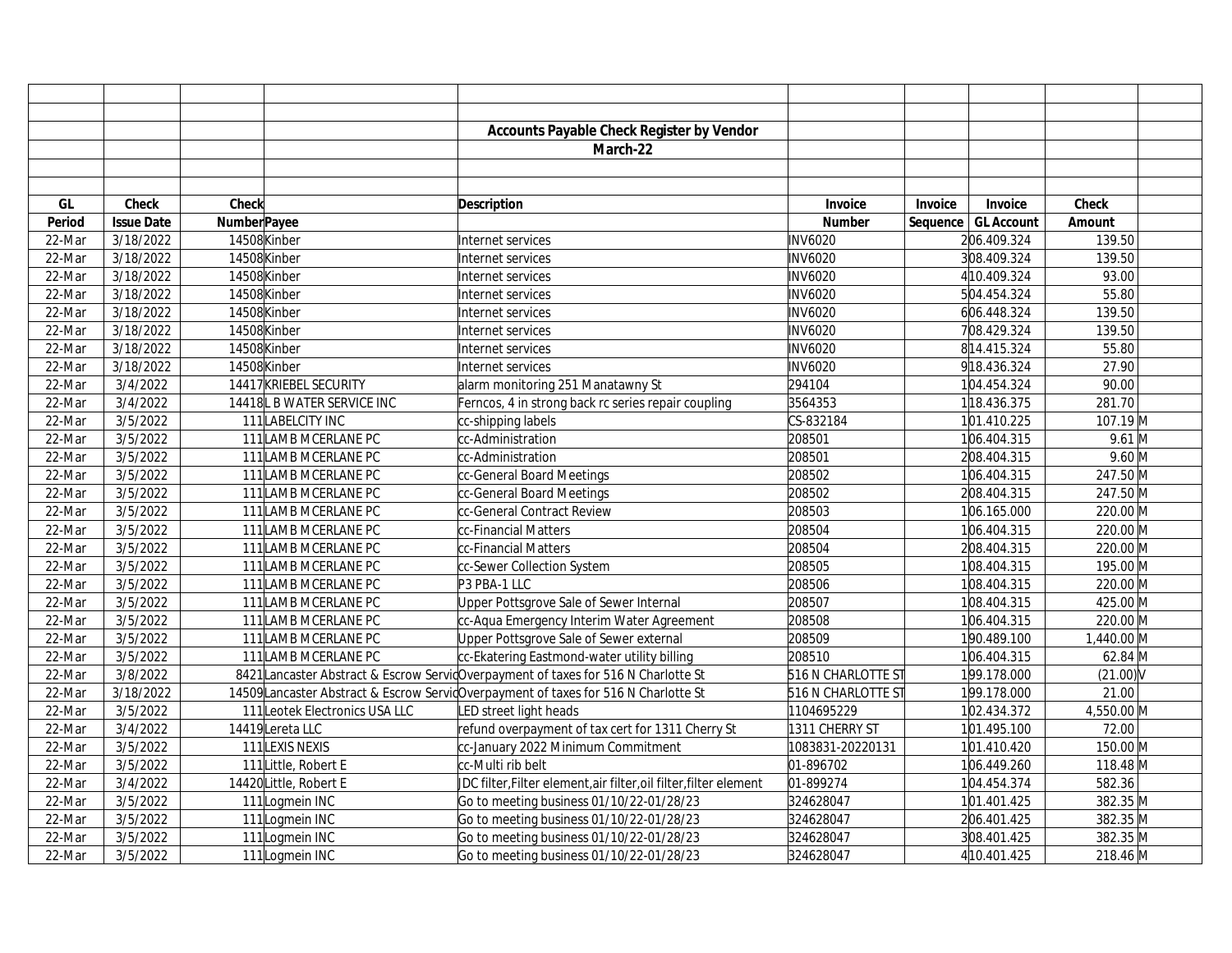**Accounts Payable Check Register by Vendor**

**March-22**

| GL Period | Check Issue Date | Check Number | Payee | Description | Invoice Number | Invoice Sequence | Invoice GL Account | Check Amount | |
|---|---|---|---|---|---|---|---|---|---|
| 22-Mar | 3/18/2022 | 14508 | Kinber | Internet services | INV6020 | 2 | 06.409.324 | 139.50 | |
| 22-Mar | 3/18/2022 | 14508 | Kinber | Internet services | INV6020 | 3 | 08.409.324 | 139.50 | |
| 22-Mar | 3/18/2022 | 14508 | Kinber | Internet services | INV6020 | 4 | 10.409.324 | 93.00 | |
| 22-Mar | 3/18/2022 | 14508 | Kinber | Internet services | INV6020 | 5 | 04.454.324 | 55.80 | |
| 22-Mar | 3/18/2022 | 14508 | Kinber | Internet services | INV6020 | 6 | 06.448.324 | 139.50 | |
| 22-Mar | 3/18/2022 | 14508 | Kinber | Internet services | INV6020 | 7 | 08.429.324 | 139.50 | |
| 22-Mar | 3/18/2022 | 14508 | Kinber | Internet services | INV6020 | 8 | 14.415.324 | 55.80 | |
| 22-Mar | 3/18/2022 | 14508 | Kinber | Internet services | INV6020 | 9 | 18.436.324 | 27.90 | |
| 22-Mar | 3/4/2022 | 14417 | KRIEBEL SECURITY | alarm monitoring 251 Manatawny St | 294104 | 1 | 04.454.324 | 90.00 | |
| 22-Mar | 3/4/2022 | 14418 | L B WATER SERVICE INC | Ferncos, 4 in strong back rc series repair coupling | 3564353 | 1 | 18.436.375 | 281.70 | |
| 22-Mar | 3/5/2022 | 111 | LABELCITY INC | cc-shipping labels | CS-832184 | 1 | 01.410.225 | 107.19 | M |
| 22-Mar | 3/5/2022 | 111 | LAMB MCERLANE PC | cc-Administration | 208501 | 1 | 06.404.315 | 9.61 | M |
| 22-Mar | 3/5/2022 | 111 | LAMB MCERLANE PC | cc-Administration | 208501 | 2 | 08.404.315 | 9.60 | M |
| 22-Mar | 3/5/2022 | 111 | LAMB MCERLANE PC | cc-General Board Meetings | 208502 | 1 | 06.404.315 | 247.50 | M |
| 22-Mar | 3/5/2022 | 111 | LAMB MCERLANE PC | cc-General Board Meetings | 208502 | 2 | 08.404.315 | 247.50 | M |
| 22-Mar | 3/5/2022 | 111 | LAMB MCERLANE PC | cc-General Contract Review | 208503 | 1 | 06.165.000 | 220.00 | M |
| 22-Mar | 3/5/2022 | 111 | LAMB MCERLANE PC | cc-Financial Matters | 208504 | 1 | 06.404.315 | 220.00 | M |
| 22-Mar | 3/5/2022 | 111 | LAMB MCERLANE PC | cc-Financial Matters | 208504 | 2 | 08.404.315 | 220.00 | M |
| 22-Mar | 3/5/2022 | 111 | LAMB MCERLANE PC | cc-Sewer Collection System | 208505 | 1 | 08.404.315 | 195.00 | M |
| 22-Mar | 3/5/2022 | 111 | LAMB MCERLANE PC | P3 PBA-1 LLC | 208506 | 1 | 08.404.315 | 220.00 | M |
| 22-Mar | 3/5/2022 | 111 | LAMB MCERLANE PC | Upper Pottsgrove Sale of Sewer Internal | 208507 | 1 | 08.404.315 | 425.00 | M |
| 22-Mar | 3/5/2022 | 111 | LAMB MCERLANE PC | cc-Aqua Emergency Interim Water Agreement | 208508 | 1 | 06.404.315 | 220.00 | M |
| 22-Mar | 3/5/2022 | 111 | LAMB MCERLANE PC | Upper Pottsgrove Sale of Sewer external | 208509 | 1 | 90.489.100 | 1,440.00 | M |
| 22-Mar | 3/5/2022 | 111 | LAMB MCERLANE PC | cc-Ekatering Eastmond-water utility billing | 208510 | 1 | 06.404.315 | 62.84 | M |
| 22-Mar | 3/8/2022 | 8421 | Lancaster Abstract & Escrow Servic | Overpayment of taxes for 516 N Charlotte St | 516 N CHARLOTTE ST | 1 | 99.178.000 | (21.00) | V |
| 22-Mar | 3/18/2022 | 14509 | Lancaster Abstract & Escrow Servic | Overpayment of taxes for 516 N Charlotte St | 516 N CHARLOTTE ST | 1 | 99.178.000 | 21.00 | |
| 22-Mar | 3/5/2022 | 111 | Leotek Electronics USA LLC | LED street light heads | 1104695229 | 1 | 02.434.372 | 4,550.00 | M |
| 22-Mar | 3/4/2022 | 14419 | Lereta LLC | refund overpayment of tax cert for 1311 Cherry St | 1311 CHERRY ST | 1 | 01.495.100 | 72.00 | |
| 22-Mar | 3/5/2022 | 111 | LEXIS NEXIS | cc-January 2022 Minimum Commitment | 1083831-20220131 | 1 | 01.410.420 | 150.00 | M |
| 22-Mar | 3/5/2022 | 111 | Little, Robert E | cc-Multi rib belt | 01-896702 | 1 | 06.449.260 | 118.48 | M |
| 22-Mar | 3/4/2022 | 14420 | Little, Robert E | JDC filter,Filter element,air filter,oil filter,filter element | 01-899274 | 1 | 04.454.374 | 582.36 | |
| 22-Mar | 3/5/2022 | 111 | Logmein INC | Go to meeting business 01/10/22-01/28/23 | 324628047 | 1 | 01.401.425 | 382.35 | M |
| 22-Mar | 3/5/2022 | 111 | Logmein INC | Go to meeting business 01/10/22-01/28/23 | 324628047 | 2 | 06.401.425 | 382.35 | M |
| 22-Mar | 3/5/2022 | 111 | Logmein INC | Go to meeting business 01/10/22-01/28/23 | 324628047 | 3 | 08.401.425 | 382.35 | M |
| 22-Mar | 3/5/2022 | 111 | Logmein INC | Go to meeting business 01/10/22-01/28/23 | 324628047 | 4 | 10.401.425 | 218.46 | M |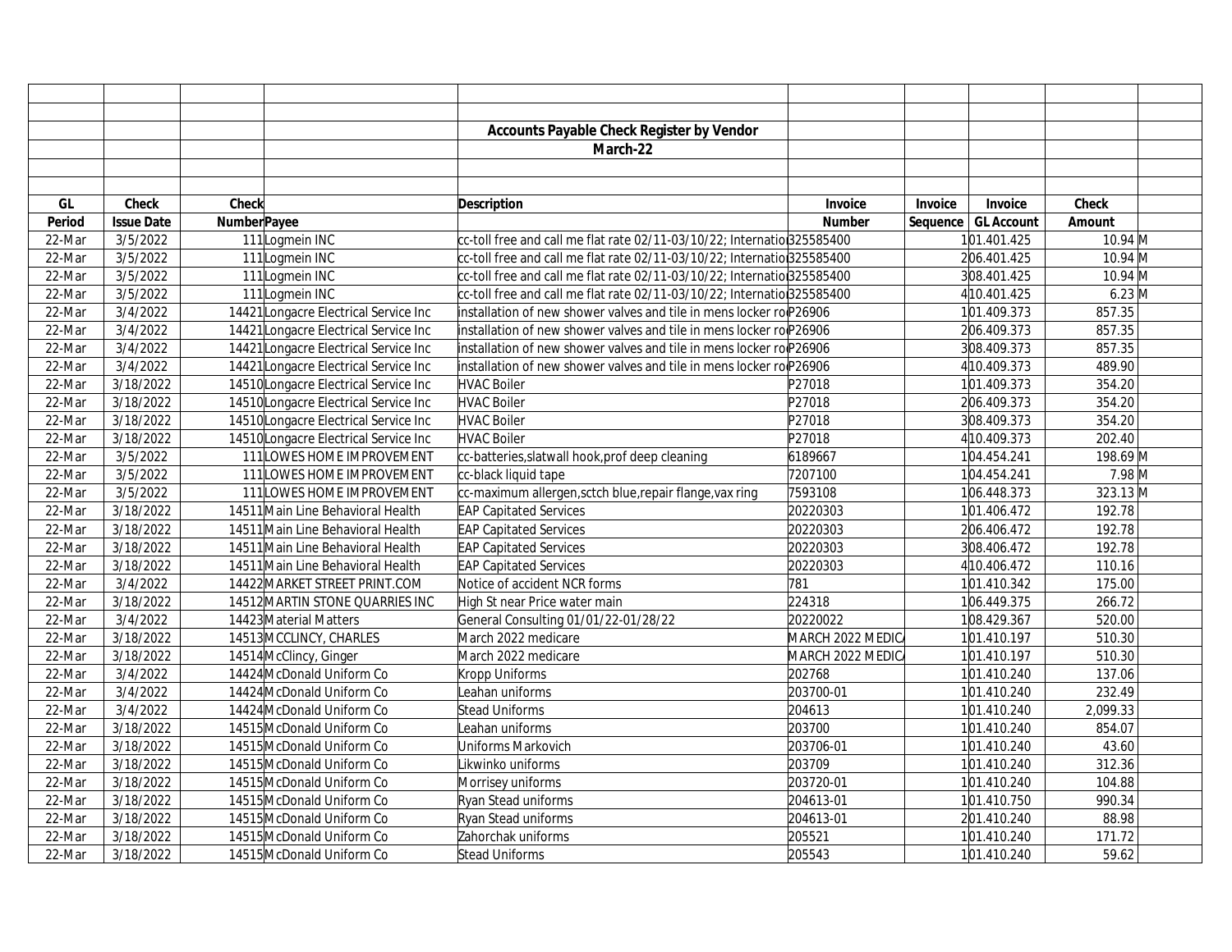**Accounts Payable Check Register by Vendor**

**March-22**

| GL Period | Check Issue Date | Check Number | Payee | Description | Invoice Number | Invoice Sequence | Invoice GL Account | Check Amount | |
|---|---|---|---|---|---|---|---|---|---|
| 22-Mar | 3/5/2022 | 111 | Logmein INC | cc-toll free and call me flat rate 02/11-03/10/22; Internatio | 325585400 | 1 | 01.401.425 | 10.94 | M |
| 22-Mar | 3/5/2022 | 111 | Logmein INC | cc-toll free and call me flat rate 02/11-03/10/22; Internatio | 325585400 | 2 | 06.401.425 | 10.94 | M |
| 22-Mar | 3/5/2022 | 111 | Logmein INC | cc-toll free and call me flat rate 02/11-03/10/22; Internatio | 325585400 | 3 | 08.401.425 | 10.94 | M |
| 22-Mar | 3/5/2022 | 111 | Logmein INC | cc-toll free and call me flat rate 02/11-03/10/22; Internatio | 325585400 | 4 | 10.401.425 | 6.23 | M |
| 22-Mar | 3/4/2022 | 14421 | Longacre Electrical Service Inc | installation of new shower valves and tile in mens locker ro | P26906 | 1 | 01.409.373 | 857.35 | |
| 22-Mar | 3/4/2022 | 14421 | Longacre Electrical Service Inc | installation of new shower valves and tile in mens locker ro | P26906 | 2 | 06.409.373 | 857.35 | |
| 22-Mar | 3/4/2022 | 14421 | Longacre Electrical Service Inc | installation of new shower valves and tile in mens locker ro | P26906 | 3 | 08.409.373 | 857.35 | |
| 22-Mar | 3/4/2022 | 14421 | Longacre Electrical Service Inc | installation of new shower valves and tile in mens locker ro | P26906 | 4 | 10.409.373 | 489.90 | |
| 22-Mar | 3/18/2022 | 14510 | Longacre Electrical Service Inc | HVAC Boiler | P27018 | 1 | 01.409.373 | 354.20 | |
| 22-Mar | 3/18/2022 | 14510 | Longacre Electrical Service Inc | HVAC Boiler | P27018 | 2 | 06.409.373 | 354.20 | |
| 22-Mar | 3/18/2022 | 14510 | Longacre Electrical Service Inc | HVAC Boiler | P27018 | 3 | 08.409.373 | 354.20 | |
| 22-Mar | 3/18/2022 | 14510 | Longacre Electrical Service Inc | HVAC Boiler | P27018 | 4 | 10.409.373 | 202.40 | |
| 22-Mar | 3/5/2022 | 111 | LOWES HOME IMPROVEMENT | cc-batteries,slatwall hook,prof deep cleaning | 6189667 | 1 | 04.454.241 | 198.69 | M |
| 22-Mar | 3/5/2022 | 111 | LOWES HOME IMPROVEMENT | cc-black liquid tape | 7207100 | 1 | 04.454.241 | 7.98 | M |
| 22-Mar | 3/5/2022 | 111 | LOWES HOME IMPROVEMENT | cc-maximum allergen,sctch blue,repair flange,vax ring | 7593108 | 1 | 06.448.373 | 323.13 | M |
| 22-Mar | 3/18/2022 | 14511 | Main Line Behavioral Health | EAP Capitated Services | 20220303 | 1 | 01.406.472 | 192.78 | |
| 22-Mar | 3/18/2022 | 14511 | Main Line Behavioral Health | EAP Capitated Services | 20220303 | 2 | 06.406.472 | 192.78 | |
| 22-Mar | 3/18/2022 | 14511 | Main Line Behavioral Health | EAP Capitated Services | 20220303 | 3 | 08.406.472 | 192.78 | |
| 22-Mar | 3/18/2022 | 14511 | Main Line Behavioral Health | EAP Capitated Services | 20220303 | 4 | 10.406.472 | 110.16 | |
| 22-Mar | 3/4/2022 | 14422 | MARKET STREET PRINT.COM | Notice of accident NCR forms | 781 | 1 | 01.410.342 | 175.00 | |
| 22-Mar | 3/18/2022 | 14512 | MARTIN STONE QUARRIES INC | High St near Price water main | 224318 | 1 | 06.449.375 | 266.72 | |
| 22-Mar | 3/4/2022 | 14423 | Material Matters | General Consulting 01/01/22-01/28/22 | 20220022 | 1 | 08.429.367 | 520.00 | |
| 22-Mar | 3/18/2022 | 14513 | MCCLINCY, CHARLES | March 2022 medicare | MARCH 2022 MEDIC/ | 1 | 01.410.197 | 510.30 | |
| 22-Mar | 3/18/2022 | 14514 | McClincy, Ginger | March 2022 medicare | MARCH 2022 MEDIC/ | 1 | 01.410.197 | 510.30 | |
| 22-Mar | 3/4/2022 | 14424 | McDonald Uniform Co | Kropp Uniforms | 202768 | 1 | 01.410.240 | 137.06 | |
| 22-Mar | 3/4/2022 | 14424 | McDonald Uniform Co | Leahan uniforms | 203700-01 | 1 | 01.410.240 | 232.49 | |
| 22-Mar | 3/4/2022 | 14424 | McDonald Uniform Co | Stead Uniforms | 204613 | 1 | 01.410.240 | 2,099.33 | |
| 22-Mar | 3/18/2022 | 14515 | McDonald Uniform Co | Leahan uniforms | 203700 | 1 | 01.410.240 | 854.07 | |
| 22-Mar | 3/18/2022 | 14515 | McDonald Uniform Co | Uniforms Markovich | 203706-01 | 1 | 01.410.240 | 43.60 | |
| 22-Mar | 3/18/2022 | 14515 | McDonald Uniform Co | Likwinko uniforms | 203709 | 1 | 01.410.240 | 312.36 | |
| 22-Mar | 3/18/2022 | 14515 | McDonald Uniform Co | Morrisey uniforms | 203720-01 | 1 | 01.410.240 | 104.88 | |
| 22-Mar | 3/18/2022 | 14515 | McDonald Uniform Co | Ryan Stead uniforms | 204613-01 | 1 | 01.410.750 | 990.34 | |
| 22-Mar | 3/18/2022 | 14515 | McDonald Uniform Co | Ryan Stead uniforms | 204613-01 | 2 | 01.410.240 | 88.98 | |
| 22-Mar | 3/18/2022 | 14515 | McDonald Uniform Co | Zahorchak uniforms | 205521 | 1 | 01.410.240 | 171.72 | |
| 22-Mar | 3/18/2022 | 14515 | McDonald Uniform Co | Stead Uniforms | 205543 | 1 | 01.410.240 | 59.62 | |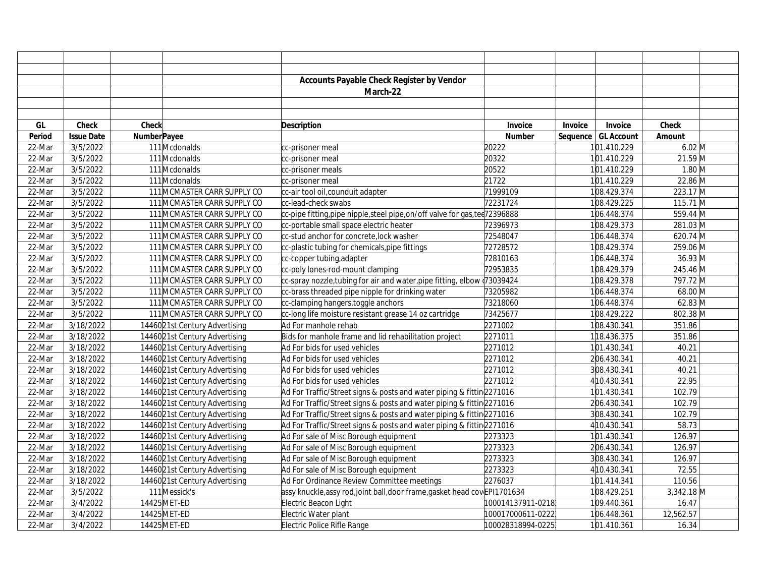**Accounts Payable Check Register by Vendor**

**March-22**

| GL Period | Check Issue Date | Check Number | Payee | Description | Invoice Number | Invoice Sequence | Invoice GL Account | Check Amount | |
|---|---|---|---|---|---|---|---|---|---|
| 22-Mar | 3/5/2022 | 111 | Mcdonalds | cc-prisoner meal | 20222 | 1 | 01.410.229 | 6.02 | M |
| 22-Mar | 3/5/2022 | 111 | Mcdonalds | cc-prisoner meal | 20322 | 1 | 01.410.229 | 21.59 | M |
| 22-Mar | 3/5/2022 | 111 | Mcdonalds | cc-prisoner meals | 20522 | 1 | 01.410.229 | 1.80 | M |
| 22-Mar | 3/5/2022 | 111 | Mcdonalds | cc-prisoner meal | 21722 | 1 | 01.410.229 | 22.86 | M |
| 22-Mar | 3/5/2022 | 111 | MCMASTER CARR SUPPLY CO | cc-air tool oil,counduit adapter | 71999109 | 1 | 08.429.374 | 223.17 | M |
| 22-Mar | 3/5/2022 | 111 | MCMASTER CARR SUPPLY CO | cc-lead-check swabs | 72231724 | 1 | 08.429.225 | 115.71 | M |
| 22-Mar | 3/5/2022 | 111 | MCMASTER CARR SUPPLY CO | cc-pipe fitting,pipe nipple,steel pipe,on/off valve for gas,tee | 72396888 | 1 | 06.448.374 | 559.44 | M |
| 22-Mar | 3/5/2022 | 111 | MCMASTER CARR SUPPLY CO | cc-portable small space electric heater | 72396973 | 1 | 08.429.373 | 281.03 | M |
| 22-Mar | 3/5/2022 | 111 | MCMASTER CARR SUPPLY CO | cc-stud anchor for concrete,lock washer | 72548047 | 1 | 06.448.374 | 620.74 | M |
| 22-Mar | 3/5/2022 | 111 | MCMASTER CARR SUPPLY CO | cc-plastic tubing for chemicals,pipe fittings | 72728572 | 1 | 08.429.374 | 259.06 | M |
| 22-Mar | 3/5/2022 | 111 | MCMASTER CARR SUPPLY CO | cc-copper tubing,adapter | 72810163 | 1 | 06.448.374 | 36.93 | M |
| 22-Mar | 3/5/2022 | 111 | MCMASTER CARR SUPPLY CO | cc-poly lones-rod-mount clamping | 72953835 | 1 | 08.429.379 | 245.46 | M |
| 22-Mar | 3/5/2022 | 111 | MCMASTER CARR SUPPLY CO | cc-spray nozzle,tubing for air and water,pipe fitting, elbow ( | 73039424 | 1 | 08.429.378 | 797.72 | M |
| 22-Mar | 3/5/2022 | 111 | MCMASTER CARR SUPPLY CO | cc-brass threaded pipe nipple for drinking water | 73205982 | 1 | 06.448.374 | 68.00 | M |
| 22-Mar | 3/5/2022 | 111 | MCMASTER CARR SUPPLY CO | cc-clamping hangers,toggle anchors | 73218060 | 1 | 06.448.374 | 62.83 | M |
| 22-Mar | 3/5/2022 | 111 | MCMASTER CARR SUPPLY CO | cc-long life moisture resistant grease 14 oz cartridge | 73425677 | 1 | 08.429.222 | 802.38 | M |
| 22-Mar | 3/18/2022 | 14460 | 21st Century Advertising | Ad For manhole rehab | 2271002 | 1 | 08.430.341 | 351.86 | |
| 22-Mar | 3/18/2022 | 14460 | 21st Century Advertising | Bids for manhole frame and lid rehabilitation project | 2271011 | 1 | 18.436.375 | 351.86 | |
| 22-Mar | 3/18/2022 | 14460 | 21st Century Advertising | Ad For bids for used vehicles | 2271012 | 1 | 01.430.341 | 40.21 | |
| 22-Mar | 3/18/2022 | 14460 | 21st Century Advertising | Ad For bids for used vehicles | 2271012 | 2 | 06.430.341 | 40.21 | |
| 22-Mar | 3/18/2022 | 14460 | 21st Century Advertising | Ad For bids for used vehicles | 2271012 | 3 | 08.430.341 | 40.21 | |
| 22-Mar | 3/18/2022 | 14460 | 21st Century Advertising | Ad For bids for used vehicles | 2271012 | 4 | 10.430.341 | 22.95 | |
| 22-Mar | 3/18/2022 | 14460 | 21st Century Advertising | Ad For Traffic/Street signs & posts and water piping & fittin | 2271016 | 1 | 01.430.341 | 102.79 | |
| 22-Mar | 3/18/2022 | 14460 | 21st Century Advertising | Ad For Traffic/Street signs & posts and water piping & fittin | 2271016 | 2 | 06.430.341 | 102.79 | |
| 22-Mar | 3/18/2022 | 14460 | 21st Century Advertising | Ad For Traffic/Street signs & posts and water piping & fittin | 2271016 | 3 | 08.430.341 | 102.79 | |
| 22-Mar | 3/18/2022 | 14460 | 21st Century Advertising | Ad For Traffic/Street signs & posts and water piping & fittin | 2271016 | 4 | 10.430.341 | 58.73 | |
| 22-Mar | 3/18/2022 | 14460 | 21st Century Advertising | Ad For sale of Misc Borough equipment | 2273323 | 1 | 01.430.341 | 126.97 | |
| 22-Mar | 3/18/2022 | 14460 | 21st Century Advertising | Ad For sale of Misc Borough equipment | 2273323 | 2 | 06.430.341 | 126.97 | |
| 22-Mar | 3/18/2022 | 14460 | 21st Century Advertising | Ad For sale of Misc Borough equipment | 2273323 | 3 | 08.430.341 | 126.97 | |
| 22-Mar | 3/18/2022 | 14460 | 21st Century Advertising | Ad For sale of Misc Borough equipment | 2273323 | 4 | 10.430.341 | 72.55 | |
| 22-Mar | 3/18/2022 | 14460 | 21st Century Advertising | Ad For Ordinance Review Committee meetings | 2276037 | 1 | 01.414.341 | 110.56 | |
| 22-Mar | 3/5/2022 | 111 | Messick's | assy knuckle,assy rod,joint ball,door frame,gasket head cov | EPI1701634 | 1 | 08.429.251 | 3,342.18 | M |
| 22-Mar | 3/4/2022 | 14425 | MET-ED | Electric Beacon Light | 100014137911-0218 | 1 | 09.440.361 | 16.47 | |
| 22-Mar | 3/4/2022 | 14425 | MET-ED | Electric Water plant | 100017000611-0222 | 1 | 06.448.361 | 12,562.57 | |
| 22-Mar | 3/4/2022 | 14425 | MET-ED | Electric Police Rifle Range | 100028318994-0225 | 1 | 01.410.361 | 16.34 | |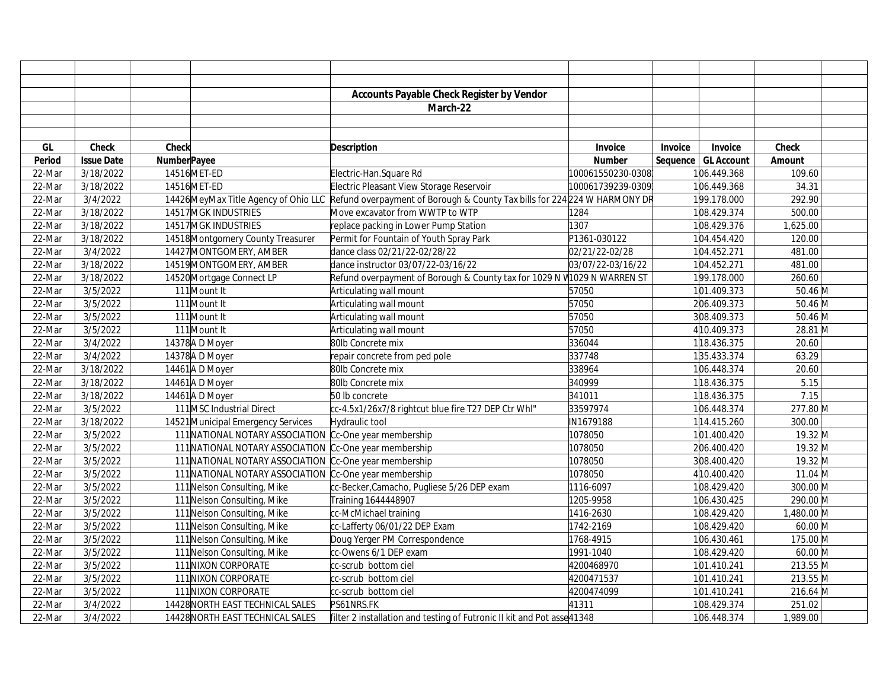| | | | | Accounts Payable Check Register by Vendor | | | | | |
|---|---|---|---|---|---|---|---|---|---|
| | | | | March-22 | | | | | |
| GL Period | Check Issue Date | Check Number | Payee | Description | Invoice Number | Invoice Sequence | Invoice GL Account | Check Amount | |
| 22-Mar | 3/18/2022 | 14516 | MET-ED | Electric-Han.Square Rd | 100061550230-0308 | 1 | 06.449.368 | 109.60 | |
| 22-Mar | 3/18/2022 | 14516 | MET-ED | Electric Pleasant View Storage Reservoir | 100061739239-0309 | 1 | 06.449.368 | 34.31 | |
| 22-Mar | 3/4/2022 | 14426 | MeyMax Title Agency of Ohio LLC | Refund overpayment of Borough & County Tax bills for 224 | 224 W HARMONY DR | 1 | 99.178.000 | 292.90 | |
| 22-Mar | 3/18/2022 | 14517 | MGK INDUSTRIES | Move excavator from WWTP to WTP | 1284 | 1 | 08.429.374 | 500.00 | |
| 22-Mar | 3/18/2022 | 14517 | MGK INDUSTRIES | replace packing in Lower Pump Station | 1307 | 1 | 08.429.376 | 1,625.00 | |
| 22-Mar | 3/18/2022 | 14518 | Montgomery County Treasurer | Permit for Fountain of Youth Spray Park | P1361-030122 | 1 | 04.454.420 | 120.00 | |
| 22-Mar | 3/4/2022 | 14427 | MONTGOMERY, AMBER | dance class 02/21/22-02/28/22 | 02/21/22-02/28 | 1 | 04.452.271 | 481.00 | |
| 22-Mar | 3/18/2022 | 14519 | MONTGOMERY, AMBER | dance instructor 03/07/22-03/16/22 | 03/07/22-03/16/22 | 1 | 04.452.271 | 481.00 | |
| 22-Mar | 3/18/2022 | 14520 | Mortgage Connect LP | Refund overpayment of Borough & County tax for 1029 N W | 1029 N WARREN ST | 1 | 99.178.000 | 260.60 | |
| 22-Mar | 3/5/2022 | 111 | Mount It | Articulating wall mount | 57050 | 1 | 01.409.373 | 50.46 | M |
| 22-Mar | 3/5/2022 | 111 | Mount It | Articulating wall mount | 57050 | 2 | 06.409.373 | 50.46 | M |
| 22-Mar | 3/5/2022 | 111 | Mount It | Articulating wall mount | 57050 | 3 | 08.409.373 | 50.46 | M |
| 22-Mar | 3/5/2022 | 111 | Mount It | Articulating wall mount | 57050 | 4 | 10.409.373 | 28.81 | M |
| 22-Mar | 3/4/2022 | 14378 | A D Moyer | 80lb Concrete mix | 336044 | 1 | 18.436.375 | 20.60 | |
| 22-Mar | 3/4/2022 | 14378 | A D Moyer | repair concrete from ped pole | 337748 | 1 | 35.433.374 | 63.29 | |
| 22-Mar | 3/18/2022 | 14461 | A D Moyer | 80lb Concrete mix | 338964 | 1 | 06.448.374 | 20.60 | |
| 22-Mar | 3/18/2022 | 14461 | A D Moyer | 80lb Concrete mix | 340999 | 1 | 18.436.375 | 5.15 | |
| 22-Mar | 3/18/2022 | 14461 | A D Moyer | 50 lb concrete | 341011 | 1 | 18.436.375 | 7.15 | |
| 22-Mar | 3/5/2022 | 111 | MSC Industrial Direct | cc-4.5x1/26x7/8 rightcut blue fire T27 DEP Ctr Whl" | 33597974 | 1 | 06.448.374 | 277.80 | M |
| 22-Mar | 3/18/2022 | 14521 | Municipal Emergency Services | Hydraulic tool | IN1679188 | 1 | 14.415.260 | 300.00 | |
| 22-Mar | 3/5/2022 | 111 | NATIONAL NOTARY ASSOCIATION | Cc-One year membership | 1078050 | 1 | 01.400.420 | 19.32 | M |
| 22-Mar | 3/5/2022 | 111 | NATIONAL NOTARY ASSOCIATION | Cc-One year membership | 1078050 | 2 | 06.400.420 | 19.32 | M |
| 22-Mar | 3/5/2022 | 111 | NATIONAL NOTARY ASSOCIATION | Cc-One year membership | 1078050 | 3 | 08.400.420 | 19.32 | M |
| 22-Mar | 3/5/2022 | 111 | NATIONAL NOTARY ASSOCIATION | Cc-One year membership | 1078050 | 4 | 10.400.420 | 11.04 | M |
| 22-Mar | 3/5/2022 | 111 | Nelson Consulting, Mike | cc-Becker,Camacho, Pugliese 5/26 DEP exam | 1116-6097 | 1 | 08.429.420 | 300.00 | M |
| 22-Mar | 3/5/2022 | 111 | Nelson Consulting, Mike | Training 1644448907 | 1205-9958 | 1 | 06.430.425 | 290.00 | M |
| 22-Mar | 3/5/2022 | 111 | Nelson Consulting, Mike | cc-McMichael training | 1416-2630 | 1 | 08.429.420 | 1,480.00 | M |
| 22-Mar | 3/5/2022 | 111 | Nelson Consulting, Mike | cc-Lafferty 06/01/22 DEP Exam | 1742-2169 | 1 | 08.429.420 | 60.00 | M |
| 22-Mar | 3/5/2022 | 111 | Nelson Consulting, Mike | Doug Yerger PM Correspondence | 1768-4915 | 1 | 06.430.461 | 175.00 | M |
| 22-Mar | 3/5/2022 | 111 | Nelson Consulting, Mike | cc-Owens 6/1 DEP exam | 1991-1040 | 1 | 08.429.420 | 60.00 | M |
| 22-Mar | 3/5/2022 | 111 | NIXON CORPORATE | cc-scrub bottom ciel | 4200468970 | 1 | 01.410.241 | 213.55 | M |
| 22-Mar | 3/5/2022 | 111 | NIXON CORPORATE | cc-scrub bottom ciel | 4200471537 | 1 | 01.410.241 | 213.55 | M |
| 22-Mar | 3/5/2022 | 111 | NIXON CORPORATE | cc-scrub bottom ciel | 4200474099 | 1 | 01.410.241 | 216.64 | M |
| 22-Mar | 3/4/2022 | 14428 | NORTH EAST TECHNICAL SALES | PS61NRS.FK | 41311 | 1 | 08.429.374 | 251.02 | |
| 22-Mar | 3/4/2022 | 14428 | NORTH EAST TECHNICAL SALES | filter 2 installation and testing of Futronic II kit and Pot asse | 41348 | 1 | 06.448.374 | 1,989.00 | |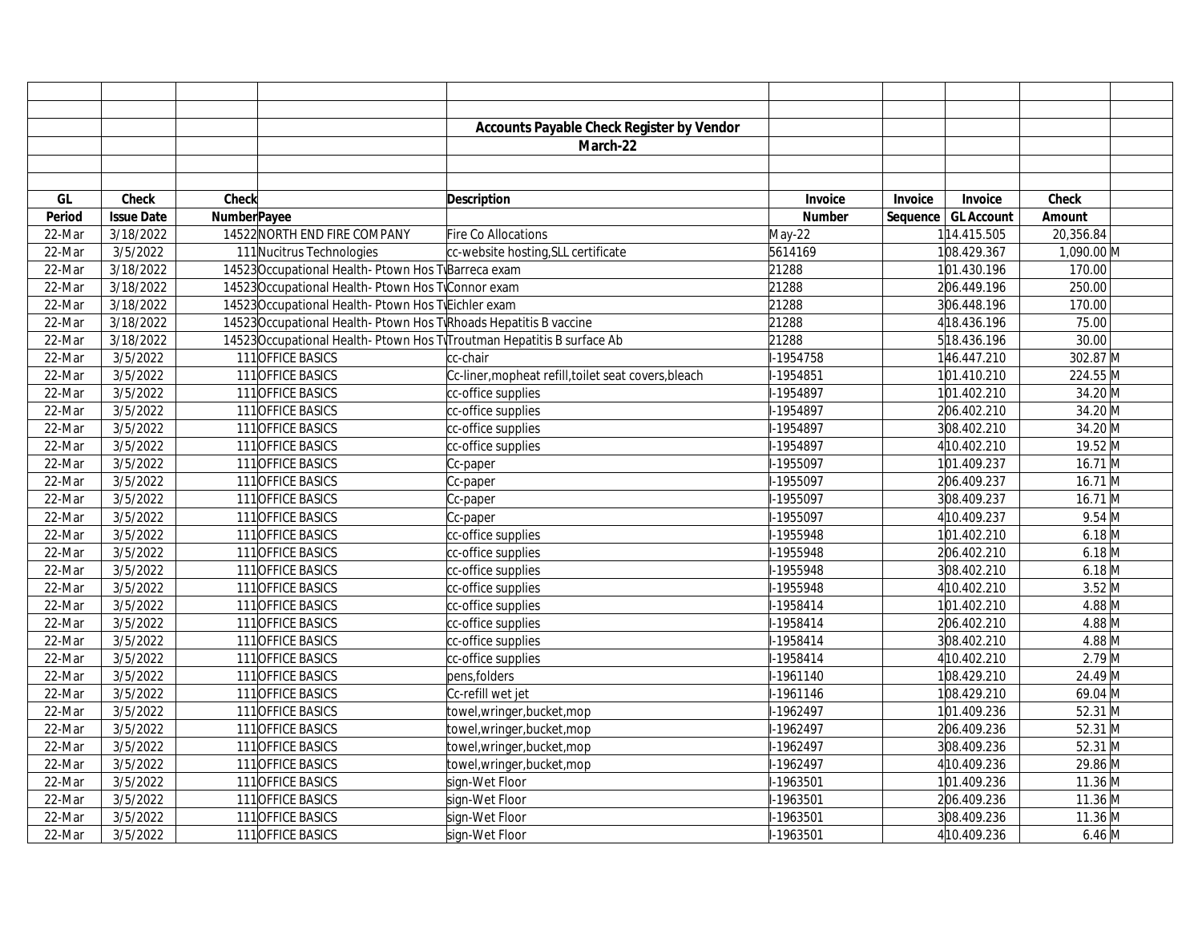# Accounts Payable Check Register by Vendor

## March-22

| GL Period | Check Issue Date | Check Number | Payee | Description | Invoice Number | Invoice Sequence | Invoice GL Account | Check Amount | |
|---|---|---|---|---|---|---|---|---|---|
| 22-Mar | 3/18/2022 | 14522 | NORTH END FIRE COMPANY | Fire Co Allocations | May-22 | 1 | 14.415.505 | 20,356.84 | |
| 22-Mar | 3/5/2022 | 111 | Nucitrus Technologies | cc-website hosting,SLL certificate | 5614169 | 1 | 08.429.367 | 1,090.00 | M |
| 22-Mar | 3/18/2022 | 14523 | Occupational Health- Ptown Hos Tw | Barreca exam | 21288 | 1 | 01.430.196 | 170.00 | |
| 22-Mar | 3/18/2022 | 14523 | Occupational Health- Ptown Hos Tw | Connor exam | 21288 | 2 | 06.449.196 | 250.00 | |
| 22-Mar | 3/18/2022 | 14523 | Occupational Health- Ptown Hos Tw | Eichler exam | 21288 | 3 | 06.448.196 | 170.00 | |
| 22-Mar | 3/18/2022 | 14523 | Occupational Health- Ptown Hos Tw | Rhoads Hepatitis B vaccine | 21288 | 4 | 18.436.196 | 75.00 | |
| 22-Mar | 3/18/2022 | 14523 | Occupational Health- Ptown Hos Tw | Troutman Hepatitis B surface Ab | 21288 | 5 | 18.436.196 | 30.00 | |
| 22-Mar | 3/5/2022 | 111 | OFFICE BASICS | cc-chair | I-1954758 | 1 | 46.447.210 | 302.87 | M |
| 22-Mar | 3/5/2022 | 111 | OFFICE BASICS | Cc-liner,mopheat refill,toilet seat covers,bleach | I-1954851 | 1 | 01.410.210 | 224.55 | M |
| 22-Mar | 3/5/2022 | 111 | OFFICE BASICS | cc-office supplies | I-1954897 | 1 | 01.402.210 | 34.20 | M |
| 22-Mar | 3/5/2022 | 111 | OFFICE BASICS | cc-office supplies | I-1954897 | 2 | 06.402.210 | 34.20 | M |
| 22-Mar | 3/5/2022 | 111 | OFFICE BASICS | cc-office supplies | I-1954897 | 3 | 08.402.210 | 34.20 | M |
| 22-Mar | 3/5/2022 | 111 | OFFICE BASICS | cc-office supplies | I-1954897 | 4 | 10.402.210 | 19.52 | M |
| 22-Mar | 3/5/2022 | 111 | OFFICE BASICS | Cc-paper | I-1955097 | 1 | 01.409.237 | 16.71 | M |
| 22-Mar | 3/5/2022 | 111 | OFFICE BASICS | Cc-paper | I-1955097 | 2 | 06.409.237 | 16.71 | M |
| 22-Mar | 3/5/2022 | 111 | OFFICE BASICS | Cc-paper | I-1955097 | 3 | 08.409.237 | 16.71 | M |
| 22-Mar | 3/5/2022 | 111 | OFFICE BASICS | Cc-paper | I-1955097 | 4 | 10.409.237 | 9.54 | M |
| 22-Mar | 3/5/2022 | 111 | OFFICE BASICS | cc-office supplies | I-1955948 | 1 | 01.402.210 | 6.18 | M |
| 22-Mar | 3/5/2022 | 111 | OFFICE BASICS | cc-office supplies | I-1955948 | 2 | 06.402.210 | 6.18 | M |
| 22-Mar | 3/5/2022 | 111 | OFFICE BASICS | cc-office supplies | I-1955948 | 3 | 08.402.210 | 6.18 | M |
| 22-Mar | 3/5/2022 | 111 | OFFICE BASICS | cc-office supplies | I-1955948 | 4 | 10.402.210 | 3.52 | M |
| 22-Mar | 3/5/2022 | 111 | OFFICE BASICS | cc-office supplies | I-1958414 | 1 | 01.402.210 | 4.88 | M |
| 22-Mar | 3/5/2022 | 111 | OFFICE BASICS | cc-office supplies | I-1958414 | 2 | 06.402.210 | 4.88 | M |
| 22-Mar | 3/5/2022 | 111 | OFFICE BASICS | cc-office supplies | I-1958414 | 3 | 08.402.210 | 4.88 | M |
| 22-Mar | 3/5/2022 | 111 | OFFICE BASICS | cc-office supplies | I-1958414 | 4 | 10.402.210 | 2.79 | M |
| 22-Mar | 3/5/2022 | 111 | OFFICE BASICS | pens,folders | I-1961140 | 1 | 08.429.210 | 24.49 | M |
| 22-Mar | 3/5/2022 | 111 | OFFICE BASICS | Cc-refill wet jet | I-1961146 | 1 | 08.429.210 | 69.04 | M |
| 22-Mar | 3/5/2022 | 111 | OFFICE BASICS | towel,wringer,bucket,mop | I-1962497 | 1 | 01.409.236 | 52.31 | M |
| 22-Mar | 3/5/2022 | 111 | OFFICE BASICS | towel,wringer,bucket,mop | I-1962497 | 2 | 06.409.236 | 52.31 | M |
| 22-Mar | 3/5/2022 | 111 | OFFICE BASICS | towel,wringer,bucket,mop | I-1962497 | 3 | 08.409.236 | 52.31 | M |
| 22-Mar | 3/5/2022 | 111 | OFFICE BASICS | towel,wringer,bucket,mop | I-1962497 | 4 | 10.409.236 | 29.86 | M |
| 22-Mar | 3/5/2022 | 111 | OFFICE BASICS | sign-Wet Floor | I-1963501 | 1 | 01.409.236 | 11.36 | M |
| 22-Mar | 3/5/2022 | 111 | OFFICE BASICS | sign-Wet Floor | I-1963501 | 2 | 06.409.236 | 11.36 | M |
| 22-Mar | 3/5/2022 | 111 | OFFICE BASICS | sign-Wet Floor | I-1963501 | 3 | 08.409.236 | 11.36 | M |
| 22-Mar | 3/5/2022 | 111 | OFFICE BASICS | sign-Wet Floor | I-1963501 | 4 | 10.409.236 | 6.46 | M |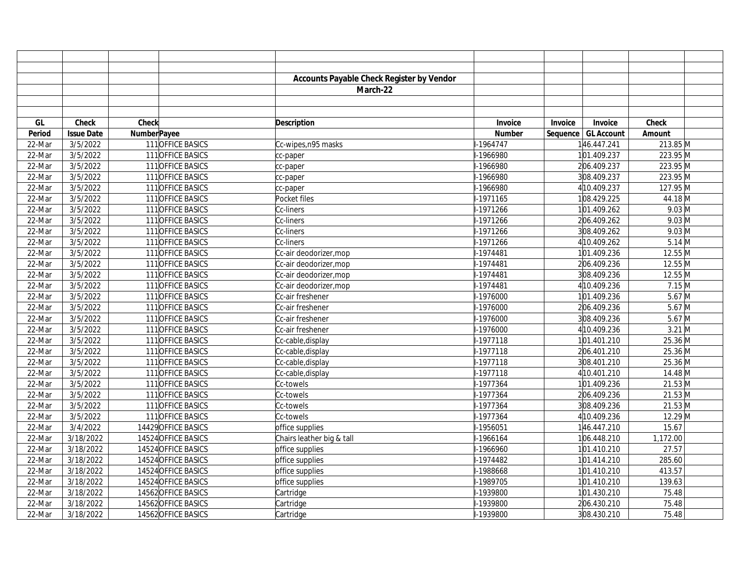## Accounts Payable Check Register by Vendor

### March-22

| GL Period | Check Issue Date | Check Number | Payee | Description | Invoice Number | Invoice Sequence | Invoice GL Account | Check Amount | |
|---|---|---|---|---|---|---|---|---|---|
| 22-Mar | 3/5/2022 | 111 | OFFICE BASICS | Cc-wipes,n95 masks | I-1964747 | 1 | 46.447.241 | 213.85 | M |
| 22-Mar | 3/5/2022 | 111 | OFFICE BASICS | cc-paper | I-1966980 | 1 | 01.409.237 | 223.95 | M |
| 22-Mar | 3/5/2022 | 111 | OFFICE BASICS | cc-paper | I-1966980 | 2 | 06.409.237 | 223.95 | M |
| 22-Mar | 3/5/2022 | 111 | OFFICE BASICS | cc-paper | I-1966980 | 3 | 08.409.237 | 223.95 | M |
| 22-Mar | 3/5/2022 | 111 | OFFICE BASICS | cc-paper | I-1966980 | 4 | 10.409.237 | 127.95 | M |
| 22-Mar | 3/5/2022 | 111 | OFFICE BASICS | Pocket files | I-1971165 | 1 | 08.429.225 | 44.18 | M |
| 22-Mar | 3/5/2022 | 111 | OFFICE BASICS | Cc-liners | I-1971266 | 1 | 01.409.262 | 9.03 | M |
| 22-Mar | 3/5/2022 | 111 | OFFICE BASICS | Cc-liners | I-1971266 | 2 | 06.409.262 | 9.03 | M |
| 22-Mar | 3/5/2022 | 111 | OFFICE BASICS | Cc-liners | I-1971266 | 3 | 08.409.262 | 9.03 | M |
| 22-Mar | 3/5/2022 | 111 | OFFICE BASICS | Cc-liners | I-1971266 | 4 | 10.409.262 | 5.14 | M |
| 22-Mar | 3/5/2022 | 111 | OFFICE BASICS | Cc-air deodorizer,mop | I-1974481 | 1 | 01.409.236 | 12.55 | M |
| 22-Mar | 3/5/2022 | 111 | OFFICE BASICS | Cc-air deodorizer,mop | I-1974481 | 2 | 06.409.236 | 12.55 | M |
| 22-Mar | 3/5/2022 | 111 | OFFICE BASICS | Cc-air deodorizer,mop | I-1974481 | 3 | 08.409.236 | 12.55 | M |
| 22-Mar | 3/5/2022 | 111 | OFFICE BASICS | Cc-air deodorizer,mop | I-1974481 | 4 | 10.409.236 | 7.15 | M |
| 22-Mar | 3/5/2022 | 111 | OFFICE BASICS | Cc-air freshener | I-1976000 | 1 | 01.409.236 | 5.67 | M |
| 22-Mar | 3/5/2022 | 111 | OFFICE BASICS | Cc-air freshener | I-1976000 | 2 | 06.409.236 | 5.67 | M |
| 22-Mar | 3/5/2022 | 111 | OFFICE BASICS | Cc-air freshener | I-1976000 | 3 | 08.409.236 | 5.67 | M |
| 22-Mar | 3/5/2022 | 111 | OFFICE BASICS | Cc-air freshener | I-1976000 | 4 | 10.409.236 | 3.21 | M |
| 22-Mar | 3/5/2022 | 111 | OFFICE BASICS | Cc-cable,display | I-1977118 | 1 | 01.401.210 | 25.36 | M |
| 22-Mar | 3/5/2022 | 111 | OFFICE BASICS | Cc-cable,display | I-1977118 | 2 | 06.401.210 | 25.36 | M |
| 22-Mar | 3/5/2022 | 111 | OFFICE BASICS | Cc-cable,display | I-1977118 | 3 | 08.401.210 | 25.36 | M |
| 22-Mar | 3/5/2022 | 111 | OFFICE BASICS | Cc-cable,display | I-1977118 | 4 | 10.401.210 | 14.48 | M |
| 22-Mar | 3/5/2022 | 111 | OFFICE BASICS | Cc-towels | I-1977364 | 1 | 01.409.236 | 21.53 | M |
| 22-Mar | 3/5/2022 | 111 | OFFICE BASICS | Cc-towels | I-1977364 | 2 | 06.409.236 | 21.53 | M |
| 22-Mar | 3/5/2022 | 111 | OFFICE BASICS | Cc-towels | I-1977364 | 3 | 08.409.236 | 21.53 | M |
| 22-Mar | 3/5/2022 | 111 | OFFICE BASICS | Cc-towels | I-1977364 | 4 | 10.409.236 | 12.29 | M |
| 22-Mar | 3/4/2022 | 14429 | OFFICE BASICS | office supplies | I-1956051 | 1 | 46.447.210 | 15.67 | |
| 22-Mar | 3/18/2022 | 14524 | OFFICE BASICS | Chairs leather big & tall | I-1966164 | 1 | 06.448.210 | 1,172.00 | |
| 22-Mar | 3/18/2022 | 14524 | OFFICE BASICS | office supplies | I-1966960 | 1 | 01.410.210 | 27.57 | |
| 22-Mar | 3/18/2022 | 14524 | OFFICE BASICS | office supplies | I-1974482 | 1 | 01.414.210 | 285.60 | |
| 22-Mar | 3/18/2022 | 14524 | OFFICE BASICS | office supplies | I-1988668 | 1 | 01.410.210 | 413.57 | |
| 22-Mar | 3/18/2022 | 14524 | OFFICE BASICS | office supplies | I-1989705 | 1 | 01.410.210 | 139.63 | |
| 22-Mar | 3/18/2022 | 14562 | OFFICE BASICS | Cartridge | I-1939800 | 1 | 01.430.210 | 75.48 | |
| 22-Mar | 3/18/2022 | 14562 | OFFICE BASICS | Cartridge | I-1939800 | 2 | 06.430.210 | 75.48 | |
| 22-Mar | 3/18/2022 | 14562 | OFFICE BASICS | Cartridge | I-1939800 | 3 | 08.430.210 | 75.48 | |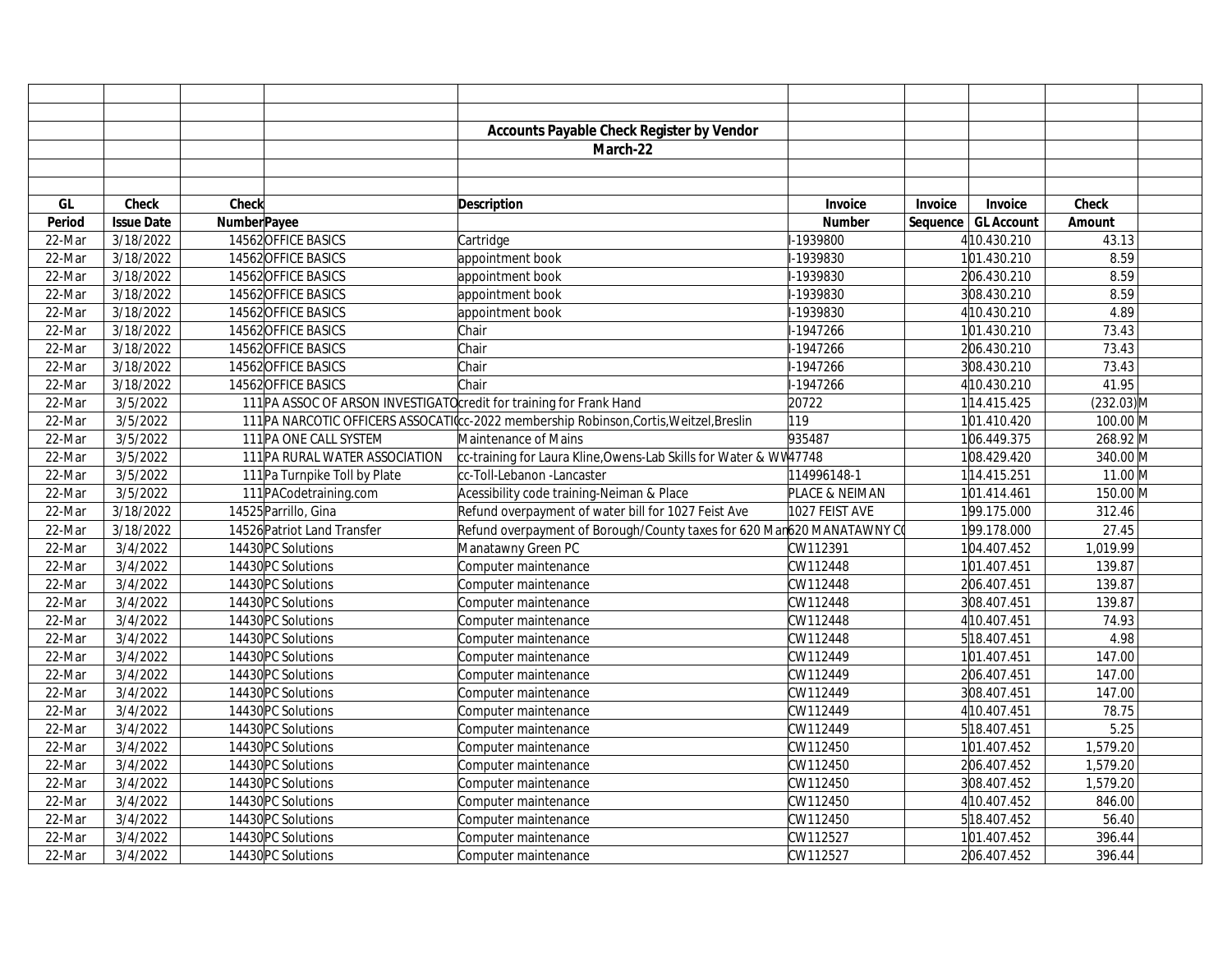**Accounts Payable Check Register by Vendor**

**March-22**

| GL Period | Check Issue Date | Check Number | Payee | Description | Invoice Number | Invoice Sequence | Invoice GL Account | Check Amount | |
|---|---|---|---|---|---|---|---|---|---|
| 22-Mar | 3/18/2022 | 14562 | OFFICE BASICS | Cartridge | I-1939800 | 4 | 10.430.210 | 43.13 | |
| 22-Mar | 3/18/2022 | 14562 | OFFICE BASICS | appointment book | I-1939830 | 1 | 01.430.210 | 8.59 | |
| 22-Mar | 3/18/2022 | 14562 | OFFICE BASICS | appointment book | I-1939830 | 2 | 06.430.210 | 8.59 | |
| 22-Mar | 3/18/2022 | 14562 | OFFICE BASICS | appointment book | I-1939830 | 3 | 08.430.210 | 8.59 | |
| 22-Mar | 3/18/2022 | 14562 | OFFICE BASICS | appointment book | I-1939830 | 4 | 10.430.210 | 4.89 | |
| 22-Mar | 3/18/2022 | 14562 | OFFICE BASICS | Chair | I-1947266 | 1 | 01.430.210 | 73.43 | |
| 22-Mar | 3/18/2022 | 14562 | OFFICE BASICS | Chair | I-1947266 | 2 | 06.430.210 | 73.43 | |
| 22-Mar | 3/18/2022 | 14562 | OFFICE BASICS | Chair | I-1947266 | 3 | 08.430.210 | 73.43 | |
| 22-Mar | 3/18/2022 | 14562 | OFFICE BASICS | Chair | I-1947266 | 4 | 10.430.210 | 41.95 | |
| 22-Mar | 3/5/2022 | 111 | PA ASSOC OF ARSON INVESTIGATO | credit for training for Frank Hand | 20722 | 1 | 14.415.425 | (232.03) | M |
| 22-Mar | 3/5/2022 | 111 | PA NARCOTIC OFFICERS ASSOCATI | cc-2022 membership Robinson,Cortis,Weitzel,Breslin | 119 | 1 | 01.410.420 | 100.00 | M |
| 22-Mar | 3/5/2022 | 111 | PA ONE CALL SYSTEM | Maintenance of Mains | 935487 | 1 | 06.449.375 | 268.92 | M |
| 22-Mar | 3/5/2022 | 111 | PA RURAL WATER ASSOCIATION | cc-training for Laura Kline,Owens-Lab Skills for Water & WW | 47748 | 1 | 08.429.420 | 340.00 | M |
| 22-Mar | 3/5/2022 | 111 | Pa Turnpike Toll by Plate | cc-Toll-Lebanon -Lancaster | 114996148-1 | 1 | 14.415.251 | 11.00 | M |
| 22-Mar | 3/5/2022 | 111 | PACodetraining.com | Acessibility code training-Neiman & Place | PLACE & NEIMAN | 1 | 01.414.461 | 150.00 | M |
| 22-Mar | 3/18/2022 | 14525 | Parrillo, Gina | Refund overpayment of water bill for 1027 Feist Ave | 1027 FEIST AVE | 1 | 99.175.000 | 312.46 | |
| 22-Mar | 3/18/2022 | 14526 | Patriot Land Transfer | Refund overpayment of Borough/County taxes for 620 Man | 620 MANATAWNY C | 1 | 99.178.000 | 27.45 | |
| 22-Mar | 3/4/2022 | 14430 | PC Solutions | Manatawny Green PC | CW112391 | 1 | 04.407.452 | 1,019.99 | |
| 22-Mar | 3/4/2022 | 14430 | PC Solutions | Computer maintenance | CW112448 | 1 | 01.407.451 | 139.87 | |
| 22-Mar | 3/4/2022 | 14430 | PC Solutions | Computer maintenance | CW112448 | 2 | 06.407.451 | 139.87 | |
| 22-Mar | 3/4/2022 | 14430 | PC Solutions | Computer maintenance | CW112448 | 3 | 08.407.451 | 139.87 | |
| 22-Mar | 3/4/2022 | 14430 | PC Solutions | Computer maintenance | CW112448 | 4 | 10.407.451 | 74.93 | |
| 22-Mar | 3/4/2022 | 14430 | PC Solutions | Computer maintenance | CW112448 | 5 | 18.407.451 | 4.98 | |
| 22-Mar | 3/4/2022 | 14430 | PC Solutions | Computer maintenance | CW112449 | 1 | 01.407.451 | 147.00 | |
| 22-Mar | 3/4/2022 | 14430 | PC Solutions | Computer maintenance | CW112449 | 2 | 06.407.451 | 147.00 | |
| 22-Mar | 3/4/2022 | 14430 | PC Solutions | Computer maintenance | CW112449 | 3 | 08.407.451 | 147.00 | |
| 22-Mar | 3/4/2022 | 14430 | PC Solutions | Computer maintenance | CW112449 | 4 | 10.407.451 | 78.75 | |
| 22-Mar | 3/4/2022 | 14430 | PC Solutions | Computer maintenance | CW112449 | 5 | 18.407.451 | 5.25 | |
| 22-Mar | 3/4/2022 | 14430 | PC Solutions | Computer maintenance | CW112450 | 1 | 01.407.452 | 1,579.20 | |
| 22-Mar | 3/4/2022 | 14430 | PC Solutions | Computer maintenance | CW112450 | 2 | 06.407.452 | 1,579.20 | |
| 22-Mar | 3/4/2022 | 14430 | PC Solutions | Computer maintenance | CW112450 | 3 | 08.407.452 | 1,579.20 | |
| 22-Mar | 3/4/2022 | 14430 | PC Solutions | Computer maintenance | CW112450 | 4 | 10.407.452 | 846.00 | |
| 22-Mar | 3/4/2022 | 14430 | PC Solutions | Computer maintenance | CW112450 | 5 | 18.407.452 | 56.40 | |
| 22-Mar | 3/4/2022 | 14430 | PC Solutions | Computer maintenance | CW112527 | 1 | 01.407.452 | 396.44 | |
| 22-Mar | 3/4/2022 | 14430 | PC Solutions | Computer maintenance | CW112527 | 2 | 06.407.452 | 396.44 | |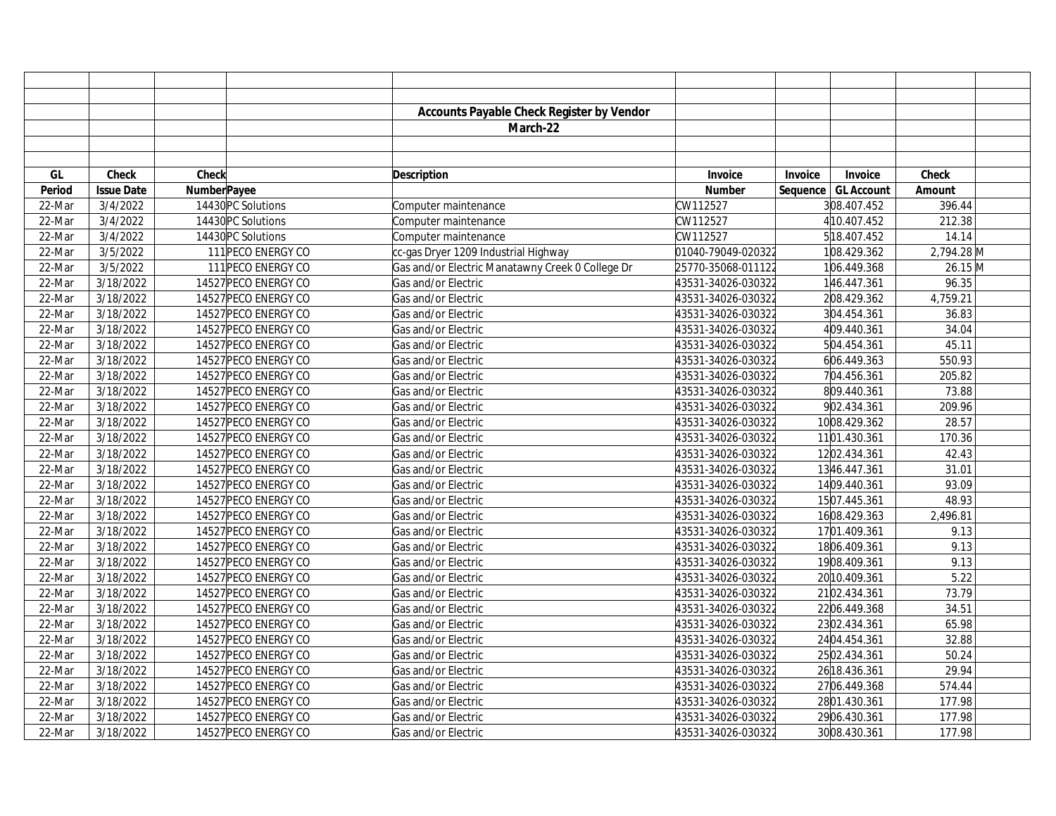**Accounts Payable Check Register by Vendor**

**March-22**

| GL Period | Check Issue Date | Check Number | Payee | Description | Invoice Number | Invoice Sequence | Invoice GL Account | Check Amount | |
|---|---|---|---|---|---|---|---|---|---|
| 22-Mar | 3/4/2022 | 14430 | PC Solutions | Computer maintenance | CW112527 | 3 | 08.407.452 | 396.44 | |
| 22-Mar | 3/4/2022 | 14430 | PC Solutions | Computer maintenance | CW112527 | 4 | 10.407.452 | 212.38 | |
| 22-Mar | 3/4/2022 | 14430 | PC Solutions | Computer maintenance | CW112527 | 5 | 18.407.452 | 14.14 | |
| 22-Mar | 3/5/2022 | 111 | PECO ENERGY CO | cc-gas Dryer 1209 Industrial Highway | 01040-79049-020322 | 1 | 08.429.362 | 2,794.28 | M |
| 22-Mar | 3/5/2022 | 111 | PECO ENERGY CO | Gas and/or Electric Manatawny Creek 0 College Dr | 25770-35068-011122 | 1 | 06.449.368 | 26.15 | M |
| 22-Mar | 3/18/2022 | 14527 | PECO ENERGY CO | Gas and/or Electric | 43531-34026-030322 | 1 | 46.447.361 | 96.35 | |
| 22-Mar | 3/18/2022 | 14527 | PECO ENERGY CO | Gas and/or Electric | 43531-34026-030322 | 2 | 08.429.362 | 4,759.21 | |
| 22-Mar | 3/18/2022 | 14527 | PECO ENERGY CO | Gas and/or Electric | 43531-34026-030322 | 3 | 04.454.361 | 36.83 | |
| 22-Mar | 3/18/2022 | 14527 | PECO ENERGY CO | Gas and/or Electric | 43531-34026-030322 | 4 | 09.440.361 | 34.04 | |
| 22-Mar | 3/18/2022 | 14527 | PECO ENERGY CO | Gas and/or Electric | 43531-34026-030322 | 5 | 04.454.361 | 45.11 | |
| 22-Mar | 3/18/2022 | 14527 | PECO ENERGY CO | Gas and/or Electric | 43531-34026-030322 | 6 | 06.449.363 | 550.93 | |
| 22-Mar | 3/18/2022 | 14527 | PECO ENERGY CO | Gas and/or Electric | 43531-34026-030322 | 7 | 04.456.361 | 205.82 | |
| 22-Mar | 3/18/2022 | 14527 | PECO ENERGY CO | Gas and/or Electric | 43531-34026-030322 | 8 | 09.440.361 | 73.88 | |
| 22-Mar | 3/18/2022 | 14527 | PECO ENERGY CO | Gas and/or Electric | 43531-34026-030322 | 9 | 02.434.361 | 209.96 | |
| 22-Mar | 3/18/2022 | 14527 | PECO ENERGY CO | Gas and/or Electric | 43531-34026-030322 | 10 | 08.429.362 | 28.57 | |
| 22-Mar | 3/18/2022 | 14527 | PECO ENERGY CO | Gas and/or Electric | 43531-34026-030322 | 11 | 01.430.361 | 170.36 | |
| 22-Mar | 3/18/2022 | 14527 | PECO ENERGY CO | Gas and/or Electric | 43531-34026-030322 | 12 | 02.434.361 | 42.43 | |
| 22-Mar | 3/18/2022 | 14527 | PECO ENERGY CO | Gas and/or Electric | 43531-34026-030322 | 13 | 46.447.361 | 31.01 | |
| 22-Mar | 3/18/2022 | 14527 | PECO ENERGY CO | Gas and/or Electric | 43531-34026-030322 | 14 | 09.440.361 | 93.09 | |
| 22-Mar | 3/18/2022 | 14527 | PECO ENERGY CO | Gas and/or Electric | 43531-34026-030322 | 15 | 07.445.361 | 48.93 | |
| 22-Mar | 3/18/2022 | 14527 | PECO ENERGY CO | Gas and/or Electric | 43531-34026-030322 | 16 | 08.429.363 | 2,496.81 | |
| 22-Mar | 3/18/2022 | 14527 | PECO ENERGY CO | Gas and/or Electric | 43531-34026-030322 | 17 | 01.409.361 | 9.13 | |
| 22-Mar | 3/18/2022 | 14527 | PECO ENERGY CO | Gas and/or Electric | 43531-34026-030322 | 18 | 06.409.361 | 9.13 | |
| 22-Mar | 3/18/2022 | 14527 | PECO ENERGY CO | Gas and/or Electric | 43531-34026-030322 | 19 | 08.409.361 | 9.13 | |
| 22-Mar | 3/18/2022 | 14527 | PECO ENERGY CO | Gas and/or Electric | 43531-34026-030322 | 20 | 10.409.361 | 5.22 | |
| 22-Mar | 3/18/2022 | 14527 | PECO ENERGY CO | Gas and/or Electric | 43531-34026-030322 | 21 | 02.434.361 | 73.79 | |
| 22-Mar | 3/18/2022 | 14527 | PECO ENERGY CO | Gas and/or Electric | 43531-34026-030322 | 22 | 06.449.368 | 34.51 | |
| 22-Mar | 3/18/2022 | 14527 | PECO ENERGY CO | Gas and/or Electric | 43531-34026-030322 | 23 | 02.434.361 | 65.98 | |
| 22-Mar | 3/18/2022 | 14527 | PECO ENERGY CO | Gas and/or Electric | 43531-34026-030322 | 24 | 04.454.361 | 32.88 | |
| 22-Mar | 3/18/2022 | 14527 | PECO ENERGY CO | Gas and/or Electric | 43531-34026-030322 | 25 | 02.434.361 | 50.24 | |
| 22-Mar | 3/18/2022 | 14527 | PECO ENERGY CO | Gas and/or Electric | 43531-34026-030322 | 26 | 18.436.361 | 29.94 | |
| 22-Mar | 3/18/2022 | 14527 | PECO ENERGY CO | Gas and/or Electric | 43531-34026-030322 | 27 | 06.449.368 | 574.44 | |
| 22-Mar | 3/18/2022 | 14527 | PECO ENERGY CO | Gas and/or Electric | 43531-34026-030322 | 28 | 01.430.361 | 177.98 | |
| 22-Mar | 3/18/2022 | 14527 | PECO ENERGY CO | Gas and/or Electric | 43531-34026-030322 | 29 | 06.430.361 | 177.98 | |
| 22-Mar | 3/18/2022 | 14527 | PECO ENERGY CO | Gas and/or Electric | 43531-34026-030322 | 30 | 08.430.361 | 177.98 | |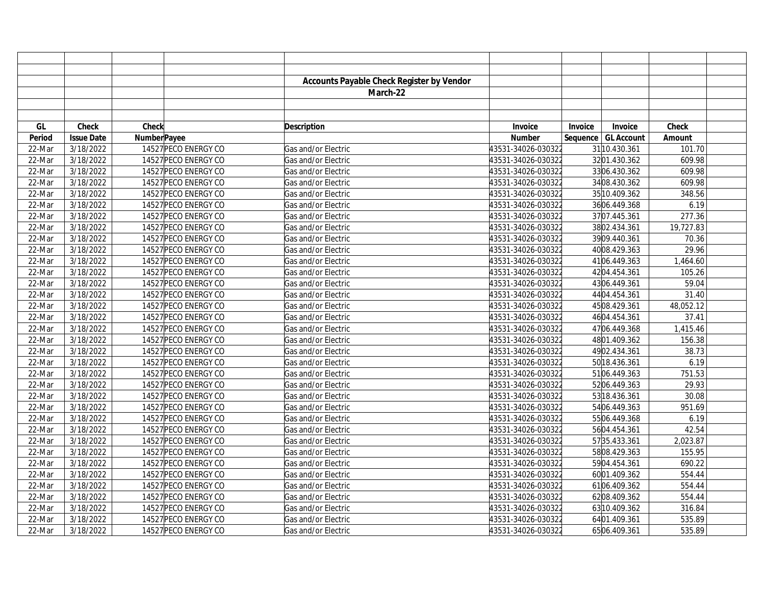| | | | | Accounts Payable Check Register by Vendor | | | | | |
|---|---|---|---|---|---|---|---|---|---|
| | | | | March-22 | | | | | |
| GL | Check | Check | | Description | Invoice | Invoice | Invoice | Check | |
| Period | Issue Date | Number | Payee | | Number | Sequence | GL Account | Amount | |
| 22-Mar | 3/18/2022 | 14527 | PECO ENERGY CO | Gas and/or Electric | 43531-34026-030322 | 31 | 10.430.361 | 101.70 | |
| 22-Mar | 3/18/2022 | 14527 | PECO ENERGY CO | Gas and/or Electric | 43531-34026-030322 | 32 | 01.430.362 | 609.98 | |
| 22-Mar | 3/18/2022 | 14527 | PECO ENERGY CO | Gas and/or Electric | 43531-34026-030322 | 33 | 06.430.362 | 609.98 | |
| 22-Mar | 3/18/2022 | 14527 | PECO ENERGY CO | Gas and/or Electric | 43531-34026-030322 | 34 | 08.430.362 | 609.98 | |
| 22-Mar | 3/18/2022 | 14527 | PECO ENERGY CO | Gas and/or Electric | 43531-34026-030322 | 35 | 10.409.362 | 348.56 | |
| 22-Mar | 3/18/2022 | 14527 | PECO ENERGY CO | Gas and/or Electric | 43531-34026-030322 | 36 | 06.449.368 | 6.19 | |
| 22-Mar | 3/18/2022 | 14527 | PECO ENERGY CO | Gas and/or Electric | 43531-34026-030322 | 37 | 07.445.361 | 277.36 | |
| 22-Mar | 3/18/2022 | 14527 | PECO ENERGY CO | Gas and/or Electric | 43531-34026-030322 | 38 | 02.434.361 | 19,727.83 | |
| 22-Mar | 3/18/2022 | 14527 | PECO ENERGY CO | Gas and/or Electric | 43531-34026-030322 | 39 | 09.440.361 | 70.36 | |
| 22-Mar | 3/18/2022 | 14527 | PECO ENERGY CO | Gas and/or Electric | 43531-34026-030322 | 40 | 08.429.363 | 29.96 | |
| 22-Mar | 3/18/2022 | 14527 | PECO ENERGY CO | Gas and/or Electric | 43531-34026-030322 | 41 | 06.449.363 | 1,464.60 | |
| 22-Mar | 3/18/2022 | 14527 | PECO ENERGY CO | Gas and/or Electric | 43531-34026-030322 | 42 | 04.454.361 | 105.26 | |
| 22-Mar | 3/18/2022 | 14527 | PECO ENERGY CO | Gas and/or Electric | 43531-34026-030322 | 43 | 06.449.361 | 59.04 | |
| 22-Mar | 3/18/2022 | 14527 | PECO ENERGY CO | Gas and/or Electric | 43531-34026-030322 | 44 | 04.454.361 | 31.40 | |
| 22-Mar | 3/18/2022 | 14527 | PECO ENERGY CO | Gas and/or Electric | 43531-34026-030322 | 45 | 08.429.361 | 48,052.12 | |
| 22-Mar | 3/18/2022 | 14527 | PECO ENERGY CO | Gas and/or Electric | 43531-34026-030322 | 46 | 04.454.361 | 37.41 | |
| 22-Mar | 3/18/2022 | 14527 | PECO ENERGY CO | Gas and/or Electric | 43531-34026-030322 | 47 | 06.449.368 | 1,415.46 | |
| 22-Mar | 3/18/2022 | 14527 | PECO ENERGY CO | Gas and/or Electric | 43531-34026-030322 | 48 | 01.409.362 | 156.38 | |
| 22-Mar | 3/18/2022 | 14527 | PECO ENERGY CO | Gas and/or Electric | 43531-34026-030322 | 49 | 02.434.361 | 38.73 | |
| 22-Mar | 3/18/2022 | 14527 | PECO ENERGY CO | Gas and/or Electric | 43531-34026-030322 | 50 | 18.436.361 | 6.19 | |
| 22-Mar | 3/18/2022 | 14527 | PECO ENERGY CO | Gas and/or Electric | 43531-34026-030322 | 51 | 06.449.363 | 751.53 | |
| 22-Mar | 3/18/2022 | 14527 | PECO ENERGY CO | Gas and/or Electric | 43531-34026-030322 | 52 | 06.449.363 | 29.93 | |
| 22-Mar | 3/18/2022 | 14527 | PECO ENERGY CO | Gas and/or Electric | 43531-34026-030322 | 53 | 18.436.361 | 30.08 | |
| 22-Mar | 3/18/2022 | 14527 | PECO ENERGY CO | Gas and/or Electric | 43531-34026-030322 | 54 | 06.449.363 | 951.69 | |
| 22-Mar | 3/18/2022 | 14527 | PECO ENERGY CO | Gas and/or Electric | 43531-34026-030322 | 55 | 06.449.368 | 6.19 | |
| 22-Mar | 3/18/2022 | 14527 | PECO ENERGY CO | Gas and/or Electric | 43531-34026-030322 | 56 | 04.454.361 | 42.54 | |
| 22-Mar | 3/18/2022 | 14527 | PECO ENERGY CO | Gas and/or Electric | 43531-34026-030322 | 57 | 35.433.361 | 2,023.87 | |
| 22-Mar | 3/18/2022 | 14527 | PECO ENERGY CO | Gas and/or Electric | 43531-34026-030322 | 58 | 08.429.363 | 155.95 | |
| 22-Mar | 3/18/2022 | 14527 | PECO ENERGY CO | Gas and/or Electric | 43531-34026-030322 | 59 | 04.454.361 | 690.22 | |
| 22-Mar | 3/18/2022 | 14527 | PECO ENERGY CO | Gas and/or Electric | 43531-34026-030322 | 60 | 01.409.362 | 554.44 | |
| 22-Mar | 3/18/2022 | 14527 | PECO ENERGY CO | Gas and/or Electric | 43531-34026-030322 | 61 | 06.409.362 | 554.44 | |
| 22-Mar | 3/18/2022 | 14527 | PECO ENERGY CO | Gas and/or Electric | 43531-34026-030322 | 62 | 08.409.362 | 554.44 | |
| 22-Mar | 3/18/2022 | 14527 | PECO ENERGY CO | Gas and/or Electric | 43531-34026-030322 | 63 | 10.409.362 | 316.84 | |
| 22-Mar | 3/18/2022 | 14527 | PECO ENERGY CO | Gas and/or Electric | 43531-34026-030322 | 64 | 01.409.361 | 535.89 | |
| 22-Mar | 3/18/2022 | 14527 | PECO ENERGY CO | Gas and/or Electric | 43531-34026-030322 | 65 | 06.409.361 | 535.89 | |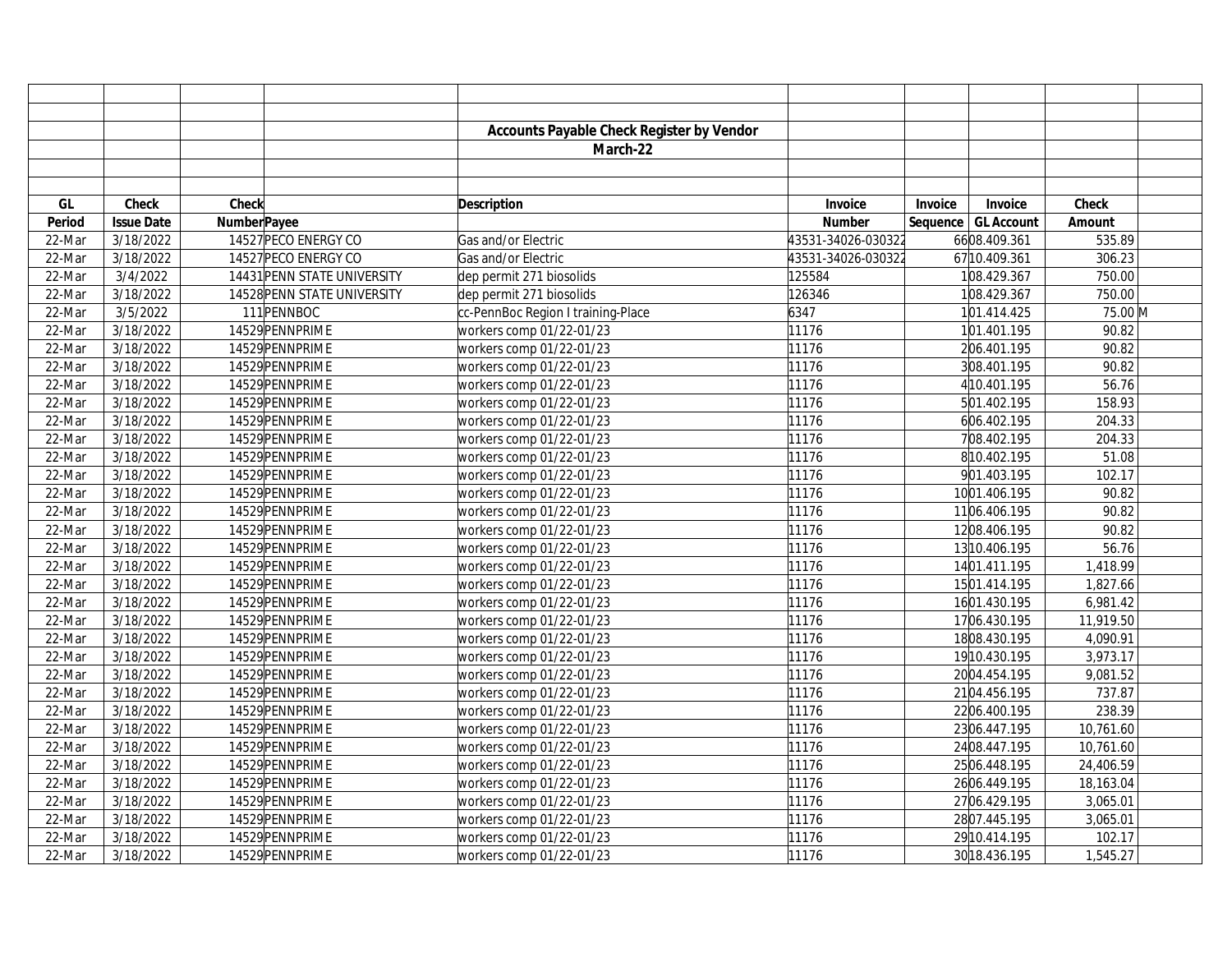| | | | | | | | | | |
|---|---|---|---|---|---|---|---|---|---|
| | | | | **Accounts Payable Check Register by Vendor** | | | | | |
| | | | | **March-22** | | | | | |
| **GL** | **Check** | **Check** | | **Description** | **Invoice** | **Invoice** | **Invoice** | **Check** | |
| **Period** | **Issue Date** | **Number** | **Payee** | | **Number** | **Sequence** | **GL Account** | **Amount** | |
| 22-Mar | 3/18/2022 | 14527 | PECO ENERGY CO | Gas and/or Electric | 43531-34026-030322 | 66 | 08.409.361 | 535.89 | |
| 22-Mar | 3/18/2022 | 14527 | PECO ENERGY CO | Gas and/or Electric | 43531-34026-030322 | 67 | 10.409.361 | 306.23 | |
| 22-Mar | 3/4/2022 | 14431 | PENN STATE UNIVERSITY | dep permit 271 biosolids | 125584 | 1 | 08.429.367 | 750.00 | |
| 22-Mar | 3/18/2022 | 14528 | PENN STATE UNIVERSITY | dep permit 271 biosolids | 126346 | 1 | 08.429.367 | 750.00 | |
| 22-Mar | 3/5/2022 | 111 | PENNBOC | cc-PennBoc Region I training-Place | 6347 | 1 | 01.414.425 | 75.00 | M |
| 22-Mar | 3/18/2022 | 14529 | PENNPRIME | workers comp 01/22-01/23 | 11176 | 1 | 01.401.195 | 90.82 | |
| 22-Mar | 3/18/2022 | 14529 | PENNPRIME | workers comp 01/22-01/23 | 11176 | 2 | 06.401.195 | 90.82 | |
| 22-Mar | 3/18/2022 | 14529 | PENNPRIME | workers comp 01/22-01/23 | 11176 | 3 | 08.401.195 | 90.82 | |
| 22-Mar | 3/18/2022 | 14529 | PENNPRIME | workers comp 01/22-01/23 | 11176 | 4 | 10.401.195 | 56.76 | |
| 22-Mar | 3/18/2022 | 14529 | PENNPRIME | workers comp 01/22-01/23 | 11176 | 5 | 01.402.195 | 158.93 | |
| 22-Mar | 3/18/2022 | 14529 | PENNPRIME | workers comp 01/22-01/23 | 11176 | 6 | 06.402.195 | 204.33 | |
| 22-Mar | 3/18/2022 | 14529 | PENNPRIME | workers comp 01/22-01/23 | 11176 | 7 | 08.402.195 | 204.33 | |
| 22-Mar | 3/18/2022 | 14529 | PENNPRIME | workers comp 01/22-01/23 | 11176 | 8 | 10.402.195 | 51.08 | |
| 22-Mar | 3/18/2022 | 14529 | PENNPRIME | workers comp 01/22-01/23 | 11176 | 9 | 01.403.195 | 102.17 | |
| 22-Mar | 3/18/2022 | 14529 | PENNPRIME | workers comp 01/22-01/23 | 11176 | 10 | 01.406.195 | 90.82 | |
| 22-Mar | 3/18/2022 | 14529 | PENNPRIME | workers comp 01/22-01/23 | 11176 | 11 | 06.406.195 | 90.82 | |
| 22-Mar | 3/18/2022 | 14529 | PENNPRIME | workers comp 01/22-01/23 | 11176 | 12 | 08.406.195 | 90.82 | |
| 22-Mar | 3/18/2022 | 14529 | PENNPRIME | workers comp 01/22-01/23 | 11176 | 13 | 10.406.195 | 56.76 | |
| 22-Mar | 3/18/2022 | 14529 | PENNPRIME | workers comp 01/22-01/23 | 11176 | 14 | 01.411.195 | 1,418.99 | |
| 22-Mar | 3/18/2022 | 14529 | PENNPRIME | workers comp 01/22-01/23 | 11176 | 15 | 01.414.195 | 1,827.66 | |
| 22-Mar | 3/18/2022 | 14529 | PENNPRIME | workers comp 01/22-01/23 | 11176 | 16 | 01.430.195 | 6,981.42 | |
| 22-Mar | 3/18/2022 | 14529 | PENNPRIME | workers comp 01/22-01/23 | 11176 | 17 | 06.430.195 | 11,919.50 | |
| 22-Mar | 3/18/2022 | 14529 | PENNPRIME | workers comp 01/22-01/23 | 11176 | 18 | 08.430.195 | 4,090.91 | |
| 22-Mar | 3/18/2022 | 14529 | PENNPRIME | workers comp 01/22-01/23 | 11176 | 19 | 10.430.195 | 3,973.17 | |
| 22-Mar | 3/18/2022 | 14529 | PENNPRIME | workers comp 01/22-01/23 | 11176 | 20 | 04.454.195 | 9,081.52 | |
| 22-Mar | 3/18/2022 | 14529 | PENNPRIME | workers comp 01/22-01/23 | 11176 | 21 | 04.456.195 | 737.87 | |
| 22-Mar | 3/18/2022 | 14529 | PENNPRIME | workers comp 01/22-01/23 | 11176 | 22 | 06.400.195 | 238.39 | |
| 22-Mar | 3/18/2022 | 14529 | PENNPRIME | workers comp 01/22-01/23 | 11176 | 23 | 06.447.195 | 10,761.60 | |
| 22-Mar | 3/18/2022 | 14529 | PENNPRIME | workers comp 01/22-01/23 | 11176 | 24 | 08.447.195 | 10,761.60 | |
| 22-Mar | 3/18/2022 | 14529 | PENNPRIME | workers comp 01/22-01/23 | 11176 | 25 | 06.448.195 | 24,406.59 | |
| 22-Mar | 3/18/2022 | 14529 | PENNPRIME | workers comp 01/22-01/23 | 11176 | 26 | 06.449.195 | 18,163.04 | |
| 22-Mar | 3/18/2022 | 14529 | PENNPRIME | workers comp 01/22-01/23 | 11176 | 27 | 06.429.195 | 3,065.01 | |
| 22-Mar | 3/18/2022 | 14529 | PENNPRIME | workers comp 01/22-01/23 | 11176 | 28 | 07.445.195 | 3,065.01 | |
| 22-Mar | 3/18/2022 | 14529 | PENNPRIME | workers comp 01/22-01/23 | 11176 | 29 | 10.414.195 | 102.17 | |
| 22-Mar | 3/18/2022 | 14529 | PENNPRIME | workers comp 01/22-01/23 | 11176 | 30 | 18.436.195 | 1,545.27 | |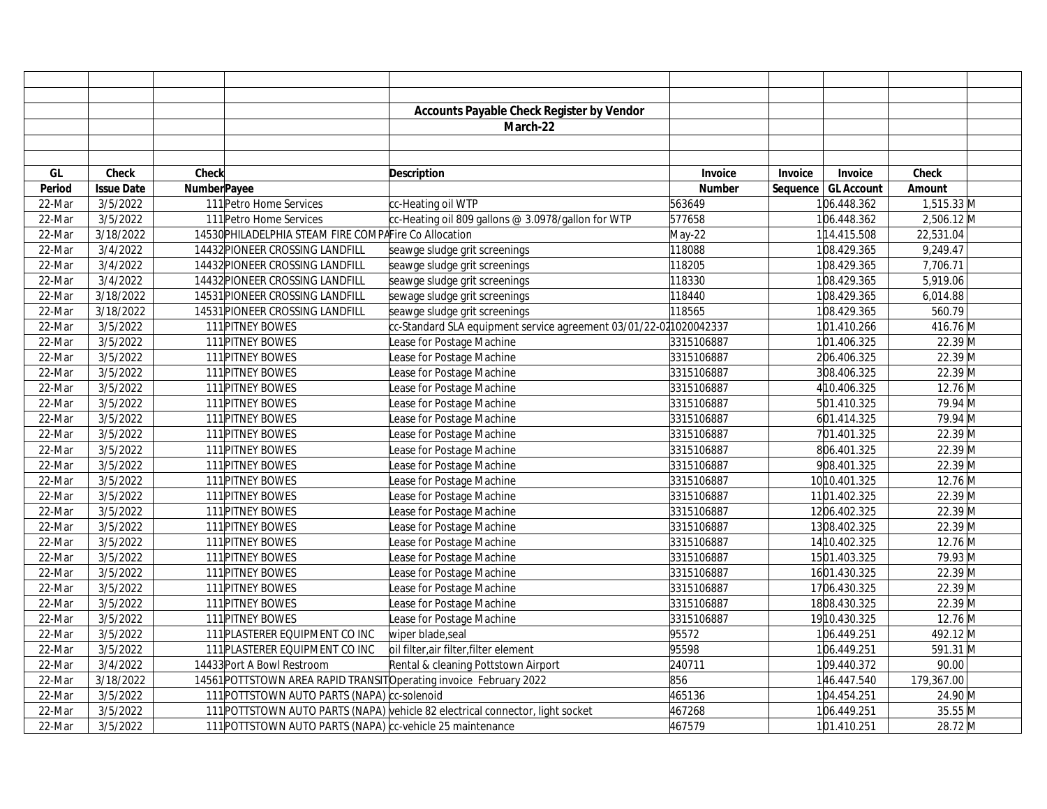## Accounts Payable Check Register by Vendor

**March-22**

| GL Period | Check Issue Date | Check Number | Payee | Description | Invoice Number | Invoice Sequence | Invoice GL Account | Check Amount | |
|---|---|---|---|---|---|---|---|---|---|
| 22-Mar | 3/5/2022 | 111 | Petro Home Services | cc-Heating oil WTP | 563649 | 1 | 06.448.362 | 1,515.33 | M |
| 22-Mar | 3/5/2022 | 111 | Petro Home Services | cc-Heating oil 809 gallons @ 3.0978/gallon for WTP | 577658 | 1 | 06.448.362 | 2,506.12 | M |
| 22-Mar | 3/18/2022 | 14530 | PHILADELPHIA STEAM FIRE COMPA | Fire Co Allocation | May-22 | 1 | 14.415.508 | 22,531.04 | |
| 22-Mar | 3/4/2022 | 14432 | PIONEER CROSSING LANDFILL | seawge sludge grit screenings | 118088 | 1 | 08.429.365 | 9,249.47 | |
| 22-Mar | 3/4/2022 | 14432 | PIONEER CROSSING LANDFILL | seawge sludge grit screenings | 118205 | 1 | 08.429.365 | 7,706.71 | |
| 22-Mar | 3/4/2022 | 14432 | PIONEER CROSSING LANDFILL | seawge sludge grit screenings | 118330 | 1 | 08.429.365 | 5,919.06 | |
| 22-Mar | 3/18/2022 | 14531 | PIONEER CROSSING LANDFILL | sewage sludge grit screenings | 118440 | 1 | 08.429.365 | 6,014.88 | |
| 22-Mar | 3/18/2022 | 14531 | PIONEER CROSSING LANDFILL | seawge sludge grit screenings | 118565 | 1 | 08.429.365 | 560.79 | |
| 22-Mar | 3/5/2022 | 111 | PITNEY BOWES | cc-Standard SLA equipment service agreement 03/01/22-02 | 1020042337 | 1 | 01.410.266 | 416.76 | M |
| 22-Mar | 3/5/2022 | 111 | PITNEY BOWES | Lease for Postage Machine | 3315106887 | 1 | 01.406.325 | 22.39 | M |
| 22-Mar | 3/5/2022 | 111 | PITNEY BOWES | Lease for Postage Machine | 3315106887 | 2 | 06.406.325 | 22.39 | M |
| 22-Mar | 3/5/2022 | 111 | PITNEY BOWES | Lease for Postage Machine | 3315106887 | 3 | 08.406.325 | 22.39 | M |
| 22-Mar | 3/5/2022 | 111 | PITNEY BOWES | Lease for Postage Machine | 3315106887 | 4 | 10.406.325 | 12.76 | M |
| 22-Mar | 3/5/2022 | 111 | PITNEY BOWES | Lease for Postage Machine | 3315106887 | 5 | 01.410.325 | 79.94 | M |
| 22-Mar | 3/5/2022 | 111 | PITNEY BOWES | Lease for Postage Machine | 3315106887 | 6 | 01.414.325 | 79.94 | M |
| 22-Mar | 3/5/2022 | 111 | PITNEY BOWES | Lease for Postage Machine | 3315106887 | 7 | 01.401.325 | 22.39 | M |
| 22-Mar | 3/5/2022 | 111 | PITNEY BOWES | Lease for Postage Machine | 3315106887 | 8 | 06.401.325 | 22.39 | M |
| 22-Mar | 3/5/2022 | 111 | PITNEY BOWES | Lease for Postage Machine | 3315106887 | 9 | 08.401.325 | 22.39 | M |
| 22-Mar | 3/5/2022 | 111 | PITNEY BOWES | Lease for Postage Machine | 3315106887 | 10 | 10.401.325 | 12.76 | M |
| 22-Mar | 3/5/2022 | 111 | PITNEY BOWES | Lease for Postage Machine | 3315106887 | 11 | 01.402.325 | 22.39 | M |
| 22-Mar | 3/5/2022 | 111 | PITNEY BOWES | Lease for Postage Machine | 3315106887 | 12 | 06.402.325 | 22.39 | M |
| 22-Mar | 3/5/2022 | 111 | PITNEY BOWES | Lease for Postage Machine | 3315106887 | 13 | 08.402.325 | 22.39 | M |
| 22-Mar | 3/5/2022 | 111 | PITNEY BOWES | Lease for Postage Machine | 3315106887 | 14 | 10.402.325 | 12.76 | M |
| 22-Mar | 3/5/2022 | 111 | PITNEY BOWES | Lease for Postage Machine | 3315106887 | 15 | 01.403.325 | 79.93 | M |
| 22-Mar | 3/5/2022 | 111 | PITNEY BOWES | Lease for Postage Machine | 3315106887 | 16 | 01.430.325 | 22.39 | M |
| 22-Mar | 3/5/2022 | 111 | PITNEY BOWES | Lease for Postage Machine | 3315106887 | 17 | 06.430.325 | 22.39 | M |
| 22-Mar | 3/5/2022 | 111 | PITNEY BOWES | Lease for Postage Machine | 3315106887 | 18 | 08.430.325 | 22.39 | M |
| 22-Mar | 3/5/2022 | 111 | PITNEY BOWES | Lease for Postage Machine | 3315106887 | 19 | 10.430.325 | 12.76 | M |
| 22-Mar | 3/5/2022 | 111 | PLASTERER EQUIPMENT CO INC | wiper blade,seal | 95572 | 1 | 06.449.251 | 492.12 | M |
| 22-Mar | 3/5/2022 | 111 | PLASTERER EQUIPMENT CO INC | oil filter,air filter,filter element | 95598 | 1 | 06.449.251 | 591.31 | M |
| 22-Mar | 3/4/2022 | 14433 | Port A Bowl Restroom | Rental & cleaning Pottstown Airport | 240711 | 1 | 09.440.372 | 90.00 | |
| 22-Mar | 3/18/2022 | 14561 | POTTSTOWN AREA RAPID TRANSIT | Operating invoice February 2022 | 856 | 1 | 46.447.540 | 179,367.00 | |
| 22-Mar | 3/5/2022 | 111 | POTTSTOWN AUTO PARTS (NAPA) | cc-solenoid | 465136 | 1 | 04.454.251 | 24.90 | M |
| 22-Mar | 3/5/2022 | 111 | POTTSTOWN AUTO PARTS (NAPA) | vehicle 82 electrical connector, light socket | 467268 | 1 | 06.449.251 | 35.55 | M |
| 22-Mar | 3/5/2022 | 111 | POTTSTOWN AUTO PARTS (NAPA) | cc-vehicle 25 maintenance | 467579 | 1 | 01.410.251 | 28.72 | M |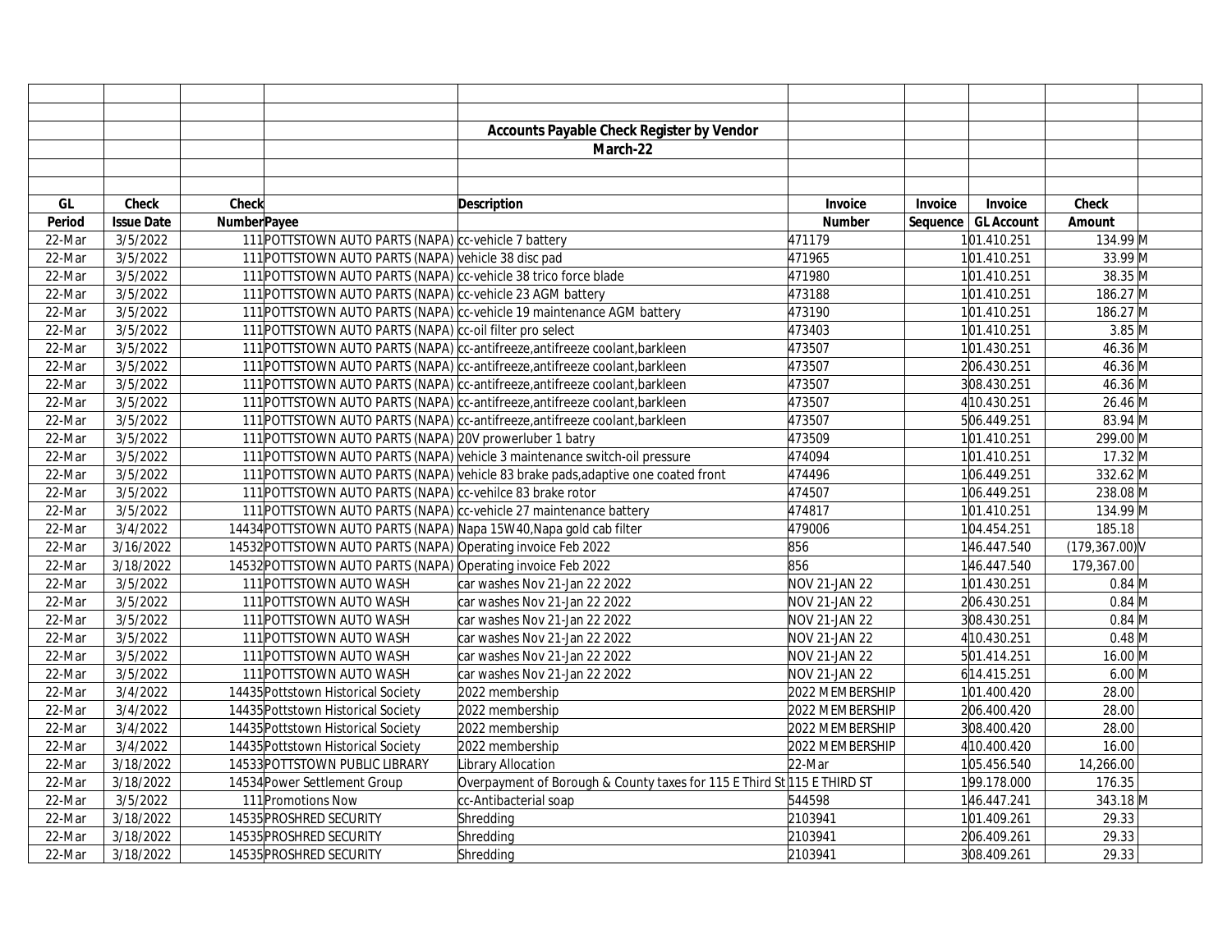## Accounts Payable Check Register by Vendor

### March-22

| GL Period | Check Issue Date | Check Number | Payee | Description | Invoice Number | Invoice Sequence | Invoice GL Account | Check Amount | |
|---|---|---|---|---|---|---|---|---|---|
| 22-Mar | 3/5/2022 | 111 | POTTSTOWN AUTO PARTS (NAPA) | cc-vehicle 7 battery | 471179 | 1 | 01.410.251 | 134.99 | M |
| 22-Mar | 3/5/2022 | 111 | POTTSTOWN AUTO PARTS (NAPA) | vehicle 38 disc pad | 471965 | 1 | 01.410.251 | 33.99 | M |
| 22-Mar | 3/5/2022 | 111 | POTTSTOWN AUTO PARTS (NAPA) | cc-vehicle 38 trico force blade | 471980 | 1 | 01.410.251 | 38.35 | M |
| 22-Mar | 3/5/2022 | 111 | POTTSTOWN AUTO PARTS (NAPA) | cc-vehicle 23 AGM battery | 473188 | 1 | 01.410.251 | 186.27 | M |
| 22-Mar | 3/5/2022 | 111 | POTTSTOWN AUTO PARTS (NAPA) | cc-vehicle 19 maintenance AGM battery | 473190 | 1 | 01.410.251 | 186.27 | M |
| 22-Mar | 3/5/2022 | 111 | POTTSTOWN AUTO PARTS (NAPA) | cc-oil filter pro select | 473403 | 1 | 01.410.251 | 3.85 | M |
| 22-Mar | 3/5/2022 | 111 | POTTSTOWN AUTO PARTS (NAPA) | cc-antifreeze,antifreeze coolant,barkleen | 473507 | 1 | 01.430.251 | 46.36 | M |
| 22-Mar | 3/5/2022 | 111 | POTTSTOWN AUTO PARTS (NAPA) | cc-antifreeze,antifreeze coolant,barkleen | 473507 | 2 | 06.430.251 | 46.36 | M |
| 22-Mar | 3/5/2022 | 111 | POTTSTOWN AUTO PARTS (NAPA) | cc-antifreeze,antifreeze coolant,barkleen | 473507 | 3 | 08.430.251 | 46.36 | M |
| 22-Mar | 3/5/2022 | 111 | POTTSTOWN AUTO PARTS (NAPA) | cc-antifreeze,antifreeze coolant,barkleen | 473507 | 4 | 10.430.251 | 26.46 | M |
| 22-Mar | 3/5/2022 | 111 | POTTSTOWN AUTO PARTS (NAPA) | cc-antifreeze,antifreeze coolant,barkleen | 473507 | 5 | 06.449.251 | 83.94 | M |
| 22-Mar | 3/5/2022 | 111 | POTTSTOWN AUTO PARTS (NAPA) | 20V prowerluber 1 batry | 473509 | 1 | 01.410.251 | 299.00 | M |
| 22-Mar | 3/5/2022 | 111 | POTTSTOWN AUTO PARTS (NAPA) | vehicle 3 maintenance switch-oil pressure | 474094 | 1 | 01.410.251 | 17.32 | M |
| 22-Mar | 3/5/2022 | 111 | POTTSTOWN AUTO PARTS (NAPA) | vehicle 83 brake pads,adaptive one coated front | 474496 | 1 | 06.449.251 | 332.62 | M |
| 22-Mar | 3/5/2022 | 111 | POTTSTOWN AUTO PARTS (NAPA) | cc-vehilce 83 brake rotor | 474507 | 1 | 06.449.251 | 238.08 | M |
| 22-Mar | 3/5/2022 | 111 | POTTSTOWN AUTO PARTS (NAPA) | cc-vehicle 27 maintenance battery | 474817 | 1 | 01.410.251 | 134.99 | M |
| 22-Mar | 3/4/2022 | 14434 | POTTSTOWN AUTO PARTS (NAPA) | Napa 15W40,Napa gold cab filter | 479006 | 1 | 04.454.251 | 185.18 | |
| 22-Mar | 3/16/2022 | 14532 | POTTSTOWN AUTO PARTS (NAPA) | Operating invoice Feb 2022 | 856 | 1 | 46.447.540 | (179,367.00) | V |
| 22-Mar | 3/18/2022 | 14532 | POTTSTOWN AUTO PARTS (NAPA) | Operating invoice Feb 2022 | 856 | 1 | 46.447.540 | 179,367.00 | |
| 22-Mar | 3/5/2022 | 111 | POTTSTOWN AUTO WASH | car washes Nov 21-Jan 22 2022 | NOV 21-JAN 22 | 1 | 01.430.251 | 0.84 | M |
| 22-Mar | 3/5/2022 | 111 | POTTSTOWN AUTO WASH | car washes Nov 21-Jan 22 2022 | NOV 21-JAN 22 | 2 | 06.430.251 | 0.84 | M |
| 22-Mar | 3/5/2022 | 111 | POTTSTOWN AUTO WASH | car washes Nov 21-Jan 22 2022 | NOV 21-JAN 22 | 3 | 08.430.251 | 0.84 | M |
| 22-Mar | 3/5/2022 | 111 | POTTSTOWN AUTO WASH | car washes Nov 21-Jan 22 2022 | NOV 21-JAN 22 | 4 | 10.430.251 | 0.48 | M |
| 22-Mar | 3/5/2022 | 111 | POTTSTOWN AUTO WASH | car washes Nov 21-Jan 22 2022 | NOV 21-JAN 22 | 5 | 01.414.251 | 16.00 | M |
| 22-Mar | 3/5/2022 | 111 | POTTSTOWN AUTO WASH | car washes Nov 21-Jan 22 2022 | NOV 21-JAN 22 | 6 | 14.415.251 | 6.00 | M |
| 22-Mar | 3/4/2022 | 14435 | Pottstown Historical Society | 2022 membership | 2022 MEMBERSHIP | 1 | 01.400.420 | 28.00 | |
| 22-Mar | 3/4/2022 | 14435 | Pottstown Historical Society | 2022 membership | 2022 MEMBERSHIP | 2 | 06.400.420 | 28.00 | |
| 22-Mar | 3/4/2022 | 14435 | Pottstown Historical Society | 2022 membership | 2022 MEMBERSHIP | 3 | 08.400.420 | 28.00 | |
| 22-Mar | 3/4/2022 | 14435 | Pottstown Historical Society | 2022 membership | 2022 MEMBERSHIP | 4 | 10.400.420 | 16.00 | |
| 22-Mar | 3/18/2022 | 14533 | POTTSTOWN PUBLIC LIBRARY | Library Allocation | 22-Mar | 1 | 05.456.540 | 14,266.00 | |
| 22-Mar | 3/18/2022 | 14534 | Power Settlement Group | Overpayment of Borough & County taxes for 115 E Third St | 115 E THIRD ST | 1 | 99.178.000 | 176.35 | |
| 22-Mar | 3/5/2022 | 111 | Promotions Now | cc-Antibacterial soap | 544598 | 1 | 46.447.241 | 343.18 | M |
| 22-Mar | 3/18/2022 | 14535 | PROSHRED SECURITY | Shredding | 2103941 | 1 | 01.409.261 | 29.33 | |
| 22-Mar | 3/18/2022 | 14535 | PROSHRED SECURITY | Shredding | 2103941 | 2 | 06.409.261 | 29.33 | |
| 22-Mar | 3/18/2022 | 14535 | PROSHRED SECURITY | Shredding | 2103941 | 3 | 08.409.261 | 29.33 | |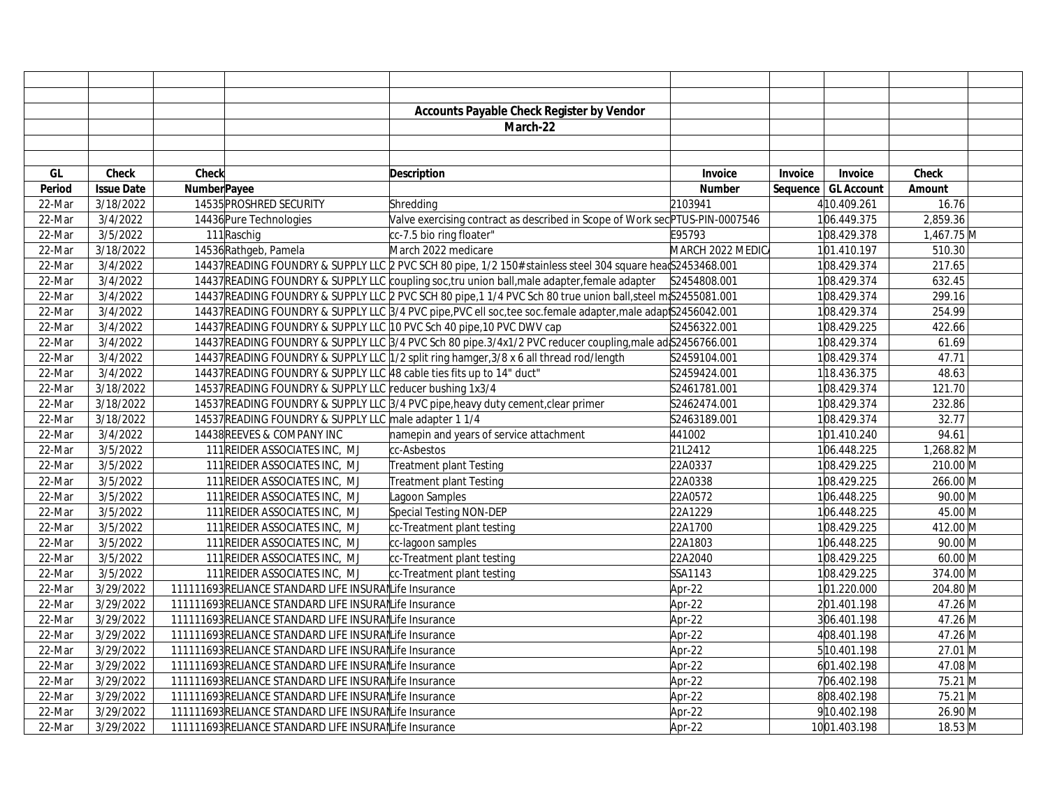**Accounts Payable Check Register by Vendor**

**March-22**

| GL Period | Check Issue Date | Check Number | Payee | Description | Invoice Number | Invoice Sequence | Invoice GL Account | Check Amount | |
|---|---|---|---|---|---|---|---|---|---|
| 22-Mar | 3/18/2022 | 14535 | PROSHRED SECURITY | Shredding | 2103941 | 4 | 10.409.261 | 16.76 | |
| 22-Mar | 3/4/2022 | 14436 | Pure Technologies | Valve exercising contract as described in Scope of Work sec | PTUS-PIN-0007546 | 1 | 06.449.375 | 2,859.36 | |
| 22-Mar | 3/5/2022 | 111 | Raschig | cc-7.5 bio ring floater" | E95793 | 1 | 08.429.378 | 1,467.75 | M |
| 22-Mar | 3/18/2022 | 14536 | Rathgeb, Pamela | March 2022 medicare | MARCH 2022 MEDIC/ | 1 | 01.410.197 | 510.30 | |
| 22-Mar | 3/4/2022 | 14437 | READING FOUNDRY & SUPPLY LLC | 2 PVC SCH 80 pipe, 1/2 150# stainless steel 304 square head | S2453468.001 | 1 | 08.429.374 | 217.65 | |
| 22-Mar | 3/4/2022 | 14437 | READING FOUNDRY & SUPPLY LLC | coupling soc,tru union ball,male adapter,female adapter | S2454808.001 | 1 | 08.429.374 | 632.45 | |
| 22-Mar | 3/4/2022 | 14437 | READING FOUNDRY & SUPPLY LLC | 2 PVC SCH 80 pipe,1 1/4 PVC Sch 80 true union ball,steel ma | S2455081.001 | 1 | 08.429.374 | 299.16 | |
| 22-Mar | 3/4/2022 | 14437 | READING FOUNDRY & SUPPLY LLC | 3/4 PVC pipe,PVC ell soc,tee soc.female adapter,male adapt | S2456042.001 | 1 | 08.429.374 | 254.99 | |
| 22-Mar | 3/4/2022 | 14437 | READING FOUNDRY & SUPPLY LLC | 10 PVC Sch 40 pipe,10 PVC DWV cap | S2456322.001 | 1 | 08.429.225 | 422.66 | |
| 22-Mar | 3/4/2022 | 14437 | READING FOUNDRY & SUPPLY LLC | 3/4 PVC Sch 80 pipe.3/4x1/2 PVC reducer coupling,male ad | S2456766.001 | 1 | 08.429.374 | 61.69 | |
| 22-Mar | 3/4/2022 | 14437 | READING FOUNDRY & SUPPLY LLC | 1/2 split ring hamger,3/8 x 6 all thread rod/length | S2459104.001 | 1 | 08.429.374 | 47.71 | |
| 22-Mar | 3/4/2022 | 14437 | READING FOUNDRY & SUPPLY LLC | 48 cable ties fits up to 14" duct" | S2459424.001 | 1 | 18.436.375 | 48.63 | |
| 22-Mar | 3/18/2022 | 14537 | READING FOUNDRY & SUPPLY LLC | reducer bushing 1x3/4 | S2461781.001 | 1 | 08.429.374 | 121.70 | |
| 22-Mar | 3/18/2022 | 14537 | READING FOUNDRY & SUPPLY LLC | 3/4 PVC pipe,heavy duty cement,clear primer | S2462474.001 | 1 | 08.429.374 | 232.86 | |
| 22-Mar | 3/18/2022 | 14537 | READING FOUNDRY & SUPPLY LLC | male adapter 1 1/4 | S2463189.001 | 1 | 08.429.374 | 32.77 | |
| 22-Mar | 3/4/2022 | 14438 | REEVES & COMPANY INC | namepin and years of service attachment | 441002 | 1 | 01.410.240 | 94.61 | |
| 22-Mar | 3/5/2022 | 111 | REIDER ASSOCIATES INC, MJ | cc-Asbestos | 21L2412 | 1 | 06.448.225 | 1,268.82 | M |
| 22-Mar | 3/5/2022 | 111 | REIDER ASSOCIATES INC, MJ | Treatment plant Testing | 22A0337 | 1 | 08.429.225 | 210.00 | M |
| 22-Mar | 3/5/2022 | 111 | REIDER ASSOCIATES INC, MJ | Treatment plant Testing | 22A0338 | 1 | 08.429.225 | 266.00 | M |
| 22-Mar | 3/5/2022 | 111 | REIDER ASSOCIATES INC, MJ | Lagoon Samples | 22A0572 | 1 | 06.448.225 | 90.00 | M |
| 22-Mar | 3/5/2022 | 111 | REIDER ASSOCIATES INC, MJ | Special Testing NON-DEP | 22A1229 | 1 | 06.448.225 | 45.00 | M |
| 22-Mar | 3/5/2022 | 111 | REIDER ASSOCIATES INC, MJ | cc-Treatment plant testing | 22A1700 | 1 | 08.429.225 | 412.00 | M |
| 22-Mar | 3/5/2022 | 111 | REIDER ASSOCIATES INC, MJ | cc-lagoon samples | 22A1803 | 1 | 06.448.225 | 90.00 | M |
| 22-Mar | 3/5/2022 | 111 | REIDER ASSOCIATES INC, MJ | cc-Treatment plant testing | 22A2040 | 1 | 08.429.225 | 60.00 | M |
| 22-Mar | 3/5/2022 | 111 | REIDER ASSOCIATES INC, MJ | cc-Treatment plant testing | SSA1143 | 1 | 08.429.225 | 374.00 | M |
| 22-Mar | 3/29/2022 | 111111693 | RELIANCE STANDARD LIFE INSURAN | Life Insurance | Apr-22 | 1 | 01.220.000 | 204.80 | M |
| 22-Mar | 3/29/2022 | 111111693 | RELIANCE STANDARD LIFE INSURAN | Life Insurance | Apr-22 | 2 | 01.401.198 | 47.26 | M |
| 22-Mar | 3/29/2022 | 111111693 | RELIANCE STANDARD LIFE INSURAN | Life Insurance | Apr-22 | 3 | 06.401.198 | 47.26 | M |
| 22-Mar | 3/29/2022 | 111111693 | RELIANCE STANDARD LIFE INSURAN | Life Insurance | Apr-22 | 4 | 08.401.198 | 47.26 | M |
| 22-Mar | 3/29/2022 | 111111693 | RELIANCE STANDARD LIFE INSURAN | Life Insurance | Apr-22 | 5 | 10.401.198 | 27.01 | M |
| 22-Mar | 3/29/2022 | 111111693 | RELIANCE STANDARD LIFE INSURAN | Life Insurance | Apr-22 | 6 | 01.402.198 | 47.08 | M |
| 22-Mar | 3/29/2022 | 111111693 | RELIANCE STANDARD LIFE INSURAN | Life Insurance | Apr-22 | 7 | 06.402.198 | 75.21 | M |
| 22-Mar | 3/29/2022 | 111111693 | RELIANCE STANDARD LIFE INSURAN | Life Insurance | Apr-22 | 8 | 08.402.198 | 75.21 | M |
| 22-Mar | 3/29/2022 | 111111693 | RELIANCE STANDARD LIFE INSURAN | Life Insurance | Apr-22 | 9 | 10.402.198 | 26.90 | M |
| 22-Mar | 3/29/2022 | 111111693 | RELIANCE STANDARD LIFE INSURAN | Life Insurance | Apr-22 | 10 | 01.403.198 | 18.53 | M |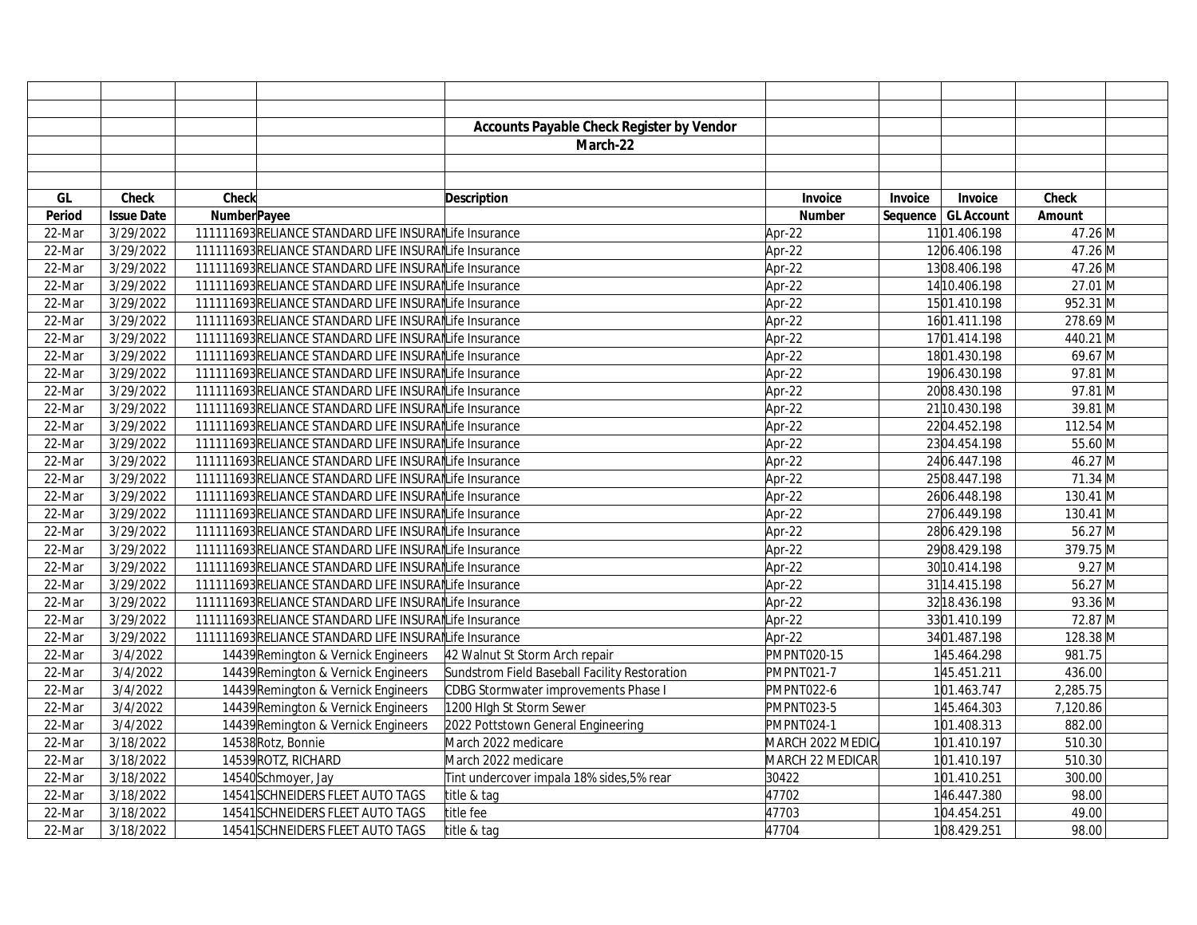| | | | | | | | | | |
|---|---|---|---|---|---|---|---|---|---|
| | | | | **Accounts Payable Check Register by Vendor** | | | | | |
| | | | | **March-22** | | | | | |
| **GL** | **Check** | **Check** | | **Description** | **Invoice** | **Invoice** | **Invoice** | **Check** | |
| **Period** | **Issue Date** | **Number** | **Payee** | | **Number** | **Sequence** | **GL Account** | **Amount** | |
| 22-Mar | 3/29/2022 | 111111693 | RELIANCE STANDARD LIFE INSURAN | Life Insurance | Apr-22 | 11 | 01.406.198 | 47.26 | M |
| 22-Mar | 3/29/2022 | 111111693 | RELIANCE STANDARD LIFE INSURAN | Life Insurance | Apr-22 | 12 | 06.406.198 | 47.26 | M |
| 22-Mar | 3/29/2022 | 111111693 | RELIANCE STANDARD LIFE INSURAN | Life Insurance | Apr-22 | 13 | 08.406.198 | 47.26 | M |
| 22-Mar | 3/29/2022 | 111111693 | RELIANCE STANDARD LIFE INSURAN | Life Insurance | Apr-22 | 14 | 10.406.198 | 27.01 | M |
| 22-Mar | 3/29/2022 | 111111693 | RELIANCE STANDARD LIFE INSURAN | Life Insurance | Apr-22 | 15 | 01.410.198 | 952.31 | M |
| 22-Mar | 3/29/2022 | 111111693 | RELIANCE STANDARD LIFE INSURAN | Life Insurance | Apr-22 | 16 | 01.411.198 | 278.69 | M |
| 22-Mar | 3/29/2022 | 111111693 | RELIANCE STANDARD LIFE INSURAN | Life Insurance | Apr-22 | 17 | 01.414.198 | 440.21 | M |
| 22-Mar | 3/29/2022 | 111111693 | RELIANCE STANDARD LIFE INSURAN | Life Insurance | Apr-22 | 18 | 01.430.198 | 69.67 | M |
| 22-Mar | 3/29/2022 | 111111693 | RELIANCE STANDARD LIFE INSURAN | Life Insurance | Apr-22 | 19 | 06.430.198 | 97.81 | M |
| 22-Mar | 3/29/2022 | 111111693 | RELIANCE STANDARD LIFE INSURAN | Life Insurance | Apr-22 | 20 | 08.430.198 | 97.81 | M |
| 22-Mar | 3/29/2022 | 111111693 | RELIANCE STANDARD LIFE INSURAN | Life Insurance | Apr-22 | 21 | 10.430.198 | 39.81 | M |
| 22-Mar | 3/29/2022 | 111111693 | RELIANCE STANDARD LIFE INSURAN | Life Insurance | Apr-22 | 22 | 04.452.198 | 112.54 | M |
| 22-Mar | 3/29/2022 | 111111693 | RELIANCE STANDARD LIFE INSURAN | Life Insurance | Apr-22 | 23 | 04.454.198 | 55.60 | M |
| 22-Mar | 3/29/2022 | 111111693 | RELIANCE STANDARD LIFE INSURAN | Life Insurance | Apr-22 | 24 | 06.447.198 | 46.27 | M |
| 22-Mar | 3/29/2022 | 111111693 | RELIANCE STANDARD LIFE INSURAN | Life Insurance | Apr-22 | 25 | 08.447.198 | 71.34 | M |
| 22-Mar | 3/29/2022 | 111111693 | RELIANCE STANDARD LIFE INSURAN | Life Insurance | Apr-22 | 26 | 06.448.198 | 130.41 | M |
| 22-Mar | 3/29/2022 | 111111693 | RELIANCE STANDARD LIFE INSURAN | Life Insurance | Apr-22 | 27 | 06.449.198 | 130.41 | M |
| 22-Mar | 3/29/2022 | 111111693 | RELIANCE STANDARD LIFE INSURAN | Life Insurance | Apr-22 | 28 | 06.429.198 | 56.27 | M |
| 22-Mar | 3/29/2022 | 111111693 | RELIANCE STANDARD LIFE INSURAN | Life Insurance | Apr-22 | 29 | 08.429.198 | 379.75 | M |
| 22-Mar | 3/29/2022 | 111111693 | RELIANCE STANDARD LIFE INSURAN | Life Insurance | Apr-22 | 30 | 10.414.198 | 9.27 | M |
| 22-Mar | 3/29/2022 | 111111693 | RELIANCE STANDARD LIFE INSURAN | Life Insurance | Apr-22 | 31 | 14.415.198 | 56.27 | M |
| 22-Mar | 3/29/2022 | 111111693 | RELIANCE STANDARD LIFE INSURAN | Life Insurance | Apr-22 | 32 | 18.436.198 | 93.36 | M |
| 22-Mar | 3/29/2022 | 111111693 | RELIANCE STANDARD LIFE INSURAN | Life Insurance | Apr-22 | 33 | 01.410.199 | 72.87 | M |
| 22-Mar | 3/29/2022 | 111111693 | RELIANCE STANDARD LIFE INSURAN | Life Insurance | Apr-22 | 34 | 01.487.198 | 128.38 | M |
| 22-Mar | 3/4/2022 | 14439 | Remington & Vernick Engineers | 42 Walnut St Storm Arch repair | PMPNT020-15 | 1 | 45.464.298 | 981.75 | |
| 22-Mar | 3/4/2022 | 14439 | Remington & Vernick Engineers | Sundstrom Field Baseball Facility Restoration | PMPNT021-7 | 1 | 45.451.211 | 436.00 | |
| 22-Mar | 3/4/2022 | 14439 | Remington & Vernick Engineers | CDBG Stormwater improvements Phase I | PMPNT022-6 | 1 | 01.463.747 | 2,285.75 | |
| 22-Mar | 3/4/2022 | 14439 | Remington & Vernick Engineers | 1200 HIgh St Storm Sewer | PMPNT023-5 | 1 | 45.464.303 | 7,120.86 | |
| 22-Mar | 3/4/2022 | 14439 | Remington & Vernick Engineers | 2022 Pottstown General Engineering | PMPNT024-1 | 1 | 01.408.313 | 882.00 | |
| 22-Mar | 3/18/2022 | 14538 | Rotz, Bonnie | March 2022 medicare | MARCH 2022 MEDIC | 1 | 01.410.197 | 510.30 | |
| 22-Mar | 3/18/2022 | 14539 | ROTZ, RICHARD | March 2022 medicare | MARCH 22 MEDICAR | 1 | 01.410.197 | 510.30 | |
| 22-Mar | 3/18/2022 | 14540 | Schmoyer, Jay | Tint undercover impala 18% sides,5% rear | 30422 | 1 | 01.410.251 | 300.00 | |
| 22-Mar | 3/18/2022 | 14541 | SCHNEIDERS FLEET AUTO TAGS | title & tag | 47702 | 1 | 46.447.380 | 98.00 | |
| 22-Mar | 3/18/2022 | 14541 | SCHNEIDERS FLEET AUTO TAGS | title fee | 47703 | 1 | 04.454.251 | 49.00 | |
| 22-Mar | 3/18/2022 | 14541 | SCHNEIDERS FLEET AUTO TAGS | title & tag | 47704 | 1 | 08.429.251 | 98.00 | |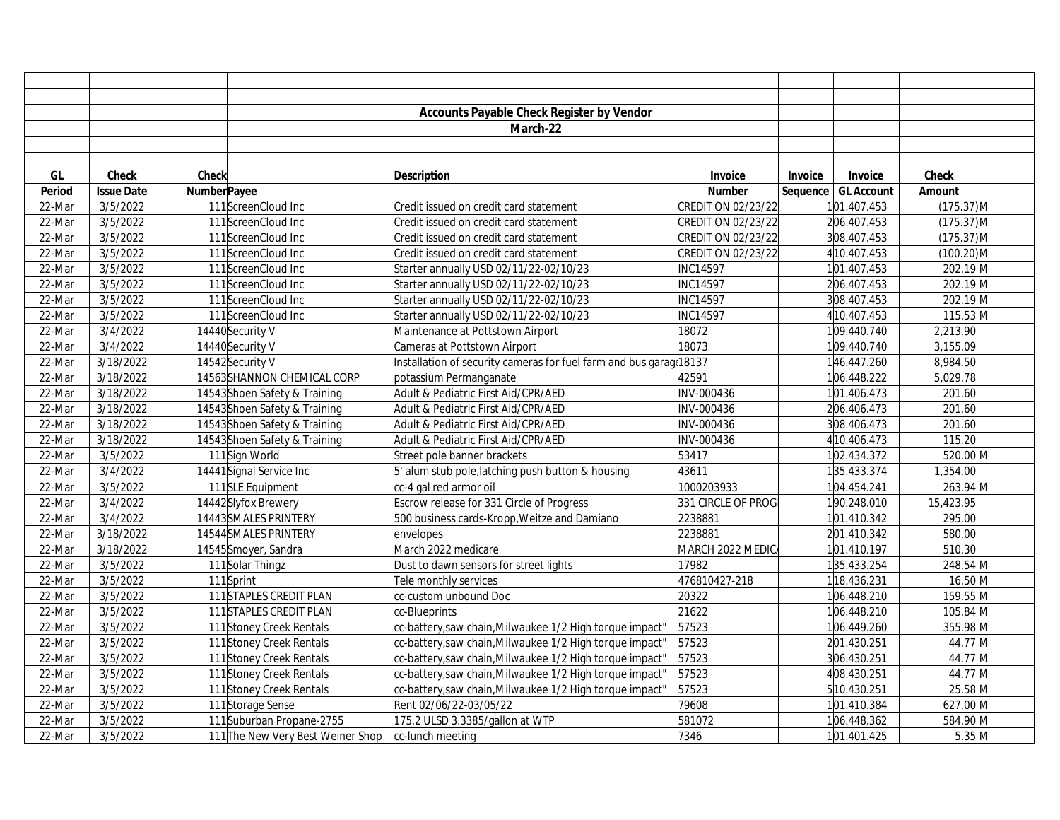**Accounts Payable Check Register by Vendor**

**March-22**

| GL Period | Check Issue Date | Check Number | Payee | Description | Invoice Number | Invoice Sequence | Invoice GL Account | Check Amount | |
|---|---|---|---|---|---|---|---|---|---|
| 22-Mar | 3/5/2022 | 111 | ScreenCloud Inc | Credit issued on credit card statement | CREDIT ON 02/23/22 | 1 | 01.407.453 | (175.37) | M |
| 22-Mar | 3/5/2022 | 111 | ScreenCloud Inc | Credit issued on credit card statement | CREDIT ON 02/23/22 | 2 | 06.407.453 | (175.37) | M |
| 22-Mar | 3/5/2022 | 111 | ScreenCloud Inc | Credit issued on credit card statement | CREDIT ON 02/23/22 | 3 | 08.407.453 | (175.37) | M |
| 22-Mar | 3/5/2022 | 111 | ScreenCloud Inc | Credit issued on credit card statement | CREDIT ON 02/23/22 | 4 | 10.407.453 | (100.20) | M |
| 22-Mar | 3/5/2022 | 111 | ScreenCloud Inc | Starter annually USD 02/11/22-02/10/23 | INC14597 | 1 | 01.407.453 | 202.19 | M |
| 22-Mar | 3/5/2022 | 111 | ScreenCloud Inc | Starter annually USD 02/11/22-02/10/23 | INC14597 | 2 | 06.407.453 | 202.19 | M |
| 22-Mar | 3/5/2022 | 111 | ScreenCloud Inc | Starter annually USD 02/11/22-02/10/23 | INC14597 | 3 | 08.407.453 | 202.19 | M |
| 22-Mar | 3/5/2022 | 111 | ScreenCloud Inc | Starter annually USD 02/11/22-02/10/23 | INC14597 | 4 | 10.407.453 | 115.53 | M |
| 22-Mar | 3/4/2022 | 14440 | Security V | Maintenance at Pottstown Airport | 18072 | 1 | 09.440.740 | 2,213.90 | |
| 22-Mar | 3/4/2022 | 14440 | Security V | Cameras at Pottstown Airport | 18073 | 1 | 09.440.740 | 3,155.09 | |
| 22-Mar | 3/18/2022 | 14542 | Security V | Installation of security cameras for fuel farm and bus garage | 18137 | 1 | 46.447.260 | 8,984.50 | |
| 22-Mar | 3/18/2022 | 14563 | SHANNON CHEMICAL CORP | potassium Permanganate | 42591 | 1 | 06.448.222 | 5,029.78 | |
| 22-Mar | 3/18/2022 | 14543 | Shoen Safety & Training | Adult & Pediatric First Aid/CPR/AED | INV-000436 | 1 | 01.406.473 | 201.60 | |
| 22-Mar | 3/18/2022 | 14543 | Shoen Safety & Training | Adult & Pediatric First Aid/CPR/AED | INV-000436 | 2 | 06.406.473 | 201.60 | |
| 22-Mar | 3/18/2022 | 14543 | Shoen Safety & Training | Adult & Pediatric First Aid/CPR/AED | INV-000436 | 3 | 08.406.473 | 201.60 | |
| 22-Mar | 3/18/2022 | 14543 | Shoen Safety & Training | Adult & Pediatric First Aid/CPR/AED | INV-000436 | 4 | 10.406.473 | 115.20 | |
| 22-Mar | 3/5/2022 | 111 | Sign World | Street pole banner brackets | 53417 | 1 | 02.434.372 | 520.00 | M |
| 22-Mar | 3/4/2022 | 14441 | Signal Service Inc | 5' alum stub pole,latching push button & housing | 43611 | 1 | 35.433.374 | 1,354.00 | |
| 22-Mar | 3/5/2022 | 111 | SLE Equipment | cc-4 gal red armor oil | 1000203933 | 1 | 04.454.241 | 263.94 | M |
| 22-Mar | 3/4/2022 | 14442 | Slyfox Brewery | Escrow release for 331 Circle of Progress | 331 CIRCLE OF PROG | 1 | 90.248.010 | 15,423.95 | |
| 22-Mar | 3/4/2022 | 14443 | SMALES PRINTERY | 500 business cards-Kropp,Weitze and Damiano | 2238881 | 1 | 01.410.342 | 295.00 | |
| 22-Mar | 3/18/2022 | 14544 | SMALES PRINTERY | envelopes | 2238881 | 2 | 01.410.342 | 580.00 | |
| 22-Mar | 3/18/2022 | 14545 | Smoyer, Sandra | March 2022 medicare | MARCH 2022 MEDIC/ | 1 | 01.410.197 | 510.30 | |
| 22-Mar | 3/5/2022 | 111 | Solar Thingz | Dust to dawn sensors for street lights | 17982 | 1 | 35.433.254 | 248.54 | M |
| 22-Mar | 3/5/2022 | 111 | Sprint | Tele monthly services | 476810427-218 | 1 | 18.436.231 | 16.50 | M |
| 22-Mar | 3/5/2022 | 111 | STAPLES CREDIT PLAN | cc-custom unbound Doc | 20322 | 1 | 06.448.210 | 159.55 | M |
| 22-Mar | 3/5/2022 | 111 | STAPLES CREDIT PLAN | cc-Blueprints | 21622 | 1 | 06.448.210 | 105.84 | M |
| 22-Mar | 3/5/2022 | 111 | Stoney Creek Rentals | cc-battery,saw chain,Milwaukee 1/2 High torque impact" | 57523 | 1 | 06.449.260 | 355.98 | M |
| 22-Mar | 3/5/2022 | 111 | Stoney Creek Rentals | cc-battery,saw chain,Milwaukee 1/2 High torque impact" | 57523 | 2 | 01.430.251 | 44.77 | M |
| 22-Mar | 3/5/2022 | 111 | Stoney Creek Rentals | cc-battery,saw chain,Milwaukee 1/2 High torque impact" | 57523 | 3 | 06.430.251 | 44.77 | M |
| 22-Mar | 3/5/2022 | 111 | Stoney Creek Rentals | cc-battery,saw chain,Milwaukee 1/2 High torque impact" | 57523 | 4 | 08.430.251 | 44.77 | M |
| 22-Mar | 3/5/2022 | 111 | Stoney Creek Rentals | cc-battery,saw chain,Milwaukee 1/2 High torque impact" | 57523 | 5 | 10.430.251 | 25.58 | M |
| 22-Mar | 3/5/2022 | 111 | Storage Sense | Rent 02/06/22-03/05/22 | 79608 | 1 | 01.410.384 | 627.00 | M |
| 22-Mar | 3/5/2022 | 111 | Suburban Propane-2755 | 175.2 ULSD 3.3385/gallon at WTP | 581072 | 1 | 06.448.362 | 584.90 | M |
| 22-Mar | 3/5/2022 | 111 | The New Very Best Weiner Shop | cc-lunch meeting | 7346 | 1 | 01.401.425 | 5.35 | M |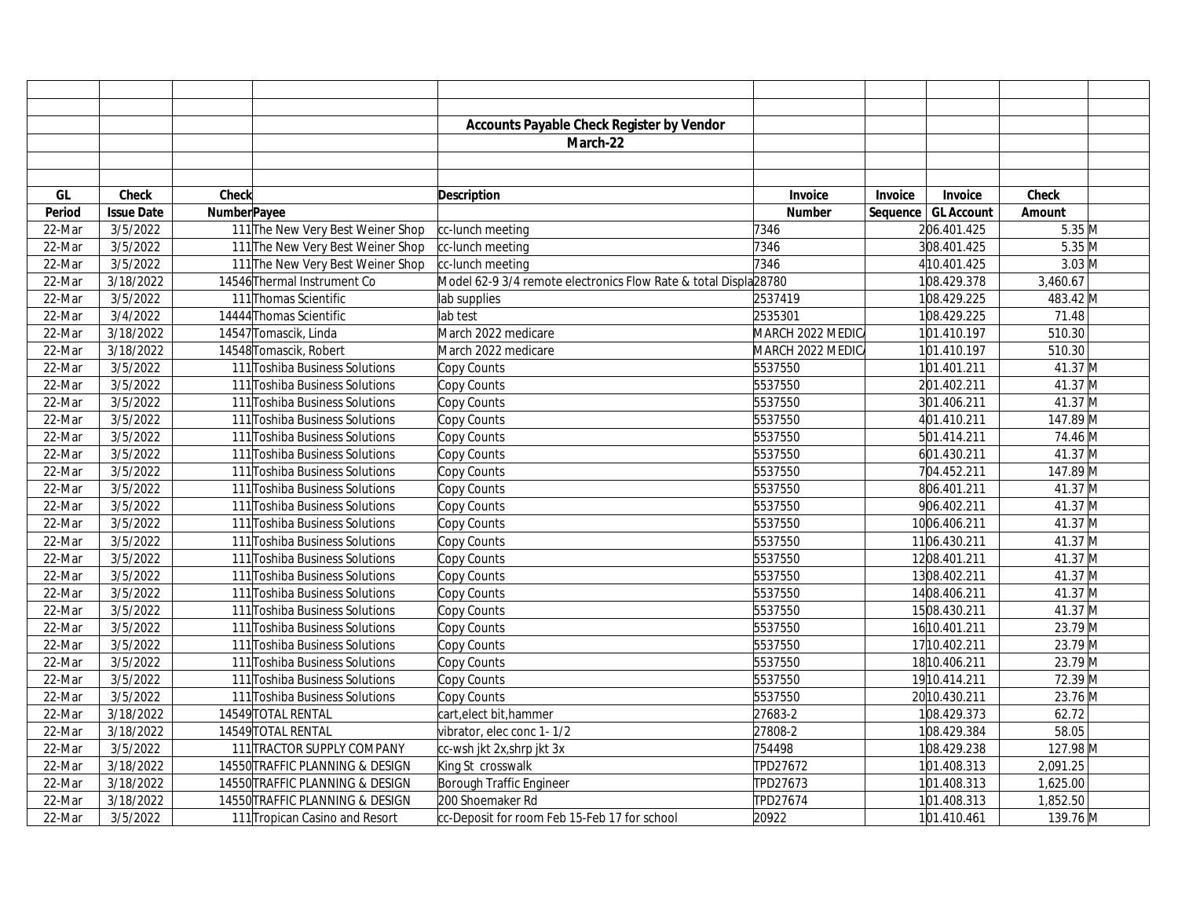**Accounts Payable Check Register by Vendor**

**March-22**

| GL Period | Check Issue Date | Check Number | Payee | Description | Invoice Number | Invoice Sequence | Invoice GL Account | Check Amount | |
|---|---|---|---|---|---|---|---|---|---|
| 22-Mar | 3/5/2022 | 111 | The New Very Best Weiner Shop | cc-lunch meeting | 7346 | 2 | 06.401.425 | 5.35 | M |
| 22-Mar | 3/5/2022 | 111 | The New Very Best Weiner Shop | cc-lunch meeting | 7346 | 3 | 08.401.425 | 5.35 | M |
| 22-Mar | 3/5/2022 | 111 | The New Very Best Weiner Shop | cc-lunch meeting | 7346 | 4 | 10.401.425 | 3.03 | M |
| 22-Mar | 3/18/2022 | 14546 | Thermal Instrument Co | Model 62-9 3/4 remote electronics Flow Rate & total Displa | 28780 | 1 | 08.429.378 | 3,460.67 | |
| 22-Mar | 3/5/2022 | 111 | Thomas Scientific | lab supplies | 2537419 | 1 | 08.429.225 | 483.42 | M |
| 22-Mar | 3/4/2022 | 14444 | Thomas Scientific | lab test | 2535301 | 1 | 08.429.225 | 71.48 | |
| 22-Mar | 3/18/2022 | 14547 | Tomascik, Linda | March 2022 medicare | MARCH 2022 MEDIC/ | 1 | 01.410.197 | 510.30 | |
| 22-Mar | 3/18/2022 | 14548 | Tomascik, Robert | March 2022 medicare | MARCH 2022 MEDIC/ | 1 | 01.410.197 | 510.30 | |
| 22-Mar | 3/5/2022 | 111 | Toshiba Business Solutions | Copy Counts | 5537550 | 1 | 01.401.211 | 41.37 | M |
| 22-Mar | 3/5/2022 | 111 | Toshiba Business Solutions | Copy Counts | 5537550 | 2 | 01.402.211 | 41.37 | M |
| 22-Mar | 3/5/2022 | 111 | Toshiba Business Solutions | Copy Counts | 5537550 | 3 | 01.406.211 | 41.37 | M |
| 22-Mar | 3/5/2022 | 111 | Toshiba Business Solutions | Copy Counts | 5537550 | 4 | 01.410.211 | 147.89 | M |
| 22-Mar | 3/5/2022 | 111 | Toshiba Business Solutions | Copy Counts | 5537550 | 5 | 01.414.211 | 74.46 | M |
| 22-Mar | 3/5/2022 | 111 | Toshiba Business Solutions | Copy Counts | 5537550 | 6 | 01.430.211 | 41.37 | M |
| 22-Mar | 3/5/2022 | 111 | Toshiba Business Solutions | Copy Counts | 5537550 | 7 | 04.452.211 | 147.89 | M |
| 22-Mar | 3/5/2022 | 111 | Toshiba Business Solutions | Copy Counts | 5537550 | 8 | 06.401.211 | 41.37 | M |
| 22-Mar | 3/5/2022 | 111 | Toshiba Business Solutions | Copy Counts | 5537550 | 9 | 06.402.211 | 41.37 | M |
| 22-Mar | 3/5/2022 | 111 | Toshiba Business Solutions | Copy Counts | 5537550 | 10 | 06.406.211 | 41.37 | M |
| 22-Mar | 3/5/2022 | 111 | Toshiba Business Solutions | Copy Counts | 5537550 | 11 | 06.430.211 | 41.37 | M |
| 22-Mar | 3/5/2022 | 111 | Toshiba Business Solutions | Copy Counts | 5537550 | 12 | 08.401.211 | 41.37 | M |
| 22-Mar | 3/5/2022 | 111 | Toshiba Business Solutions | Copy Counts | 5537550 | 13 | 08.402.211 | 41.37 | M |
| 22-Mar | 3/5/2022 | 111 | Toshiba Business Solutions | Copy Counts | 5537550 | 14 | 08.406.211 | 41.37 | M |
| 22-Mar | 3/5/2022 | 111 | Toshiba Business Solutions | Copy Counts | 5537550 | 15 | 08.430.211 | 41.37 | M |
| 22-Mar | 3/5/2022 | 111 | Toshiba Business Solutions | Copy Counts | 5537550 | 16 | 10.401.211 | 23.79 | M |
| 22-Mar | 3/5/2022 | 111 | Toshiba Business Solutions | Copy Counts | 5537550 | 17 | 10.402.211 | 23.79 | M |
| 22-Mar | 3/5/2022 | 111 | Toshiba Business Solutions | Copy Counts | 5537550 | 18 | 10.406.211 | 23.79 | M |
| 22-Mar | 3/5/2022 | 111 | Toshiba Business Solutions | Copy Counts | 5537550 | 19 | 10.414.211 | 72.39 | M |
| 22-Mar | 3/5/2022 | 111 | Toshiba Business Solutions | Copy Counts | 5537550 | 20 | 10.430.211 | 23.76 | M |
| 22-Mar | 3/18/2022 | 14549 | TOTAL RENTAL | cart,elect bit,hammer | 27683-2 | 1 | 08.429.373 | 62.72 | |
| 22-Mar | 3/18/2022 | 14549 | TOTAL RENTAL | vibrator, elec conc 1- 1/2 | 27808-2 | 1 | 08.429.384 | 58.05 | |
| 22-Mar | 3/5/2022 | 111 | TRACTOR SUPPLY COMPANY | cc-wsh jkt 2x,shrp jkt 3x | 754498 | 1 | 08.429.238 | 127.98 | M |
| 22-Mar | 3/18/2022 | 14550 | TRAFFIC PLANNING & DESIGN | King St crosswalk | TPD27672 | 1 | 01.408.313 | 2,091.25 | |
| 22-Mar | 3/18/2022 | 14550 | TRAFFIC PLANNING & DESIGN | Borough Traffic Engineer | TPD27673 | 1 | 01.408.313 | 1,625.00 | |
| 22-Mar | 3/18/2022 | 14550 | TRAFFIC PLANNING & DESIGN | 200 Shoemaker Rd | TPD27674 | 1 | 01.408.313 | 1,852.50 | |
| 22-Mar | 3/5/2022 | 111 | Tropican Casino and Resort | cc-Deposit for room Feb 15-Feb 17 for school | 20922 | 1 | 01.410.461 | 139.76 | M |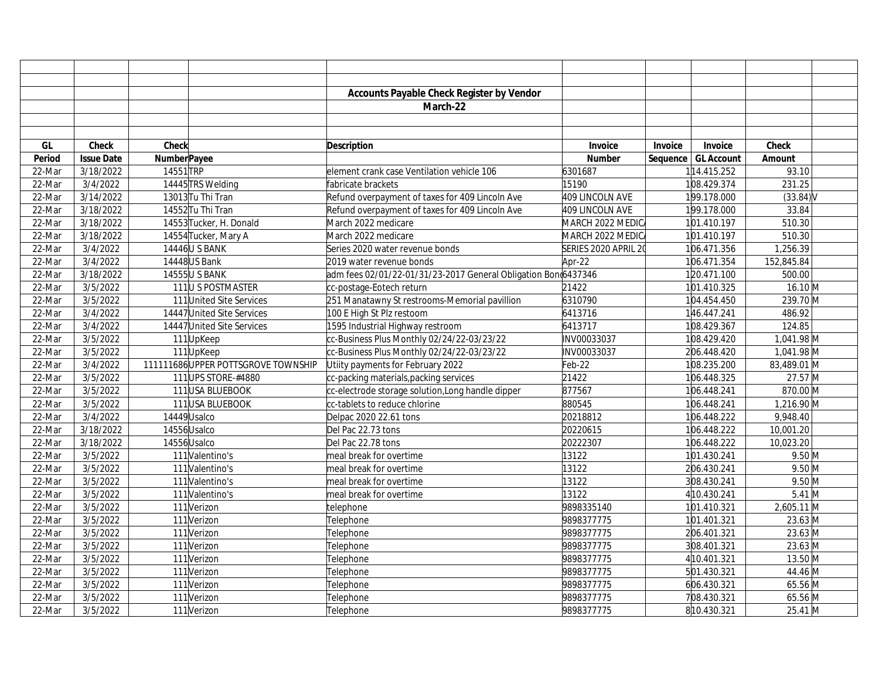## Accounts Payable Check Register by Vendor

### March-22

| GL Period | Check Issue Date | Check Number | Payee | Description | Invoice Number | Invoice Sequence | Invoice GL Account | Check Amount | |
|---|---|---|---|---|---|---|---|---|---|
| 22-Mar | 3/18/2022 | 14551 | TRP | element crank case Ventilation vehicle 106 | 6301687 | 1 | 14.415.252 | 93.10 | |
| 22-Mar | 3/4/2022 | 14445 | TRS Welding | fabricate brackets | 15190 | 1 | 08.429.374 | 231.25 | |
| 22-Mar | 3/14/2022 | 13013 | Tu Thi Tran | Refund overpayment of taxes for 409 Lincoln Ave | 409 LINCOLN AVE | 1 | 99.178.000 | (33.84) | V |
| 22-Mar | 3/18/2022 | 14552 | Tu Thi Tran | Refund overpayment of taxes for 409 Lincoln Ave | 409 LINCOLN AVE | 1 | 99.178.000 | 33.84 | |
| 22-Mar | 3/18/2022 | 14553 | Tucker, H. Donald | March 2022 medicare | MARCH 2022 MEDIC | 1 | 01.410.197 | 510.30 | |
| 22-Mar | 3/18/2022 | 14554 | Tucker, Mary A | March 2022 medicare | MARCH 2022 MEDIC | 1 | 01.410.197 | 510.30 | |
| 22-Mar | 3/4/2022 | 14446 | U S BANK | Series 2020 water revenue bonds | SERIES 2020 APRIL 2 | 1 | 06.471.356 | 1,256.39 | |
| 22-Mar | 3/4/2022 | 14448 | US Bank | 2019 water revenue bonds | Apr-22 | 1 | 06.471.354 | 152,845.84 | |
| 22-Mar | 3/18/2022 | 14555 | U S BANK | adm fees 02/01/22-01/31/23-2017 General Obligation Bond | 6437346 | 1 | 20.471.100 | 500.00 | |
| 22-Mar | 3/5/2022 | 111 | U S POSTMASTER | cc-postage-Eotech return | 21422 | 1 | 01.410.325 | 16.10 | M |
| 22-Mar | 3/5/2022 | 111 | United Site Services | 251 Manatawny St restrooms-Memorial pavillion | 6310790 | 1 | 04.454.450 | 239.70 | M |
| 22-Mar | 3/4/2022 | 14447 | United Site Services | 100 E High St Plz restoom | 6413716 | 1 | 46.447.241 | 486.92 | |
| 22-Mar | 3/4/2022 | 14447 | United Site Services | 1595 Industrial Highway restroom | 6413717 | 1 | 08.429.367 | 124.85 | |
| 22-Mar | 3/5/2022 | 111 | UpKeep | cc-Business Plus Monthly 02/24/22-03/23/22 | INV00033037 | 1 | 08.429.420 | 1,041.98 | M |
| 22-Mar | 3/5/2022 | 111 | UpKeep | cc-Business Plus Monthly 02/24/22-03/23/22 | INV00033037 | 2 | 06.448.420 | 1,041.98 | M |
| 22-Mar | 3/4/2022 | 111111686 | UPPER POTTSGROVE TOWNSHIP | Utiity payments for February 2022 | Feb-22 | 1 | 08.235.200 | 83,489.01 | M |
| 22-Mar | 3/5/2022 | 111 | UPS STORE-#4880 | cc-packing materials,packing services | 21422 | 1 | 06.448.325 | 27.57 | M |
| 22-Mar | 3/5/2022 | 111 | USA BLUEBOOK | cc-electrode storage solution,Long handle dipper | 877567 | 1 | 06.448.241 | 870.00 | M |
| 22-Mar | 3/5/2022 | 111 | USA BLUEBOOK | cc-tablets to reduce chlorine | 880545 | 1 | 06.448.241 | 1,216.90 | M |
| 22-Mar | 3/4/2022 | 14449 | Usalco | Delpac 2020 22.61 tons | 20218812 | 1 | 06.448.222 | 9,948.40 | |
| 22-Mar | 3/18/2022 | 14556 | Usalco | Del Pac 22.73 tons | 20220615 | 1 | 06.448.222 | 10,001.20 | |
| 22-Mar | 3/18/2022 | 14556 | Usalco | Del Pac 22.78 tons | 20222307 | 1 | 06.448.222 | 10,023.20 | |
| 22-Mar | 3/5/2022 | 111 | Valentino's | meal break for overtime | 13122 | 1 | 01.430.241 | 9.50 | M |
| 22-Mar | 3/5/2022 | 111 | Valentino's | meal break for overtime | 13122 | 2 | 06.430.241 | 9.50 | M |
| 22-Mar | 3/5/2022 | 111 | Valentino's | meal break for overtime | 13122 | 3 | 08.430.241 | 9.50 | M |
| 22-Mar | 3/5/2022 | 111 | Valentino's | meal break for overtime | 13122 | 4 | 10.430.241 | 5.41 | M |
| 22-Mar | 3/5/2022 | 111 | Verizon | telephone | 9898335140 | 1 | 01.410.321 | 2,605.11 | M |
| 22-Mar | 3/5/2022 | 111 | Verizon | Telephone | 9898377775 | 1 | 01.401.321 | 23.63 | M |
| 22-Mar | 3/5/2022 | 111 | Verizon | Telephone | 9898377775 | 2 | 06.401.321 | 23.63 | M |
| 22-Mar | 3/5/2022 | 111 | Verizon | Telephone | 9898377775 | 3 | 08.401.321 | 23.63 | M |
| 22-Mar | 3/5/2022 | 111 | Verizon | Telephone | 9898377775 | 4 | 10.401.321 | 13.50 | M |
| 22-Mar | 3/5/2022 | 111 | Verizon | Telephone | 9898377775 | 5 | 01.430.321 | 44.46 | M |
| 22-Mar | 3/5/2022 | 111 | Verizon | Telephone | 9898377775 | 6 | 06.430.321 | 65.56 | M |
| 22-Mar | 3/5/2022 | 111 | Verizon | Telephone | 9898377775 | 7 | 08.430.321 | 65.56 | M |
| 22-Mar | 3/5/2022 | 111 | Verizon | Telephone | 9898377775 | 8 | 10.430.321 | 25.41 | M |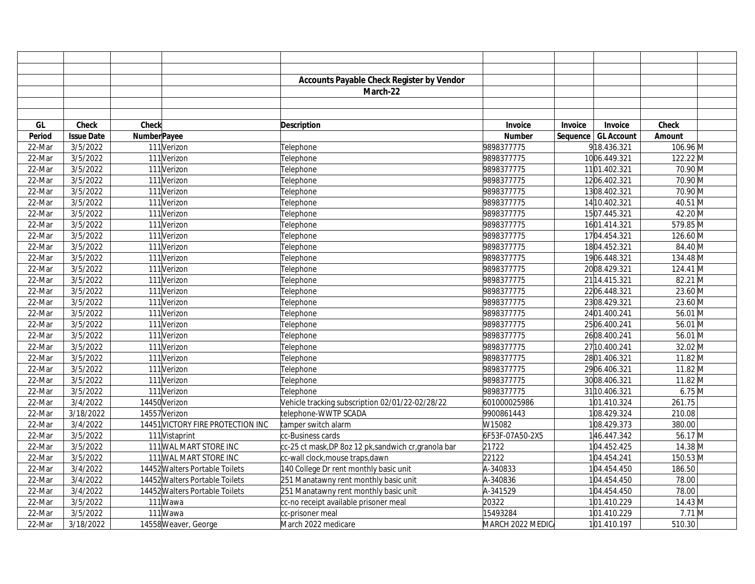**Accounts Payable Check Register by Vendor**

**March-22**

| GL Period | Check Issue Date | Check Number | Payee | Description | Invoice Number | Invoice Sequence | Invoice GL Account | Check Amount | |
|---|---|---|---|---|---|---|---|---|---|
| 22-Mar | 3/5/2022 | 111 | Verizon | Telephone | 9898377775 | 9 | 18.436.321 | 106.96 | M |
| 22-Mar | 3/5/2022 | 111 | Verizon | Telephone | 9898377775 | 10 | 06.449.321 | 122.22 | M |
| 22-Mar | 3/5/2022 | 111 | Verizon | Telephone | 9898377775 | 11 | 01.402.321 | 70.90 | M |
| 22-Mar | 3/5/2022 | 111 | Verizon | Telephone | 9898377775 | 12 | 06.402.321 | 70.90 | M |
| 22-Mar | 3/5/2022 | 111 | Verizon | Telephone | 9898377775 | 13 | 08.402.321 | 70.90 | M |
| 22-Mar | 3/5/2022 | 111 | Verizon | Telephone | 9898377775 | 14 | 10.402.321 | 40.51 | M |
| 22-Mar | 3/5/2022 | 111 | Verizon | Telephone | 9898377775 | 15 | 07.445.321 | 42.20 | M |
| 22-Mar | 3/5/2022 | 111 | Verizon | Telephone | 9898377775 | 16 | 01.414.321 | 579.85 | M |
| 22-Mar | 3/5/2022 | 111 | Verizon | Telephone | 9898377775 | 17 | 04.454.321 | 126.60 | M |
| 22-Mar | 3/5/2022 | 111 | Verizon | Telephone | 9898377775 | 18 | 04.452.321 | 84.40 | M |
| 22-Mar | 3/5/2022 | 111 | Verizon | Telephone | 9898377775 | 19 | 06.448.321 | 134.48 | M |
| 22-Mar | 3/5/2022 | 111 | Verizon | Telephone | 9898377775 | 20 | 08.429.321 | 124.41 | M |
| 22-Mar | 3/5/2022 | 111 | Verizon | Telephone | 9898377775 | 21 | 14.415.321 | 82.21 | M |
| 22-Mar | 3/5/2022 | 111 | Verizon | Telephone | 9898377775 | 22 | 06.448.321 | 23.60 | M |
| 22-Mar | 3/5/2022 | 111 | Verizon | Telephone | 9898377775 | 23 | 08.429.321 | 23.60 | M |
| 22-Mar | 3/5/2022 | 111 | Verizon | Telephone | 9898377775 | 24 | 01.400.241 | 56.01 | M |
| 22-Mar | 3/5/2022 | 111 | Verizon | Telephone | 9898377775 | 25 | 06.400.241 | 56.01 | M |
| 22-Mar | 3/5/2022 | 111 | Verizon | Telephone | 9898377775 | 26 | 08.400.241 | 56.01 | M |
| 22-Mar | 3/5/2022 | 111 | Verizon | Telephone | 9898377775 | 27 | 10.400.241 | 32.02 | M |
| 22-Mar | 3/5/2022 | 111 | Verizon | Telephone | 9898377775 | 28 | 01.406.321 | 11.82 | M |
| 22-Mar | 3/5/2022 | 111 | Verizon | Telephone | 9898377775 | 29 | 06.406.321 | 11.82 | M |
| 22-Mar | 3/5/2022 | 111 | Verizon | Telephone | 9898377775 | 30 | 08.406.321 | 11.82 | M |
| 22-Mar | 3/5/2022 | 111 | Verizon | Telephone | 9898377775 | 31 | 10.406.321 | 6.75 | M |
| 22-Mar | 3/4/2022 | 14450 | Verizon | Vehicle tracking subscription 02/01/22-02/28/22 | 601000025986 | 1 | 01.410.324 | 261.75 | |
| 22-Mar | 3/18/2022 | 14557 | Verizon | telephone-WWTP SCADA | 9900861443 | 1 | 08.429.324 | 210.08 | |
| 22-Mar | 3/4/2022 | 14451 | VICTORY FIRE PROTECTION INC | tamper switch alarm | W15082 | 1 | 08.429.373 | 380.00 | |
| 22-Mar | 3/5/2022 | 111 | Vistaprint | cc-Business cards | 6F53F-07A50-2X5 | 1 | 46.447.342 | 56.17 | M |
| 22-Mar | 3/5/2022 | 111 | WAL MART STORE INC | cc-25 ct mask,DP 8oz 12 pk,sandwich cr,granola bar | 21722 | 1 | 04.452.425 | 14.38 | M |
| 22-Mar | 3/5/2022 | 111 | WAL MART STORE INC | cc-wall clock,mouse traps,dawn | 22122 | 1 | 04.454.241 | 150.53 | M |
| 22-Mar | 3/4/2022 | 14452 | Walters Portable Toilets | 140 College Dr rent monthly basic unit | A-340833 | 1 | 04.454.450 | 186.50 | |
| 22-Mar | 3/4/2022 | 14452 | Walters Portable Toilets | 251 Manatawny rent monthly basic unit | A-340836 | 1 | 04.454.450 | 78.00 | |
| 22-Mar | 3/4/2022 | 14452 | Walters Portable Toilets | 251 Manatawny rent monthly basic unit | A-341529 | 1 | 04.454.450 | 78.00 | |
| 22-Mar | 3/5/2022 | 111 | Wawa | cc-no receipt available prisoner meal | 20322 | 1 | 01.410.229 | 14.43 | M |
| 22-Mar | 3/5/2022 | 111 | Wawa | cc-prisoner meal | 15493284 | 1 | 01.410.229 | 7.71 | M |
| 22-Mar | 3/18/2022 | 14558 | Weaver, George | March 2022 medicare | MARCH 2022 MEDIC/ | 1 | 01.410.197 | 510.30 | |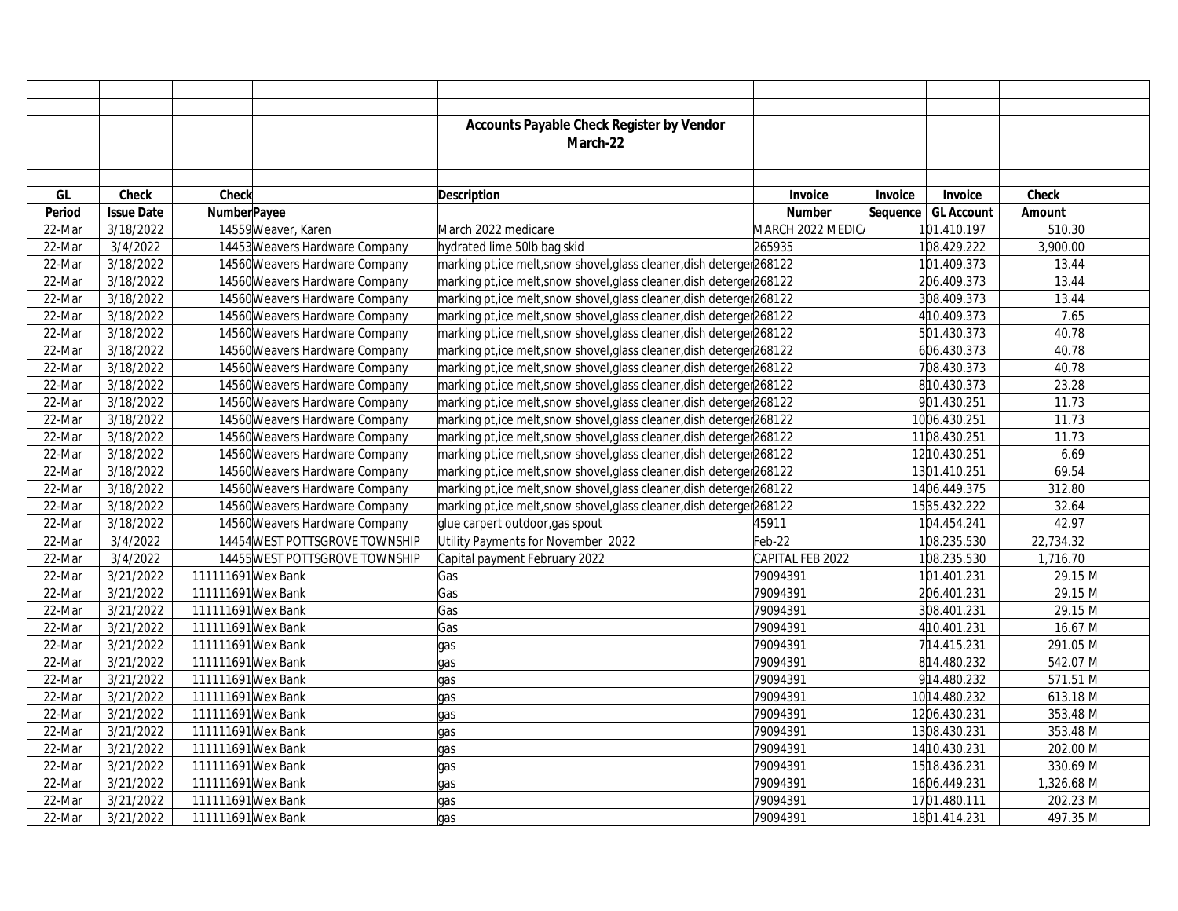# Accounts Payable Check Register by Vendor

## March-22

| GL Period | Check Issue Date | Check Number | Payee | Description | Invoice Number | Invoice Sequence | Invoice GL Account | Check Amount | |
|---|---|---|---|---|---|---|---|---|---|
| 22-Mar | 3/18/2022 | 14559 | Weaver, Karen | March 2022 medicare | MARCH 2022 MEDIC/ | 1 | 01.410.197 | 510.30 | |
| 22-Mar | 3/4/2022 | 14453 | Weavers Hardware Company | hydrated lime 50lb bag skid | 265935 | 1 | 08.429.222 | 3,900.00 | |
| 22-Mar | 3/18/2022 | 14560 | Weavers Hardware Company | marking pt,ice melt,snow shovel,glass cleaner,dish deterger | 268122 | 1 | 01.409.373 | 13.44 | |
| 22-Mar | 3/18/2022 | 14560 | Weavers Hardware Company | marking pt,ice melt,snow shovel,glass cleaner,dish deterger | 268122 | 2 | 06.409.373 | 13.44 | |
| 22-Mar | 3/18/2022 | 14560 | Weavers Hardware Company | marking pt,ice melt,snow shovel,glass cleaner,dish deterger | 268122 | 3 | 08.409.373 | 13.44 | |
| 22-Mar | 3/18/2022 | 14560 | Weavers Hardware Company | marking pt,ice melt,snow shovel,glass cleaner,dish deterger | 268122 | 4 | 10.409.373 | 7.65 | |
| 22-Mar | 3/18/2022 | 14560 | Weavers Hardware Company | marking pt,ice melt,snow shovel,glass cleaner,dish deterger | 268122 | 5 | 01.430.373 | 40.78 | |
| 22-Mar | 3/18/2022 | 14560 | Weavers Hardware Company | marking pt,ice melt,snow shovel,glass cleaner,dish deterger | 268122 | 6 | 06.430.373 | 40.78 | |
| 22-Mar | 3/18/2022 | 14560 | Weavers Hardware Company | marking pt,ice melt,snow shovel,glass cleaner,dish deterger | 268122 | 7 | 08.430.373 | 40.78 | |
| 22-Mar | 3/18/2022 | 14560 | Weavers Hardware Company | marking pt,ice melt,snow shovel,glass cleaner,dish deterger | 268122 | 8 | 10.430.373 | 23.28 | |
| 22-Mar | 3/18/2022 | 14560 | Weavers Hardware Company | marking pt,ice melt,snow shovel,glass cleaner,dish deterger | 268122 | 9 | 01.430.251 | 11.73 | |
| 22-Mar | 3/18/2022 | 14560 | Weavers Hardware Company | marking pt,ice melt,snow shovel,glass cleaner,dish deterger | 268122 | 10 | 06.430.251 | 11.73 | |
| 22-Mar | 3/18/2022 | 14560 | Weavers Hardware Company | marking pt,ice melt,snow shovel,glass cleaner,dish deterger | 268122 | 11 | 08.430.251 | 11.73 | |
| 22-Mar | 3/18/2022 | 14560 | Weavers Hardware Company | marking pt,ice melt,snow shovel,glass cleaner,dish deterger | 268122 | 12 | 10.430.251 | 6.69 | |
| 22-Mar | 3/18/2022 | 14560 | Weavers Hardware Company | marking pt,ice melt,snow shovel,glass cleaner,dish deterger | 268122 | 13 | 01.410.251 | 69.54 | |
| 22-Mar | 3/18/2022 | 14560 | Weavers Hardware Company | marking pt,ice melt,snow shovel,glass cleaner,dish deterger | 268122 | 14 | 06.449.375 | 312.80 | |
| 22-Mar | 3/18/2022 | 14560 | Weavers Hardware Company | marking pt,ice melt,snow shovel,glass cleaner,dish deterger | 268122 | 15 | 35.432.222 | 32.64 | |
| 22-Mar | 3/18/2022 | 14560 | Weavers Hardware Company | glue carpert outdoor,gas spout | 45911 | 1 | 04.454.241 | 42.97 | |
| 22-Mar | 3/4/2022 | 14454 | WEST POTTSGROVE TOWNSHIP | Utility Payments for November 2022 | Feb-22 | 1 | 08.235.530 | 22,734.32 | |
| 22-Mar | 3/4/2022 | 14455 | WEST POTTSGROVE TOWNSHIP | Capital payment February 2022 | CAPITAL FEB 2022 | 1 | 08.235.530 | 1,716.70 | |
| 22-Mar | 3/21/2022 | 111111691 | Wex Bank | Gas | 79094391 | 1 | 01.401.231 | 29.15 | M |
| 22-Mar | 3/21/2022 | 111111691 | Wex Bank | Gas | 79094391 | 2 | 06.401.231 | 29.15 | M |
| 22-Mar | 3/21/2022 | 111111691 | Wex Bank | Gas | 79094391 | 3 | 08.401.231 | 29.15 | M |
| 22-Mar | 3/21/2022 | 111111691 | Wex Bank | Gas | 79094391 | 4 | 10.401.231 | 16.67 | M |
| 22-Mar | 3/21/2022 | 111111691 | Wex Bank | gas | 79094391 | 7 | 14.415.231 | 291.05 | M |
| 22-Mar | 3/21/2022 | 111111691 | Wex Bank | gas | 79094391 | 8 | 14.480.232 | 542.07 | M |
| 22-Mar | 3/21/2022 | 111111691 | Wex Bank | gas | 79094391 | 9 | 14.480.232 | 571.51 | M |
| 22-Mar | 3/21/2022 | 111111691 | Wex Bank | gas | 79094391 | 10 | 14.480.232 | 613.18 | M |
| 22-Mar | 3/21/2022 | 111111691 | Wex Bank | gas | 79094391 | 12 | 06.430.231 | 353.48 | M |
| 22-Mar | 3/21/2022 | 111111691 | Wex Bank | gas | 79094391 | 13 | 08.430.231 | 353.48 | M |
| 22-Mar | 3/21/2022 | 111111691 | Wex Bank | gas | 79094391 | 14 | 10.430.231 | 202.00 | M |
| 22-Mar | 3/21/2022 | 111111691 | Wex Bank | gas | 79094391 | 15 | 18.436.231 | 330.69 | M |
| 22-Mar | 3/21/2022 | 111111691 | Wex Bank | gas | 79094391 | 16 | 06.449.231 | 1,326.68 | M |
| 22-Mar | 3/21/2022 | 111111691 | Wex Bank | gas | 79094391 | 17 | 01.480.111 | 202.23 | M |
| 22-Mar | 3/21/2022 | 111111691 | Wex Bank | gas | 79094391 | 18 | 01.414.231 | 497.35 | M |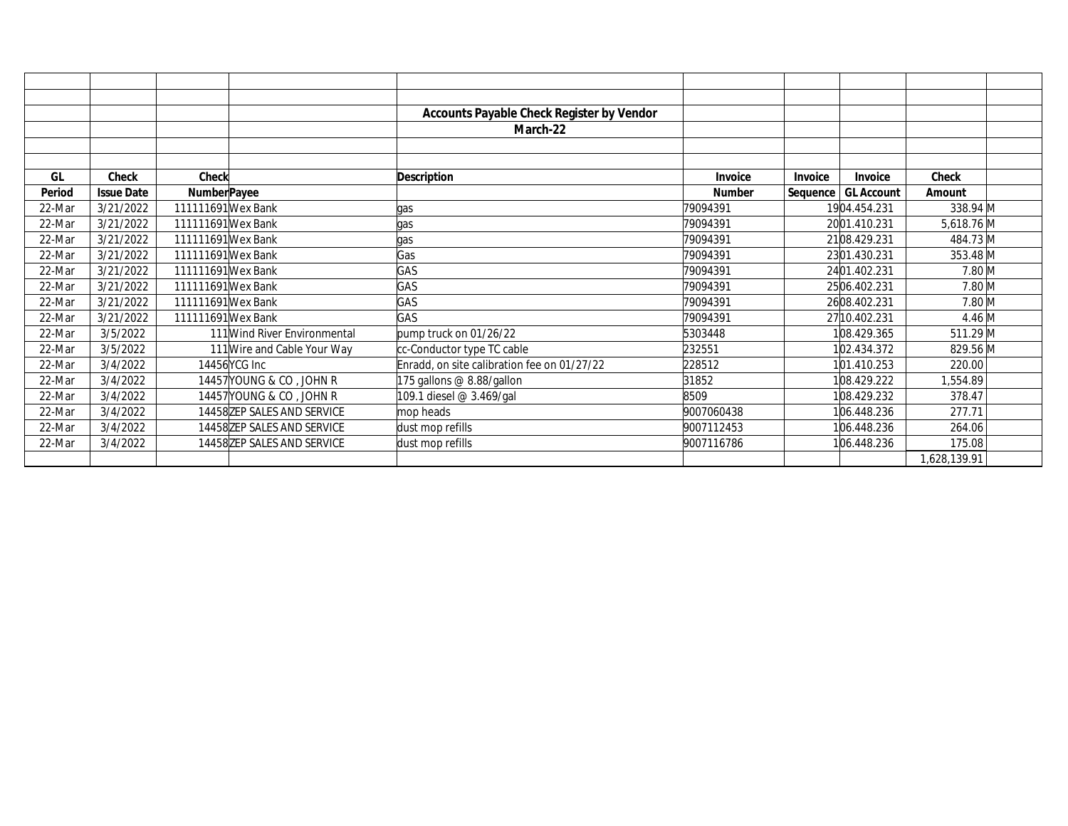**Accounts Payable Check Register by Vendor**

**March-22**

| GL Period | Check Issue Date | Check Number | Payee | Description | Invoice Number | Invoice Sequence | Invoice GL Account | Check Amount | |
|---|---|---|---|---|---|---|---|---|---|
| 22-Mar | 3/21/2022 | 111111691 | Wex Bank | gas | 79094391 | 19 | 04.454.231 | 338.94 | M |
| 22-Mar | 3/21/2022 | 111111691 | Wex Bank | gas | 79094391 | 20 | 01.410.231 | 5,618.76 | M |
| 22-Mar | 3/21/2022 | 111111691 | Wex Bank | gas | 79094391 | 21 | 08.429.231 | 484.73 | M |
| 22-Mar | 3/21/2022 | 111111691 | Wex Bank | Gas | 79094391 | 23 | 01.430.231 | 353.48 | M |
| 22-Mar | 3/21/2022 | 111111691 | Wex Bank | GAS | 79094391 | 24 | 01.402.231 | 7.80 | M |
| 22-Mar | 3/21/2022 | 111111691 | Wex Bank | GAS | 79094391 | 25 | 06.402.231 | 7.80 | M |
| 22-Mar | 3/21/2022 | 111111691 | Wex Bank | GAS | 79094391 | 26 | 08.402.231 | 7.80 | M |
| 22-Mar | 3/21/2022 | 111111691 | Wex Bank | GAS | 79094391 | 27 | 10.402.231 | 4.46 | M |
| 22-Mar | 3/5/2022 | 111 | Wind River Environmental | pump truck on 01/26/22 | 5303448 | 1 | 08.429.365 | 511.29 | M |
| 22-Mar | 3/5/2022 | 111 | Wire and Cable Your Way | cc-Conductor type TC cable | 232551 | 1 | 02.434.372 | 829.56 | M |
| 22-Mar | 3/4/2022 | 14456 | YCG Inc | Enradd, on site calibration fee on 01/27/22 | 228512 | 1 | 01.410.253 | 220.00 | |
| 22-Mar | 3/4/2022 | 14457 | YOUNG & CO , JOHN R | 175 gallons @ 8.88/gallon | 31852 | 1 | 08.429.222 | 1,554.89 | |
| 22-Mar | 3/4/2022 | 14457 | YOUNG & CO , JOHN R | 109.1 diesel @ 3.469/gal | 8509 | 1 | 08.429.232 | 378.47 | |
| 22-Mar | 3/4/2022 | 14458 | ZEP SALES AND SERVICE | mop heads | 9007060438 | 1 | 06.448.236 | 277.71 | |
| 22-Mar | 3/4/2022 | 14458 | ZEP SALES AND SERVICE | dust mop refills | 9007112453 | 1 | 06.448.236 | 264.06 | |
| 22-Mar | 3/4/2022 | 14458 | ZEP SALES AND SERVICE | dust mop refills | 9007116786 | 1 | 06.448.236 | 175.08 | |
| | | | | | | | | 1,628,139.91 | |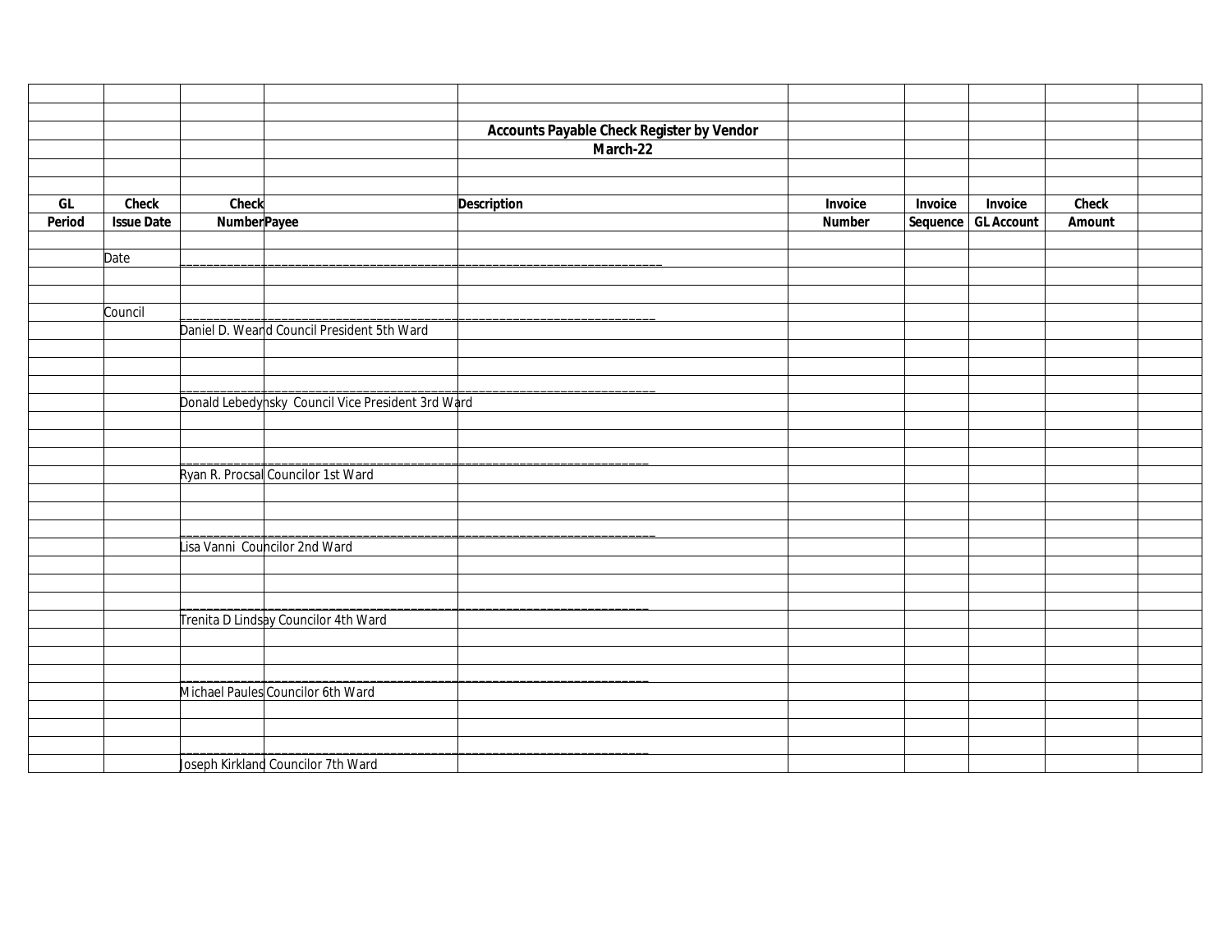**Accounts Payable Check Register by Vendor**

**March-22**

| GL Period | Check Issue Date | Check Number | Payee | Description | Invoice Number | Invoice Sequence | Invoice GL Account | Check Amount |
|---|---|---|---|---|---|---|---|---|
| | Date | ________________________________________________________________________________ | | | | | | |
| | Council | ________________________________________________________________________________ | | | | | | |
| | | Daniel D. Weand Council President 5th Ward | | | | | | |
| | | ________________________________________________________________________________ | | | | | | |
| | | Donald Lebedynsky Council Vice President 3rd Ward | | | | | | |
| | | ________________________________________________________________________________ | | | | | | |
| | | Ryan R. Procsal Councilor 1st Ward | | | | | | |
| | | ________________________________________________________________________________ | | | | | | |
| | | Lisa Vanni Councilor 2nd Ward | | | | | | |
| | | ________________________________________________________________________________ | | | | | | |
| | | Trenita D Lindsay Councilor 4th Ward | | | | | | |
| | | ________________________________________________________________________________ | | | | | | |
| | | Michael Paules Councilor 6th Ward | | | | | | |
| | | ________________________________________________________________________________ | | | | | | |
| | | Joseph Kirkland Councilor 7th Ward | | | | | | |